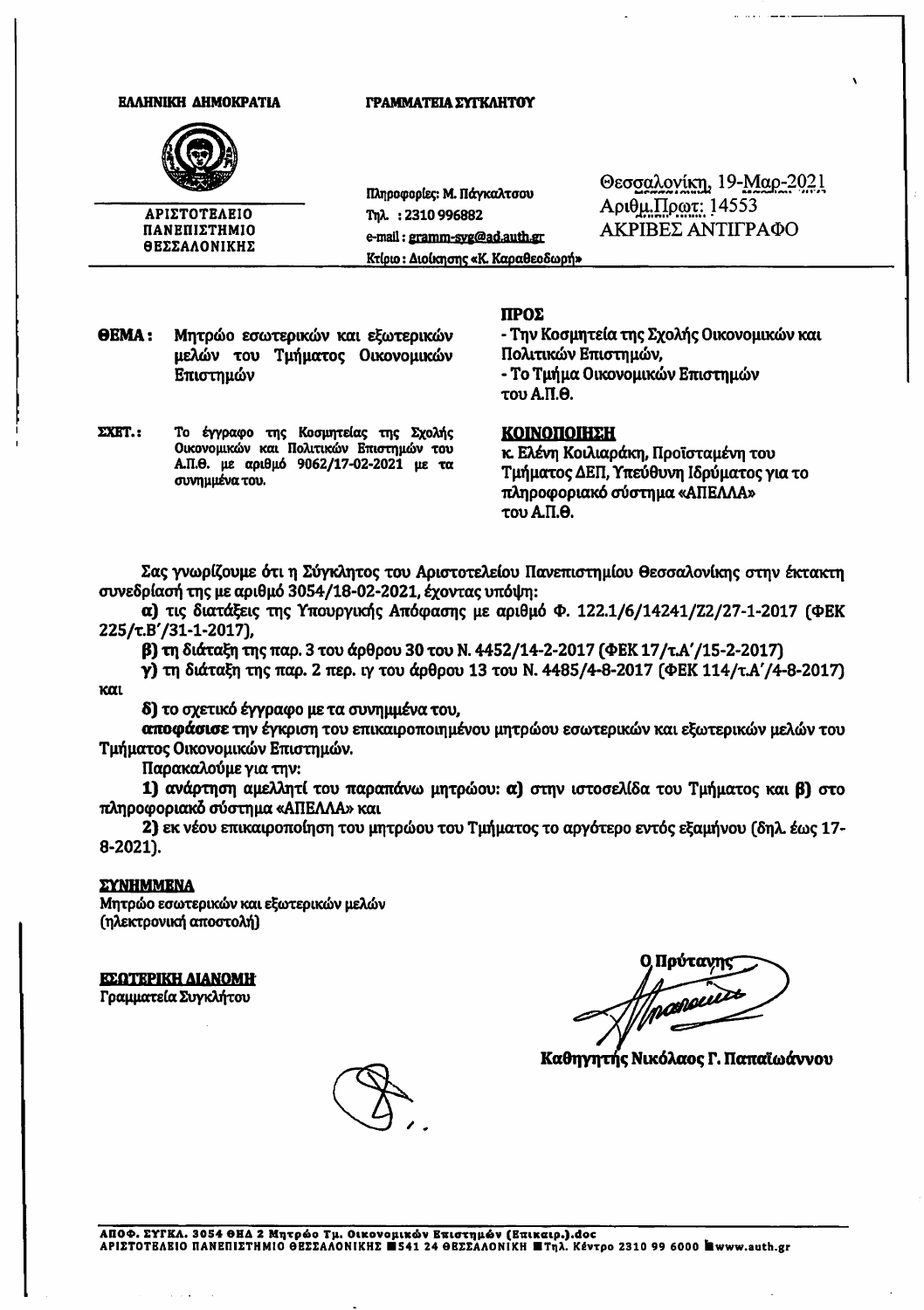**ΕΛΛΗΝΙΚΗ ΔΗΜΟΚΡΑΤΙΑ**

**ΑΡΙΣΤΟΤΕΛΕΙΟ ΠΑΝΕΠΙΣΤΗΜΙΟ ΘΕΣΣΑΛΟΝΙΚΗΣ**

**ΓΡΑΜΜΑΤΕΙΑ ΣΥΓΚΛΗΤΟΥ**

Πληροφορίες: Μ. Πάγκαλτσου
Τηλ. : 2310 996882
e-mail : gramm-syg@ad.auth.gr
Κτίριο : Διοίκησης «Κ. Καραθεοδωρή»

Θεσσαλονίκη, 19-Μαρ-2021
Αριθμ.Πρωτ: 14553
ΑΚΡΙΒΕΣ ΑΝΤΙΓΡΑΦΟ

**ΘΕΜΑ:** Μητρώο εσωτερικών και εξωτερικών μελών του Τμήματος Οικονομικών Επιστημών

**ΣΧΕΤ.:** Το έγγραφο της Κοσμητείας της Σχολής Οικονομικών και Πολιτικών Επιστημών του Α.Π.Θ. με αριθμό 9062/17-02-2021 με τα συνημμένα του.

**ΠΡΟΣ**
- Την Κοσμητεία της Σχολής Οικονομικών και Πολιτικών Επιστημών,
- Το Τμήμα Οικονομικών Επιστημών του Α.Π.Θ.

**ΚΟΙΝΟΠΟΙΗΣΗ**
κ. Ελένη Κοιλιαράκη, Προϊσταμένη του Τμήματος ΔΕΠ, Υπεύθυνη Ιδρύματος για το πληροφοριακό σύστημα «ΑΠΕΛΛΑ» του Α.Π.Θ.

Σας γνωρίζουμε ότι η Σύγκλητος του Αριστοτελείου Πανεπιστημίου Θεσσαλονίκης στην έκτακτη συνεδρίασή της με αριθμό 3054/18-02-2021, έχοντας υπόψη:

**α)** τις διατάξεις της Υπουργικής Απόφασης με αριθμό Φ. 122.1/6/14241/Ζ2/27-1-2017 (ΦΕΚ 225/τ.Β'/31-1-2017),

**β)** τη διάταξη της παρ. 3 του άρθρου 30 του Ν. 4452/14-2-2017 (ΦΕΚ 17/τ.Α'/15-2-2017)

**γ)** τη διάταξη της παρ. 2 περ. ιγ του άρθρου 13 του Ν. 4485/4-8-2017 (ΦΕΚ 114/τ.Α'/4-8-2017) και

**δ)** το σχετικό έγγραφο με τα συνημμένα του,

**αποφάσισε** την έγκριση του επικαιροποιημένου μητρώου εσωτερικών και εξωτερικών μελών του Τμήματος Οικονομικών Επιστημών.

Παρακαλούμε για την:

**1)** ανάρτηση αμελλητί του παραπάνω μητρώου: **α)** στην ιστοσελίδα του Τμήματος και **β)** στο πληροφοριακό σύστημα «ΑΠΕΛΛΑ» και

**2)** εκ νέου επικαιροποίηση του μητρώου του Τμήματος το αργότερο εντός εξαμήνου (δηλ. έως 17-8-2021).

**ΣΥΝΗΜΜΕΝΑ**
Μητρώο εσωτερικών και εξωτερικών μελών
(ηλεκτρονική αποστολή)

**ΕΣΩΤΕΡΙΚΗ ΔΙΑΝΟΜΗ**
Γραμματεία Συγκλήτου

**Ο Πρύτανης**

**Καθηγητής Νικόλαος Γ. Παπαϊωάννου**

ΑΠΟΦ. ΣΥΓΚΛ. 3054 ΘΗΔ 2 Μητρώο Τμ. Οικονομικών Επιστημών (Επικαιρ.).doc
ΑΡΙΣΤΟΤΕΛΕΙΟ ΠΑΝΕΠΙΣΤΗΜΙΟ ΘΕΣΣΑΛΟΝΙΚΗΣ ■541 24 ΘΕΣΣΑΛΟΝΙΚΗ ■Τηλ. Κέντρο 2310 99 6000 ■www.auth.gr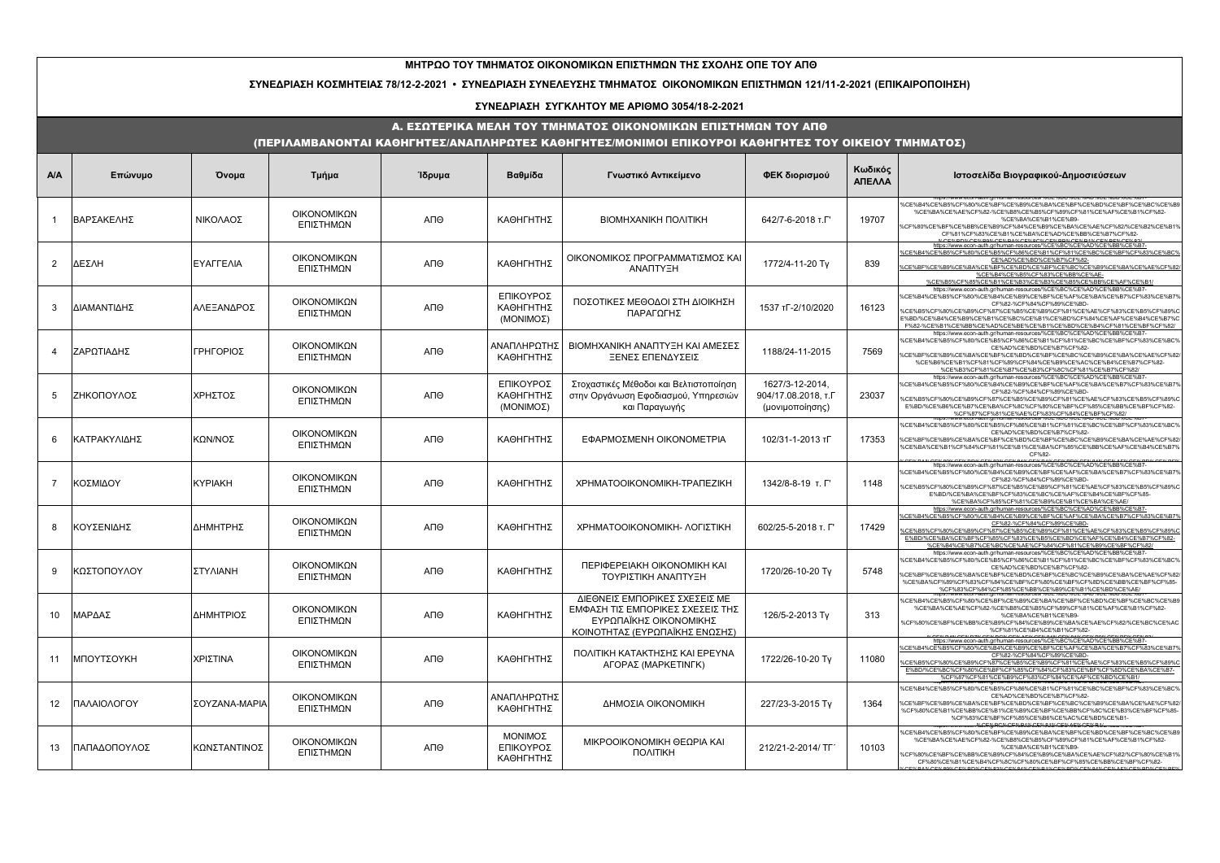**ΜΗΤΡΩΟ ΤΟΥ ΤΜΗΜΑΤΟΣ ΟΙΚΟΝΟΜΙΚΩΝ ΕΠΙΣΤΗΜΩΝ ΤΗΣ ΣΧΟΛΗΣ ΟΠΕ ΤΟΥ ΑΠΘ**

**ΣΥΝΕΔΡΙΑΣΗ ΚΟΣΜΗΤΕΙΑΣ 78/12-2-2021 • ΣΥΝΕΔΡΙΑΣΗ ΣΥΝΕΛΕΥΣΗΣ ΤΜΗΜΑΤΟΣ ΟΙΚΟΝΟΜΙΚΩΝ ΕΠΙΣΤΗΜΩΝ 121/11-2-2021 (ΕΠΙΚΑΙΡΟΠΟΙΗΣΗ)**

**ΣΥΝΕΔΡΙΑΣΗ ΣΥΓΚΛΗΤΟΥ ΜΕ ΑΡΙΘΜΟ 3054/18-2-2021**

**Α. ΕΣΩΤΕΡΙΚΑ ΜΕΛΗ ΤΟΥ ΤΜΗΜΑΤΟΣ ΟΙΚΟΝΟΜΙΚΩΝ ΕΠΙΣΤΗΜΩΝ ΤΟΥ ΑΠΘ**
**(ΠΕΡΙΛΑΜΒΑΝΟΝΤΑΙ ΚΑΘΗΓΗΤΕΣ/ΑΝΑΠΛΗΡΩΤΕΣ ΚΑΘΗΓΗΤΕΣ/ΜΟΝΙΜΟΙ ΕΠΙΚΟΥΡΟΙ ΚΑΘΗΓΗΤΕΣ ΤΟΥ ΟΙΚΕΙΟΥ ΤΜΗΜΑΤΟΣ)**

| Α/Α | Επώνυμο | Όνομα | Τμήμα | Ίδρυμα | Βαθμίδα | Γνωστικό Αντικείμενο | ΦΕΚ διορισμού | Κωδικός ΑΠΕΛΛΑ | Ιστοσελίδα Βιογραφικού-Δημοσιεύσεων |
|---|---|---|---|---|---|---|---|---|---|
| 1 | ΒΑΡΣΑΚΕΛΗΣ | ΝΙΚΟΛΑΟΣ | ΟΙΚΟΝΟΜΙΚΩΝ ΕΠΙΣΤΗΜΩΝ | ΑΠΘ | ΚΑΘΗΓΗΤΗΣ | ΒΙΟΜΗΧΑΝΙΚΗ ΠΟΛΙΤΙΚΗ | 642/7-6-2018 τ.Γ' | 19707 | https://www.econ-auth.gr/human-resources/%CE%BC%CE%AD%CE%BB%CE%B7-%CE%B4%CE%B5%CF%80/%CE%B9%CE%BA%CE%BF%CE%BD%CE%BF%CE%BC%CE%B9%CE%BA%CE%AE%CF%82-%CE%B8%CE%B5%CF%89%CF%81%CE%AF%CE%B1%CF%82-%CE%BA%CE%B1%CE%B9-%CF%80%CE%BF%CE%BB%CE%B9%CF%84%CE%B9%CE%BA%CE%AE%CF%82/%CE%B2%CE%B1%CF%81%CF%83%CE%B1%CE%BA%CE%AD%CE%BB%CE%B7%CF%82- |
| 2 | ΔΕΣΛΗ | ΕΥΑΓΓΕΛΙΑ | ΟΙΚΟΝΟΜΙΚΩΝ ΕΠΙΣΤΗΜΩΝ | ΑΠΘ | ΚΑΘΗΓΗΤΗΣ | ΟΙΚΟΝΟΜΙΚΟΣ ΠΡΟΓΡΑΜΜΑΤΙΣΜΟΣ ΚΑΙ ΑΝΑΠΤΥΞΗ | 1772/4-11-20 Τγ | 839 | https://www.econ-auth.gr/human-resources/%CE%BC%CE%AD%CE%BB%CE%B7-%CE%B4%CE%B5%CF%80/%CE%B5%CF%86%CE%B1%CF%81%CE%BC%CE%BF%CF%83%CE%BC%CE%AD%CE%BD%CE%B7%CF%82-%CE%BF%CE%B9%CE%BA%CE%BF%CE%BD%CE%BF%CE%BC%CE%B9%CE%BA%CE%AE%CF%82/%CE%B4%CE%B5%CF%83%CE%BB%CE%AE-%CE%B5%CF%85%CE%B1%CE%B3%CE%B3%CE%B5%CE%BB%CE%AF%CE%B1/ |
| 3 | ΔΙΑΜΑΝΤΙΔΗΣ | ΑΛΕΞΑΝΔΡΟΣ | ΟΙΚΟΝΟΜΙΚΩΝ ΕΠΙΣΤΗΜΩΝ | ΑΠΘ | ΕΠΙΚΟΥΡΟΣ ΚΑΘΗΓΗΤΗΣ (ΜΟΝΙΜΟΣ) | ΠΟΣΟΤΙΚΕΣ ΜΕΘΟΔΟΙ ΣΤΗ ΔΙΟΙΚΗΣΗ ΠΑΡΑΓΩΓΗΣ | 1537 τΓ-2/10/2020 | 16123 | https://www.econ-auth.gr/human-resources/%CE%BC%CE%AD%CE%BB%CE%B7-%CE%B4%CE%B5%CF%80/%CE%B4%CE%B9%CE%BF%CE%AF%CE%BA%CE%B7%CF%83%CE%B7%CF%82-%CF%84%CF%89%CE%BD-%CE%B5%CF%80%CE%B9%CF%87%CE%B5%CE%B9%CF%81%CE%AE%CF%83%CE%B5%CF%89%CE%BD/%CE%B4%CE%B9%CE%B1%CE%BC%CE%B1%CE%BD%CF%84%CE%AF%CE%B4%CE%B7%CF%82-%CE%B1%CE%BB%CE%AD%CE%BE%CE%B1%CE%BD%CE%B4%CF%81%CE%BF%CF%82/ |
| 4 | ΖΑΡΩΤΙΑΔΗΣ | ΓΡΗΓΟΡΙΟΣ | ΟΙΚΟΝΟΜΙΚΩΝ ΕΠΙΣΤΗΜΩΝ | ΑΠΘ | ΑΝΑΠΛΗΡΩΤΗΣ ΚΑΘΗΓΗΤΗΣ | ΒΙΟΜΗΧΑΝΙΚΗ ΑΝΑΠΤΥΞΗ ΚΑΙ ΑΜΕΣΕΣ ΞΕΝΕΣ ΕΠΕΝΔΥΣΕΙΣ | 1188/24-11-2015 | 7569 | https://www.econ-auth.gr/human-resources/%CE%BC%CE%AD%CE%BB%CE%B7-%CE%B4%CE%B5%CF%80/%CE%B5%CF%86%CE%B1%CF%81%CE%BC%CE%BF%CF%83%CE%BC%CE%AD%CE%BD%CE%B7%CF%82-%CE%BF%CE%B9%CE%BA%CE%BF%CE%BD%CE%BF%CE%BC%CE%B9%CE%BA%CE%AE%CF%82/%CE%B6%CE%B1%CF%81%CF%89%CF%84%CE%B9%CE%AC%CE%B4%CE%B7%CF%82-%CE%B3%CF%81%CE%B7%CE%B3%CF%8C%CF%81%CE%B9%CE%BF%CF%82/ |
| 5 | ΖΗΚΟΠΟΥΛΟΣ | ΧΡΗΣΤΟΣ | ΟΙΚΟΝΟΜΙΚΩΝ ΕΠΙΣΤΗΜΩΝ | ΑΠΘ | ΕΠΙΚΟΥΡΟΣ ΚΑΘΗΓΗΤΗΣ (ΜΟΝΙΜΟΣ) | Στοχαστικές Μέθοδοι και Βελτιστοποίηση στην Οργάνωση Εφοδιασμού, Υπηρεσιών και Παραγωγής | 1627/3-12-2014, 904/17.08.2018, τ.Γ (μονιμοποίησης) | 23037 | https://www.econ-auth.gr/human-resources/%CE%BC%CE%AD%CE%BB%CE%B7-%CE%B4%CE%B5%CF%80/%CE%B4%CE%B9%CE%BF%CE%AF%CE%BA%CE%B7%CF%83%CE%B7%CF%82-%CF%84%CF%89%CE%BD-%CE%B5%CF%80%CE%B9%CF%87%CE%B5%CE%B9%CF%81%CE%AE%CF%83%CE%B5%CF%89%CE%BD/%CE%B6%CE%B7%CE%BA%CF%8C%CF%80%CE%BF%CF%85%CE%BB%CE%BF%CF%82-%CF%87%CF%81%CE%AE%CF%83%CF%84%CE%BF%CF%82/ |
| 6 | ΚΑΤΡΑΚΥΛΙΔΗΣ | ΚΩΝ/ΝΟΣ | ΟΙΚΟΝΟΜΙΚΩΝ ΕΠΙΣΤΗΜΩΝ | ΑΠΘ | ΚΑΘΗΓΗΤΗΣ | ΕΦΑΡΜΟΣΜΕΝΗ ΟΙΚΟΝΟΜΕΤΡΙΑ | 102/31-1-2013 τΓ | 17353 | https://www.econ-auth.gr/human-resources/%CE%BC%CE%AD%CE%BB%CE%B7-%CE%B4%CE%B5%CF%80/%CE%B5%CF%86%CE%B1%CF%81%CE%BC%CE%BF%CF%83%CE%BC%CE%AD%CE%BD%CE%B7%CF%82-%CE%BF%CE%B9%CE%BA%CE%BF%CE%BD%CE%BF%CE%BC%CE%B9%CE%BA%CE%AE%CF%82/%CE%BA%CE%B1%CF%84%CF%81%CE%B1%CE%BA%CF%85%CE%BB%CE%AF%CE%B4%CE%B7%CF%82- |
| 7 | ΚΟΣΜΙΔΟΥ | ΚΥΡΙΑΚΗ | ΟΙΚΟΝΟΜΙΚΩΝ ΕΠΙΣΤΗΜΩΝ | ΑΠΘ | ΚΑΘΗΓΗΤΗΣ | ΧΡΗΜΑΤΟΟΙΚΟΝΟΜΙΚΗ-ΤΡΑΠΕΖΙΚΗ | 1342/8-8-19 τ. Γ' | 1148 | https://www.econ-auth.gr/human-resources/%CE%BC%CE%AD%CE%BB%CE%B7-%CE%B4%CE%B5%CF%80/%CE%B4%CE%B9%CE%BF%CE%AF%CE%BA%CE%B7%CF%83%CE%B7%CF%82-%CF%84%CF%89%CE%BD-%CE%B5%CF%80%CE%B9%CF%87%CE%B5%CE%B9%CF%81%CE%AE%CF%83%CE%B5%CF%89%CE%BD/%CE%BA%CE%BF%CF%83%CE%BC%CE%AF%CE%B4%CE%BF%CF%85-%CE%BA%CF%85%CF%81%CE%B9%CE%B1%CE%BA%CE%AE/ |
| 8 | ΚΟΥΣΕΝΙΔΗΣ | ΔΗΜΗΤΡΗΣ | ΟΙΚΟΝΟΜΙΚΩΝ ΕΠΙΣΤΗΜΩΝ | ΑΠΘ | ΚΑΘΗΓΗΤΗΣ | ΧΡΗΜΑΤΟΟΙΚΟΝΟΜΙΚΗ- ΛΟΓΙΣΤΙΚΗ | 602/25-5-2018 τ. Γ' | 17429 | https://www.econ-auth.gr/human-resources/%CE%BC%CE%AD%CE%BB%CE%B7-%CE%B4%CE%B5%CF%80/%CE%B4%CE%B9%CE%BF%CE%AF%CE%BA%CE%B7%CF%83%CE%B7%CF%82-%CF%84%CF%89%CE%BD-%CE%B5%CF%80%CE%B9%CF%87%CE%B5%CE%B9%CF%81%CE%AE%CF%83%CE%B5%CF%89%CE%BD/%CE%BA%CE%BF%CF%85%CF%83%CE%B5%CE%BD%CE%AF%CE%B4%CE%B7%CF%82-%CE%B4%CE%B7%CE%BC%CE%AE%CF%84%CF%81%CE%B9%CE%BF%CF%82/ |
| 9 | ΚΩΣΤΟΠΟΥΛΟΥ | ΣΤΥΛΙΑΝΗ | ΟΙΚΟΝΟΜΙΚΩΝ ΕΠΙΣΤΗΜΩΝ | ΑΠΘ | ΚΑΘΗΓΗΤΗΣ | ΠΕΡΙΦΕΡΕΙΑΚΗ ΟΙΚΟΝΟΜΙΚΗ ΚΑΙ ΤΟΥΡΙΣΤΙΚΗ ΑΝΑΠΤΥΞΗ | 1720/26-10-20 Τγ | 5748 | https://www.econ-auth.gr/human-resources/%CE%BC%CE%AD%CE%BB%CE%B7-%CE%B4%CE%B5%CF%80/%CE%B5%CF%86%CE%B1%CF%81%CE%BC%CE%BF%CF%83%CE%BC%CE%AD%CE%BD%CE%B7%CF%82-%CE%BF%CE%B9%CE%BA%CE%BF%CE%BD%CE%BF%CE%BC%CE%B9%CE%BA%CE%AE%CF%82/%CE%BA%CF%89%CF%83%CF%84%CF%8C%CF%80%CE%BF%CF%85%CE%BB%CE%BF%CF%85-%CF%83%CF%84%CF%85%CE%BB%CE%B9%CE%B1%CE%BD%CE%AE/ |
| 10 | ΜΑΡΔΑΣ | ΔΗΜΗΤΡΙΟΣ | ΟΙΚΟΝΟΜΙΚΩΝ ΕΠΙΣΤΗΜΩΝ | ΑΠΘ | ΚΑΘΗΓΗΤΗΣ | ΔΙΕΘΝΕΙΣ ΕΜΠΟΡΙΚΕΣ ΣΧΕΣΕΙΣ ΜΕ ΕΜΦΑΣΗ ΤΙΣ ΕΜΠΟΡΙΚΕΣ ΣΧΕΣΕΙΣ ΤΗΣ ΕΥΡΩΠΑΪΚΗΣ ΟΙΚΟΝΟΜΙΚΗΣ ΚΟΙΝΟΤΗΤΑΣ (ΕΥΡΩΠΑΪΚΗΣ ΕΝΩΣΗΣ) | 126/5-2-2013 Τγ | 313 | https://www.econ-auth.gr/human-resources/%CE%BC%CE%AD%CE%BB%CE%B7-%CE%B4%CE%B5%CF%80/%CE%BF%CE%B9%CE%BA%CE%BF%CE%BD%CE%BF%CE%BC%CE%B9%CE%BA%CE%AE%CF%82-%CE%B8%CE%B5%CF%89%CF%81%CE%AF%CE%B1%CF%82-%CE%BA%CE%B1%CE%B9-%CF%80%CE%BF%CE%BB%CE%B9%CF%84%CE%B9%CE%BA%CE%AE%CF%82/%CE%BC%CE%AC%CF%81%CE%B4%CE%B1%CF%82- |
| 11 | ΜΠΟΥΤΣΟΥΚΗ | ΧΡΙΣΤΙΝΑ | ΟΙΚΟΝΟΜΙΚΩΝ ΕΠΙΣΤΗΜΩΝ | ΑΠΘ | ΚΑΘΗΓΗΤΗΣ | ΠΟΛΙΤΙΚΗ ΚΑΤΑΚΤΗΣΗΣ ΚΑΙ ΕΡΕΥΝΑ ΑΓΟΡΑΣ (ΜΑΡΚΕΤΙΝΓΚ) | 1722/26-10-20 Τγ | 11080 | https://www.econ-auth.gr/human-resources/%CE%BC%CE%AD%CE%BB%CE%B7-%CE%B4%CE%B5%CF%80/%CE%B4%CE%B9%CE%BF%CE%AF%CE%BA%CE%B7%CF%83%CE%B7%CF%82-%CF%84%CF%89%CE%BD-%CE%B5%CF%80%CE%B9%CF%87%CE%B5%CE%B9%CF%81%CE%AE%CF%83%CE%B5%CF%89%CE%BD/%CE%BC%CF%80%CE%BF%CF%85%CF%84%CF%83%CE%BF%CF%8D%CE%BA%CE%B7-%CF%87%CF%81%CE%B9%CF%83%CF%84%CE%AF%CE%BD%CE%B1/ |
| 12 | ΠΑΛΑΙΟΛΟΓΟΥ | ΣΟΥΖΑΝΑ-ΜΑΡΙΑ | ΟΙΚΟΝΟΜΙΚΩΝ ΕΠΙΣΤΗΜΩΝ | ΑΠΘ | ΑΝΑΠΛΗΡΩΤΗΣ ΚΑΘΗΓΗΤΗΣ | ΔΗΜΟΣΙΑ ΟΙΚΟΝΟΜΙΚΗ | 227/23-3-2015 Τγ | 1364 | https://www.econ-auth.gr/human-resources/%CE%BC%CE%AD%CE%BB%CE%B7-%CE%B4%CE%B5%CF%80/%CE%B5%CF%86%CE%B1%CF%81%CE%BC%CE%BF%CF%83%CE%BC%CE%AD%CE%BD%CE%B7%CF%82-%CE%BF%CE%B9%CE%BA%CE%BF%CE%BD%CE%BF%CE%BC%CE%B9%CE%BA%CE%AE%CF%82/%CF%80%CE%B1%CE%BB%CE%B1%CE%B9%CE%BF%CE%BB%CF%8C%CE%B3%CE%BF%CF%85-%CF%83%CE%BF%CF%85%CE%B6%CE%AC%CE%BD%CE%B1- |
| 13 | ΠΑΠΑΔΟΠΟΥΛΟΣ | ΚΩΝΣΤΑΝΤΙΝΟΣ | ΟΙΚΟΝΟΜΙΚΩΝ ΕΠΙΣΤΗΜΩΝ | ΑΠΘ | ΜΟΝΙΜΟΣ ΕΠΙΚΟΥΡΟΣ ΚΑΘΗΓΗΤΗΣ | ΜΙΚΡΟΟΙΚΟΝΟΜΙΚΗ ΘΕΩΡΙΑ ΚΑΙ ΠΟΛΙΤΙΚΗ | 212/21-2-2014/ ΤΓ΄ | 10103 | https://www.econ-auth.gr/human-resources/%CE%BC%CE%AD%CE%BB%CE%B7-%CE%B4%CE%B5%CF%80/%CE%BF%CE%B9%CE%BA%CE%BF%CE%BD%CE%BF%CE%BC%CE%B9%CE%BA%CE%AE%CF%82-%CE%B8%CE%B5%CF%89%CF%81%CE%AF%CE%B1%CF%82-%CE%BA%CE%B1%CE%B9-%CF%80%CE%BF%CE%BB%CE%B9%CF%84%CE%B9%CE%BA%CE%AE%CF%82/%CF%80%CE%B1%CF%80%CE%B1%CE%B4%CF%8C%CF%80%CE%BF%CF%85%CE%BB%CE%BF%CF%82- |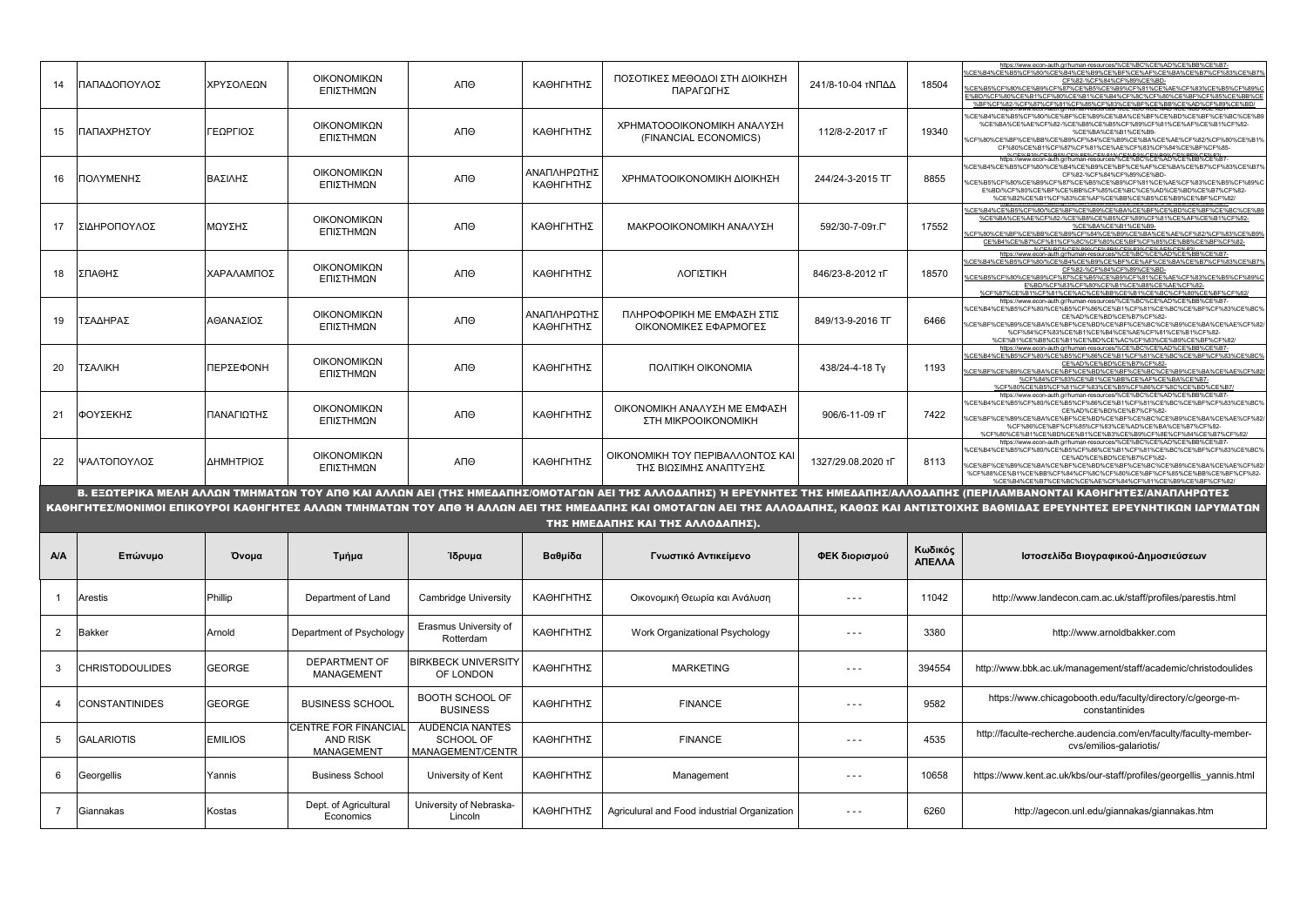| 14 | ΠΑΠΑΔΟΠΟΥΛΟΣ | ΧΡΥΣΟΛΕΩΝ | ΟΙΚΟΝΟΜΙΚΩΝ ΕΠΙΣΤΗΜΩΝ | ΑΠΘ | ΚΑΘΗΓΗΤΗΣ | ΠΟΣΟΤΙΚΕΣ ΜΕΘΟΔΟΙ ΣΤΗ ΔΙΟΙΚΗΣΗ ΠΑΡΑΓΩΓΗΣ | 241/8-10-04 τΝΠΔΔ | 18504 | https://www.econ-auth.gr/human-resources/%CE%BC%CE%AD%CE%BB%CE%B7-%CE%B4%CE%B5%CF%80/%CE%B4%CE%B9%CE%B4%CE%AC%CF%83%CE%BA%CE%BF%CE%BD%CF%84%CE%B5%CF%82-%CF%84%CF%89%CE%BD-%CE%B5%CF%80%CE%B9%CF%83%CF%84%CE%B7%CE%BC%CF%8E%CE%BD/ |
|---|---|---|---|---|---|---|---|---|---|
| 15 | ΠΑΠΑΧΡΗΣΤΟΥ | ΓΕΩΡΓΙΟΣ | ΟΙΚΟΝΟΜΙΚΩΝ ΕΠΙΣΤΗΜΩΝ | ΑΠΘ | ΚΑΘΗΓΗΤΗΣ | ΧΡΗΜΑΤΟΟΟΙΚΟΝΟΜΙΚΗ ΑΝΑΛΥΣΗ (FINANCIAL ECONOMICS) | 112/8-2-2017 τΓ | 19340 | https://www.econ-auth.gr/human-resources/%CE%BC%CE%AD%CE%BB%CE%B7-%CE%B4%CE%B5%CF%80/ |
| 16 | ΠΟΛΥΜΕΝΗΣ | ΒΑΣΙΛΗΣ | ΟΙΚΟΝΟΜΙΚΩΝ ΕΠΙΣΤΗΜΩΝ | ΑΠΘ | ΑΝΑΠΛΗΡΩΤΗΣ ΚΑΘΗΓΗΤΗΣ | ΧΡΗΜΑΤΟΟΙΚΟΝΟΜΙΚΗ ΔΙΟΙΚΗΣΗ | 244/24-3-2015 ΤΓ | 8855 | https://www.econ-auth.gr/human-resources/%CE%BC%CE%AD%CE%BB%CE%B7-%CE%B4%CE%B5%CF%80/ |
| 17 | ΣΙΔΗΡΟΠΟΥΛΟΣ | ΜΩΥΣΗΣ | ΟΙΚΟΝΟΜΙΚΩΝ ΕΠΙΣΤΗΜΩΝ | ΑΠΘ | ΚΑΘΗΓΗΤΗΣ | ΜΑΚΡΟΟΙΚΟΝΟΜΙΚΗ ΑΝΑΛΥΣΗ | 592/30-7-09τ.Γ' | 17552 | https://www.econ-auth.gr/human-resources/%CE%BC%CE%AD%CE%BB%CE%B7-%CE%B4%CE%B5%CF%80/ |
| 18 | ΣΠΑΘΗΣ | ΧΑΡΑΛΑΜΠΟΣ | ΟΙΚΟΝΟΜΙΚΩΝ ΕΠΙΣΤΗΜΩΝ | ΑΠΘ | ΚΑΘΗΓΗΤΗΣ | ΛΟΓΙΣΤΙΚΗ | 846/23-8-2012 τΓ | 18570 | https://www.econ-auth.gr/human-resources/%CE%BC%CE%AD%CE%BB%CE%B7-%CE%B4%CE%B5%CF%80/ |
| 19 | ΤΣΑΔΗΡΑΣ | ΑΘΑΝΑΣΙΟΣ | ΟΙΚΟΝΟΜΙΚΩΝ ΕΠΙΣΤΗΜΩΝ | ΑΠΘ | ΑΝΑΠΛΗΡΩΤΗΣ ΚΑΘΗΓΗΤΗΣ | ΠΛΗΡΟΦΟΡΙΚΗ ΜΕ ΕΜΦΑΣΗ ΣΤΙΣ ΟΙΚΟΝΟΜΙΚΕΣ ΕΦΑΡΜΟΓΕΣ | 849/13-9-2016 ΤΓ | 6466 | https://www.econ-auth.gr/human-resources/%CE%BC%CE%AD%CE%BB%CE%B7-%CE%B4%CE%B5%CF%80/ |
| 20 | ΤΣΑΛΙΚΗ | ΠΕΡΣΕΦΟΝΗ | ΟΙΚΟΝΟΜΙΚΩΝ ΕΠΙΣΤΗΜΩΝ | ΑΠΘ | ΚΑΘΗΓΗΤΗΣ | ΠΟΛΙΤΙΚΗ ΟΙΚΟΝΟΜΙΑ | 438/24-4-18 Τγ | 1193 | https://www.econ-auth.gr/human-resources/%CE%BC%CE%AD%CE%BB%CE%B7-%CE%B4%CE%B5%CF%80/ |
| 21 | ΦΟΥΣΕΚΗΣ | ΠΑΝΑΓΙΩΤΗΣ | ΟΙΚΟΝΟΜΙΚΩΝ ΕΠΙΣΤΗΜΩΝ | ΑΠΘ | ΚΑΘΗΓΗΤΗΣ | ΟΙΚΟΝΟΜΙΚΗ ΑΝΑΛΥΣΗ ΜΕ ΕΜΦΑΣΗ ΣΤΗ ΜΙΚΡΟΟΙΚΟΝΟΜΙΚΗ | 906/6-11-09 τΓ | 7422 | https://www.econ-auth.gr/human-resources/%CE%BC%CE%AD%CE%BB%CE%B7-%CE%B4%CE%B5%CF%80/ |
| 22 | ΨΑΛΤΟΠΟΥΛΟΣ | ΔΗΜΗΤΡΙΟΣ | ΟΙΚΟΝΟΜΙΚΩΝ ΕΠΙΣΤΗΜΩΝ | ΑΠΘ | ΚΑΘΗΓΗΤΗΣ | ΟΙΚΟΝΟΜΙΚΗ ΤΟΥ ΠΕΡΙΒΑΛΛΟΝΤΟΣ ΚΑΙ ΤΗΣ ΒΙΩΣΙΜΗΣ ΑΝΑΠΤΥΞΗΣ | 1327/29.08.2020 τΓ | 8113 | https://www.econ-auth.gr/human-resources/%CE%BC%CE%AD%CE%BB%CE%B7-%CE%B4%CE%B5%CF%80/ |

**Β. ΕΞΩΤΕΡΙΚΑ ΜΕΛΗ ΑΛΛΩΝ ΤΜΗΜΑΤΩΝ ΤΟΥ ΑΠΘ ΚΑΙ ΑΛΛΩΝ ΑΕΙ (ΤΗΣ ΗΜΕΔΑΠΗΣ/ΟΜΟΤΑΓΩΝ ΑΕΙ ΤΗΣ ΑΛΛΟΔΑΠΗΣ) Ή ΕΡΕΥΝΗΤΕΣ ΤΗΣ ΗΜΕΔΑΠΗΣ/ΑΛΛΟΔΑΠΗΣ (ΠΕΡΙΛΑΜΒΑΝΟΝΤΑΙ ΚΑΘΗΓΗΤΕΣ/ΑΝΑΠΛΗΡΩΤΕΣ ΚΑΘΗΓΗΤΕΣ/ΜΟΝΙΜΟΙ ΕΠΙΚΟΥΡΟΙ ΚΑΘΗΓΗΤΕΣ ΑΛΛΩΝ ΤΜΗΜΑΤΩΝ ΤΟΥ ΑΠΘ Ή ΑΛΛΩΝ ΑΕΙ ΤΗΣ ΗΜΕΔΑΠΗΣ ΚΑΙ ΟΜΟΤΑΓΩΝ ΑΕΙ ΤΗΣ ΑΛΛΟΔΑΠΗΣ, ΚΑΘΩΣ ΚΑΙ ΑΝΤΙΣΤΟΙΧΗΣ ΒΑΘΜΙΔΑΣ ΕΡΕΥΝΗΤΕΣ ΕΡΕΥΝΗΤΙΚΩΝ ΙΔΡΥΜΑΤΩΝ ΤΗΣ ΗΜΕΔΑΠΗΣ ΚΑΙ ΤΗΣ ΑΛΛΟΔΑΠΗΣ).**

| Α/Α | Επώνυμο | Όνομα | Τμήμα | Ίδρυμα | Βαθμίδα | Γνωστικό Αντικείμενο | ΦΕΚ διορισμού | Κωδικός ΑΠΕΛΛΑ | Ιστοσελίδα Βιογραφικού-Δημοσιεύσεων |
|---|---|---|---|---|---|---|---|---|---|
| 1 | Arestis | Phillip | Department of Land | Cambridge University | ΚΑΘΗΓΗΤΗΣ | Οικονομική Θεωρία και Ανάλυση | - - - | 11042 | http://www.landecon.cam.ac.uk/staff/profiles/parestis.html |
| 2 | Bakker | Arnold | Department of Psychology | Erasmus University of Rotterdam | ΚΑΘΗΓΗΤΗΣ | Work Organizational Psychology | - - - | 3380 | http://www.arnoldbakker.com |
| 3 | CHRISTODOULIDES | GEORGE | DEPARTMENT OF MANAGEMENT | BIRKBECK UNIVERSITY OF LONDON | ΚΑΘΗΓΗΤΗΣ | MARKETING | - - - | 394554 | http://www.bbk.ac.uk/management/staff/academic/christodoulides |
| 4 | CONSTANTINIDES | GEORGE | BUSINESS SCHOOL | BOOTH SCHOOL OF BUSINESS | ΚΑΘΗΓΗΤΗΣ | FINANCE | - - - | 9582 | https://www.chicagobooth.edu/faculty/directory/c/george-m-constantinides |
| 5 | GALARIOTIS | EMILIOS | CENTRE FOR FINANCIAL AND RISK MANAGEMENT | AUDENCIA NANTES SCHOOL OF MANAGEMENT/CENTR | ΚΑΘΗΓΗΤΗΣ | FINANCE | - - - | 4535 | http://faculte-recherche.audencia.com/en/faculty/faculty-member-cvs/emilios-galariotis/ |
| 6 | Georgellis | Yannis | Business School | University of Kent | ΚΑΘΗΓΗΤΗΣ | Management | - - - | 10658 | https://www.kent.ac.uk/kbs/our-staff/profiles/georgellis_yannis.html |
| 7 | Giannakas | Kostas | Dept. of Agricultural Economics | University of Nebraska-Lincoln | ΚΑΘΗΓΗΤΗΣ | Agriculural and Food industrial Organization | - - - | 6260 | http://agecon.unl.edu/giannakas/giannakas.htm |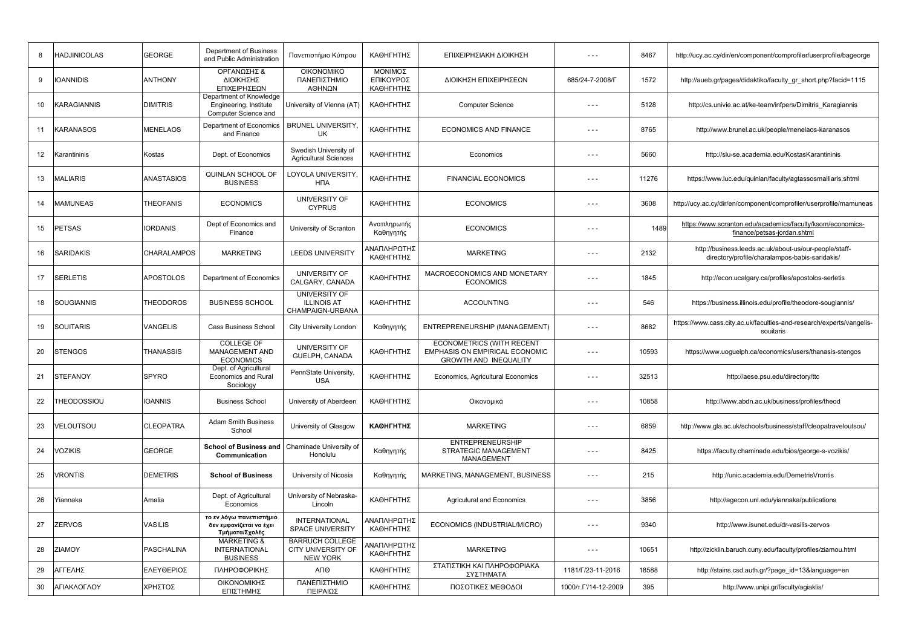| 8 | HADJINICOLAS | GEORGE | Department of Business and Public Administration | Πανεπιστήμιο Κύπρου | ΚΑΘΗΓΗΤΗΣ | ΕΠΙΧΕΙΡΗΣΙΑΚΗ ΔΙΟΙΚΗΣΗ | - - - | 8467 | http://ucy.ac.cy/dir/en/component/comprofiler/userprofile/bageorge |
|---|---|---|---|---|---|---|---|---|---|
| 9 | IOANNIDIS | ANTHONY | ΟΡΓΑΝΩΣΗΣ & ΔΙΟΙΚΗΣΗΣ ΕΠΙΧΕΙΡΗΣΕΩΝ | ΟΙΚΟΝΟΜΙΚΟ ΠΑΝΕΠΙΣΤΗΜΙΟ ΑΘΗΝΩΝ | ΜΟΝΙΜΟΣ ΕΠΙΚΟΥΡΟΣ ΚΑΘΗΓΗΤΗΣ | ΔΙΟΙΚΗΣΗ ΕΠΙΧΕΙΡΗΣΕΩΝ | 685/24-7-2008/Γ | 1572 | http://aueb.gr/pages/didaktiko/faculty_gr_short.php?facid=1115 |
| 10 | KARAGIANNIS | DIMITRIS | Department of Knowledge Engineering, Institute Computer Science and | University of Vienna (AT) | ΚΑΘΗΓΗΤΗΣ | Computer Science | - - - | 5128 | http://cs.univie.ac.at/ke-team/infpers/Dimitris_Karagiannis |
| 11 | KARANASOS | MENELAOS | Department of Economics and Finance | BRUNEL UNIVERSITY, UK | ΚΑΘΗΓΗΤΗΣ | ECONOMICS AND FINANCE | - - - | 8765 | http://www.brunel.ac.uk/people/menelaos-karanasos |
| 12 | Karantininis | Kostas | Dept. of Economics | Swedish University of Agricultural Sciences | ΚΑΘΗΓΗΤΗΣ | Economics | - - - | 5660 | http://slu-se.academia.edu/KostasKarantininis |
| 13 | MALIARIS | ANASTASIOS | QUINLAN SCHOOL OF BUSINESS | LOYOLA UNIVERSITY, ΗΠΑ | ΚΑΘΗΓΗΤΗΣ | FINANCIAL ECONOMICS | - - - | 11276 | https://www.luc.edu/quinlan/faculty/agtassosmalliaris.shtml |
| 14 | MAMUNEAS | THEOFANIS | ECONOMICS | UNIVERSITY OF CYPRUS | ΚΑΘΗΓΗΤΗΣ | ECONOMICS | - - - | 3608 | http://ucy.ac.cy/dir/en/component/comprofiler/userprofile/mamuneas |
| 15 | PETSAS | IORDANIS | Dept of Economics and Finance | University of Scranton | Αναπληρωτής Καθηγητής | ECONOMICS | - - - | 1489 | https://www.scranton.edu/academics/faculty/ksom/economics-finance/petsas-jordan.shtml |
| 16 | SARIDAKIS | CHARALAMPOS | MARKETING | LEEDS UNIVERSITY | ΑΝΑΠΛΗΡΩΤΗΣ ΚΑΘΗΓΗΤΗΣ | MARKETING | - - - | 2132 | http://business.leeds.ac.uk/about-us/our-people/staff-directory/profile/charalampos-babis-saridakis/ |
| 17 | SERLETIS | APOSTOLOS | Department of Economics | UNIVERSITY OF CALGARY, CANADA | ΚΑΘΗΓΗΤΗΣ | MACROECONOMICS AND MONETARY ECONOMICS | - - - | 1845 | http://econ.ucalgary.ca/profiles/apostolos-serletis |
| 18 | SOUGIANNIS | THEODOROS | BUSINESS SCHOOL | UNIVERSITY OF ILLINOIS AT CHAMPAIGN-URBANA | ΚΑΘΗΓΗΤΗΣ | ACCOUNTING | - - - | 546 | https://business.illinois.edu/profile/theodore-sougiannis/ |
| 19 | SOUITARIS | VANGELIS | Cass Business School | City University London | Καθηγητής | ENTREPRENEURSHIP (MANAGEMENT) | - - - | 8682 | https://www.cass.city.ac.uk/faculties-and-research/experts/vangelis-souitaris |
| 20 | STENGOS | THANASSIS | COLLEGE OF MANAGEMENT AND ECONOMICS | UNIVERSITY OF GUELPH, CANADA | ΚΑΘΗΓΗΤΗΣ | ECONOMETRICS (WITH RECENT EMPHASIS ON EMPIRICAL ECONOMIC GROWTH AND INEQUALITY | - - - | 10593 | https://www.uoguelph.ca/economics/users/thanasis-stengos |
| 21 | STEFANOY | SPYRO | Dept. of Agricultural Economics and Rural Sociology | PennState University, USA | ΚΑΘΗΓΗΤΗΣ | Economics, Agricultural Economics | - - - | 32513 | http://aese.psu.edu/directory/ttc |
| 22 | THEODOSSIOU | IOANNIS | Business School | University of Aberdeen | ΚΑΘΗΓΗΤΗΣ | Οικονομικά | - - - | 10858 | http://www.abdn.ac.uk/business/profiles/theod |
| 23 | VELOUTSOU | CLEOPATRA | Adam Smith Business School | University of Glasgow | **ΚΑΘΗΓΗΤΗΣ** | MARKETING | - - - | 6859 | http://www.gla.ac.uk/schools/business/staff/cleopatraveloutsou/ |
| 24 | VOZIKIS | GEORGE | **School of Business and Communication** | Chaminade University of Honolulu | Καθηγητής | ENTREPRENEURSHIP STRATEGIC MANAGEMENT MANAGEMENT | - - - | 8425 | https://faculty.chaminade.edu/bios/george-s-vozikis/ |
| 25 | VRONTIS | DEMETRIS | **School of Business** | University of Nicosia | Καθηγητής | MARKETING, MANAGEMENT, BUSINESS | - - - | 215 | http://unic.academia.edu/DemetrisVrontis |
| 26 | Yiannaka | Amalia | Dept. of Agricultural Economics | University of Nebraska-Lincoln | ΚΑΘΗΓΗΤΗΣ | Agricultural and Economics | - - - | 3856 | http://agecon.unl.edu/yiannaka/publications |
| 27 | ZERVOS | VASILIS | **το εν λόγω πανεπιστήμιο δεν εμφανίζεται να έχει Τμήματα/Σχολές** | INTERNATIONAL SPACE UNIVERSITY | ΑΝΑΠΛΗΡΩΤΗΣ ΚΑΘΗΓΗΤΗΣ | ECONOMICS (INDUSTRIAL/MICRO) | - - - | 9340 | http://www.isunet.edu/dr-vasilis-zervos |
| 28 | ZIAMOY | PASCHALINA | MARKETING & INTERNATIONAL BUSINESS | BARRUCH COLLEGE CITY UNIVERSITY OF NEW YORK | ΑΝΑΠΛΗΡΩΤΗΣ ΚΑΘΗΓΗΤΗΣ | MARKETING | - - - | 10651 | http://zicklin.baruch.cuny.edu/faculty/profiles/ziamou.html |
| 29 | ΑΓΓΕΛΗΣ | ΕΛΕΥΘΕΡΙΟΣ | ΠΛΗΡΟΦΟΡΙΚΗΣ | ΑΠΘ | ΚΑΘΗΓΗΤΗΣ | ΣΤΑΤΙΣΤΙΚΗ ΚΑΙ ΠΛΗΡΟΦΟΡΙΑΚΑ ΣΥΣΤΗΜΑΤΑ | 1181/Γ/23-11-2016 | 18588 | http://stains.csd.auth.gr/?page_id=13&language=en |
| 30 | ΑΓΙΑΚΛΟΓΛΟΥ | ΧΡΗΣΤΟΣ | ΟΙΚΟΝΟΜΙΚΗΣ ΕΠΙΣΤΗΜΗΣ | ΠΑΝΕΠΙΣΤΗΜΙΟ ΠΕΙΡΑΙΩΣ | ΚΑΘΗΓΗΤΗΣ | ΠΟΣΟΤΙΚΕΣ ΜΕΘΟΔΟΙ | 1000/τ.Γ'/14-12-2009 | 395 | http://www.unipi.gr/faculty/agiaklis/ |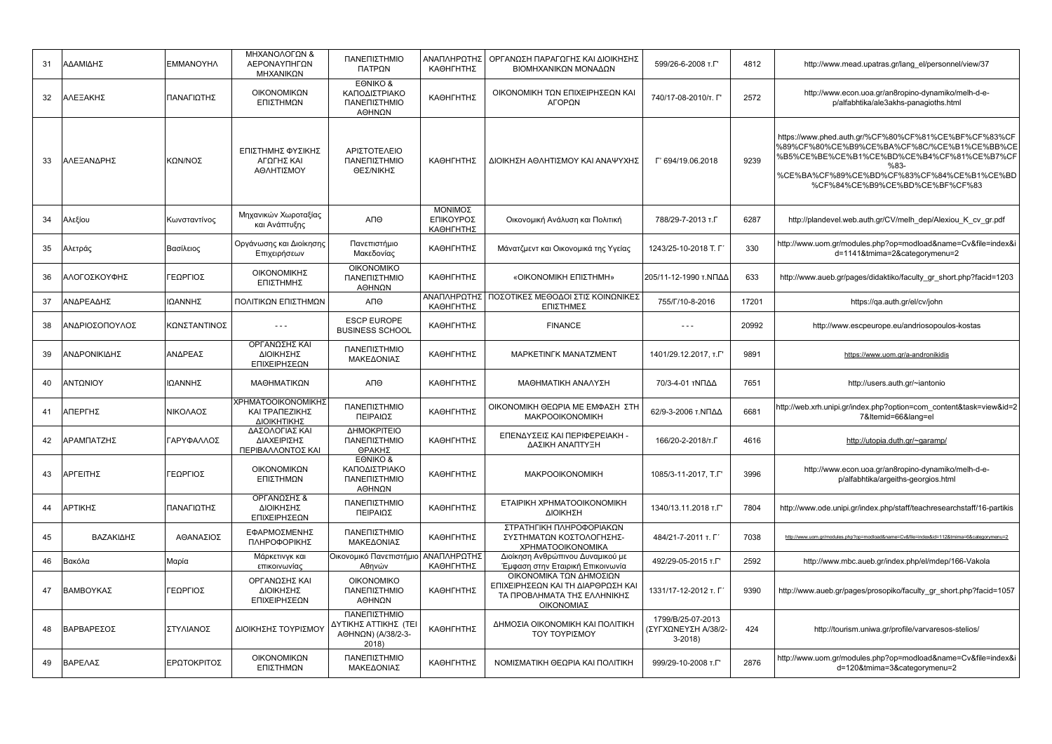| 31 | ΑΔΑΜΙΔΗΣ | ΕΜΜΑΝΟΥΗΛ | ΜΗΧΑΝΟΛΟΓΩΝ & ΑΕΡΟΝΑΥΠΗΓΩΝ ΜΗΧΑΝΙΚΩΝ | ΠΑΝΕΠΙΣΤΗΜΙΟ ΠΑΤΡΩΝ | ΑΝΑΠΛΗΡΩΤΗΣ ΚΑΘΗΓΗΤΗΣ | ΟΡΓΑΝΩΣΗ ΠΑΡΑΓΩΓΗΣ ΚΑΙ ΔΙΟΙΚΗΣΗΣ ΒΙΟΜΗΧΑΝΙΚΩΝ ΜΟΝΑΔΩΝ | 599/26-6-2008 τ.Γ' | 4812 | http://www.mead.upatras.gr/lang_el/personnel/view/37 |
|---|---|---|---|---|---|---|---|---|---|
| 32 | ΑΛΕΞΑΚΗΣ | ΠΑΝΑΓΙΩΤΗΣ | ΟΙΚΟΝΟΜΙΚΩΝ ΕΠΙΣΤΗΜΩΝ | ΕΘΝΙΚΟ & ΚΑΠΟΔΙΣΤΡΙΑΚΟ ΠΑΝΕΠΙΣΤΗΜΙΟ ΑΘΗΝΩΝ | ΚΑΘΗΓΗΤΗΣ | ΟΙΚΟΝΟΜΙΚΗ ΤΩΝ ΕΠΙΧΕΙΡΗΣΕΩΝ ΚΑΙ ΑΓΟΡΩΝ | 740/17-08-2010/τ. Γ' | 2572 | http://www.econ.uoa.gr/an8ropino-dynamiko/melh-d-e-p/alfabhtika/ale3akhs-panagioths.html |
| 33 | ΑΛΕΞΑΝΔΡΗΣ | ΚΩΝ/ΝΟΣ | ΕΠΙΣΤΗΜΗΣ ΦΥΣΙΚΗΣ ΑΓΩΓΗΣ ΚΑΙ ΑΘΛΗΤΙΣΜΟΥ | ΑΡΙΣΤΟΤΕΛΕΙΟ ΠΑΝΕΠΙΣΤΗΜΙΟ ΘΕΣ/ΝΙΚΗΣ | ΚΑΘΗΓΗΤΗΣ | ΔΙΟΙΚΗΣΗ ΑΘΛΗΤΙΣΜΟΥ ΚΑΙ ΑΝΑΨΥΧΗΣ | Γ' 694/19.06.2018 | 9239 | https://www.phed.auth.gr/%CF%80%CF%81%CE%BF%CF%83%CF%89%CF%80%CE%B9%CE%BA%CF%8C/%CE%B1%CE%BB%CE%B5%CE%BE%CE%B1%CE%BD%CE%B4%CF%81%CE%B7%83-%CE%BA%CF%89%CE%BD%CF%83%CF%84%CE%B1%CE%BD%CF%84%CE%B9%CE%BD%CE%BF%CF%83 |
| 34 | Αλεξίου | Κωνσταντίνος | Μηχανικών Χωροταξίας και Ανάπτυξης | ΑΠΘ | ΜΟΝΙΜΟΣ ΕΠΙΚΟΥΡΟΣ ΚΑΘΗΓΗΤΗΣ | Οικονομική Ανάλυση και Πολιτική | 788/29-7-2013 τ.Γ | 6287 | http://plandevel.web.auth.gr/CV/melh_dep/Alexiou_K_cv_gr.pdf |
| 35 | Αλετράς | Βασίλειος | Οργάνωσης και Διοίκησης Επιχειρήσεων | Πανεπιστήμιο Μακεδονίας | ΚΑΘΗΓΗΤΗΣ | Μάνατζμεντ και Οικονομικά της Υγείας | 1243/25-10-2018 Τ. Γ΄ | 330 | http://www.uom.gr/modules.php?op=modload&name=Cv&file=index&id=1141&tmima=2&categorymenu=2 |
| 36 | ΑΛΟΓΟΣΚΟΥΦΗΣ | ΓΕΩΡΓΙΟΣ | ΟΙΚΟΝΟΜΙΚΗΣ ΕΠΙΣΤΗΜΗΣ | ΟΙΚΟΝΟΜΙΚΟ ΠΑΝΕΠΙΣΤΗΜΙΟ ΑΘΗΝΩΝ | ΚΑΘΗΓΗΤΗΣ | «ΟΙΚΟΝΟΜΙΚΗ ΕΠΙΣΤΗΜΗ» | 205/11-12-1990 τ.ΝΠΔΔ | 633 | http://www.aueb.gr/pages/didaktiko/faculty_gr_short.php?facid=1203 |
| 37 | ΑΝΔΡΕΑΔΗΣ | ΙΩΑΝΝΗΣ | ΠΟΛΙΤΙΚΩΝ ΕΠΙΣΤΗΜΩΝ | ΑΠΘ | ΑΝΑΠΛΗΡΩΤΗΣ ΚΑΘΗΓΗΤΗΣ | ΠΟΣΟΤΙΚΕΣ ΜΕΘΟΔΟΙ ΣΤΙΣ ΚΟΙΝΩΝΙΚΕΣ ΕΠΙΣΤΗΜΕΣ | 755/Γ/10-8-2016 | 17201 | https://qa.auth.gr/el/cv/john |
| 38 | ΑΝΔΡΙΟΣΟΠΟΥΛΟΣ | ΚΩΝΣΤΑΝΤΙΝΟΣ | - - - | ESCP EUROPE BUSINESS SCHOOL | ΚΑΘΗΓΗΤΗΣ | FINANCE | - - - | 20992 | http://www.escpeurope.eu/andriosopoulos-kostas |
| 39 | ΑΝΔΡΟΝΙΚΙΔΗΣ | ΑΝΔΡΕΑΣ | ΟΡΓΑΝΩΣΗΣ ΚΑΙ ΔΙΟΙΚΗΣΗΣ ΕΠΙΧΕΙΡΗΣΕΩΝ | ΠΑΝΕΠΙΣΤΗΜΙΟ ΜΑΚΕΔΟΝΙΑΣ | ΚΑΘΗΓΗΤΗΣ | ΜΑΡΚΕΤΙΝΓΚ ΜΑΝΑΤΖΜΕΝΤ | 1401/29.12.2017, τ.Γ' | 9891 | https://www.uom.gr/a-andronikidis |
| 40 | ΑΝΤΩΝΙΟΥ | ΙΩΑΝΝΗΣ | ΜΑΘΗΜΑΤΙΚΩΝ | ΑΠΘ | ΚΑΘΗΓΗΤΗΣ | ΜΑΘΗΜΑΤΙΚΗ ΑΝΑΛΥΣΗ | 70/3-4-01 τΝΠΔΔ | 7651 | http://users.auth.gr/~iantonio |
| 41 | ΑΠΕΡΓΗΣ | ΝΙΚΟΛΑΟΣ | ΧΡΗΜΑΤΟΟΙΚΟΝΟΜΙΚΗΣ ΚΑΙ ΤΡΑΠΕΖΙΚΗΣ ΔΙΟΙΚΗΤΙΚΗΣ | ΠΑΝΕΠΙΣΤΗΜΙΟ ΠΕΙΡΑΙΩΣ | ΚΑΘΗΓΗΤΗΣ | ΟΙΚΟΝΟΜΙΚΗ ΘΕΩΡΙΑ ΜΕ ΕΜΦΑΣΗ ΣΤΗ ΜΑΚΡΟΟΙΚΟΝΟΜΙΚΗ | 62/9-3-2006 τ.ΝΠΔΔ | 6681 | http://web.xrh.unipi.gr/index.php?option=com_content&task=view&id=27&Itemid=66&lang=el |
| 42 | ΑΡΑΜΠΑΤΖΗΣ | ΓΑΡΥΦΑΛΛΟΣ | ΔΑΣΟΛΟΓΙΑΣ ΚΑΙ ΔΙΑΧΕΙΡΙΣΗΣ ΠΕΡΙΒΑΛΛΟΝΤΟΣ ΚΑΙ | ΔΗΜΟΚΡΙΤΕΙΟ ΠΑΝΕΠΙΣΤΗΜΙΟ ΘΡΑΚΗΣ | ΚΑΘΗΓΗΤΗΣ | ΕΠΕΝΔΥΣΕΙΣ ΚΑΙ ΠΕΡΙΦΕΡΕΙΑΚΗ - ΔΑΣΙΚΗ ΑΝΑΠΤΥΞΗ | 166/20-2-2018/τ.Γ | 4616 | http://utopia.duth.gr/~garamp/ |
| 43 | ΑΡΓΕΙΤΗΣ | ΓΕΩΡΓΙΟΣ | ΟΙΚΟΝΟΜΙΚΩΝ ΕΠΙΣΤΗΜΩΝ | ΕΘΝΙΚΟ & ΚΑΠΟΔΙΣΤΡΙΑΚΟ ΠΑΝΕΠΙΣΤΗΜΙΟ ΑΘΗΝΩΝ | ΚΑΘΗΓΗΤΗΣ | ΜΑΚΡΟΟΙΚΟΝΟΜΙΚΗ | 1085/3-11-2017, Τ.Γ' | 3996 | http://www.econ.uoa.gr/an8ropino-dynamiko/melh-d-e-p/alfabhtika/argeiths-georgios.html |
| 44 | ΑΡΤΙΚΗΣ | ΠΑΝΑΓΙΩΤΗΣ | ΟΡΓΑΝΩΣΗΣ & ΔΙΟΙΚΗΣΗΣ ΕΠΙΧΕΙΡΗΣΕΩΝ | ΠΑΝΕΠΙΣΤΗΜΙΟ ΠΕΙΡΑΙΩΣ | ΚΑΘΗΓΗΤΗΣ | ΕΤΑΙΡΙΚΗ ΧΡΗΜΑΤΟΟΙΚΟΝΟΜΙΚΗ ΔΙΟΙΚΗΣΗ | 1340/13.11.2018 τ.Γ' | 7804 | http://www.ode.unipi.gr/index.php/staff/teachresearchstaff/16-partikis |
| 45 | ΒΑΖΑΚΙΔΗΣ | ΑΘΑΝΑΣΙΟΣ | ΕΦΑΡΜΟΣΜΕΝΗΣ ΠΛΗΡΟΦΟΡΙΚΗΣ | ΠΑΝΕΠΙΣΤΗΜΙΟ ΜΑΚΕΔΟΝΙΑΣ | ΚΑΘΗΓΗΤΗΣ | ΣΤΡΑΤΗΓΙΚΗ ΠΛΗΡΟΦΟΡΙΑΚΩΝ ΣΥΣΤΗΜΑΤΩΝ ΚΟΣΤΟΛΟΓΗΣΗΣ-ΧΡΗΜΑΤΟΟΙΚΟΝΟΜΙΚΑ | 484/21-7-2011 τ. Γ΄ | 7038 | http://www.uom.gr/modules.php?op=modload&name=Cv&file=index&id=112&tmima=6&categorymenu=2 |
| 46 | Βακόλα | Μαρία | Μάρκετινγκ και επικοινωνίας | Οικονομικό Πανεπιστήμιο Αθηνών | ΑΝΑΠΛΗΡΩΤΗΣ ΚΑΘΗΓΗΤΗΣ | Διοίκηση Ανθρώπινου Δυναμικού με Έμφαση στην Εταιρική Επικοινωνία | 492/29-05-2015 τ.Γ' | 2592 | http://www.mbc.aueb.gr/index.php/el/mdep/166-Vakola |
| 47 | ΒΑΜΒΟΥΚΑΣ | ΓΕΩΡΓΙΟΣ | ΟΡΓΑΝΩΣΗΣ ΚΑΙ ΔΙΟΙΚΗΣΗΣ ΕΠΙΧΕΙΡΗΣΕΩΝ | ΟΙΚΟΝΟΜΙΚΟ ΠΑΝΕΠΙΣΤΗΜΙΟ ΑΘΗΝΩΝ | ΚΑΘΗΓΗΤΗΣ | ΟΙΚΟΝΟΜΙΚΑ ΤΩΝ ΔΗΜΟΣΙΩΝ ΕΠΙΧΕΙΡΗΣΕΩΝ ΚΑΙ ΤΗ ΔΙΑΡΘΡΩΣΗ ΚΑΙ ΤΑ ΠΡΟΒΛΗΜΑΤΑ ΤΗΣ ΕΛΛΗΝΙΚΗΣ ΟΙΚΟΝΟΜΙΑΣ | 1331/17-12-2012 τ. Γ΄ | 9390 | http://www.aueb.gr/pages/prosopiko/faculty_gr_short.php?facid=1057 |
| 48 | ΒΑΡΒΑΡΕΣΟΣ | ΣΤΥΛΙΑΝΟΣ | ΔΙΟΙΚΗΣΗΣ ΤΟΥΡΙΣΜΟΥ | ΠΑΝΕΠΙΣΤΗΜΙΟ ΔΥΤΙΚΗΣ ΑΤΤΙΚΗΣ (ΤΕΙ ΑΘΗΝΩΝ) (Α/38/2-3-2018) | ΚΑΘΗΓΗΤΗΣ | ΔΗΜΟΣΙΑ ΟΙΚΟΝΟΜΙΚΗ ΚΑΙ ΠΟΛΙΤΙΚΗ ΤΟΥ ΤΟΥΡΙΣΜΟΥ | 1799/Β/25-07-2013 (ΣΥΓΧΩΝΕΥΣΗ Α/38/2-3-2018) | 424 | http://tourism.uniwa.gr/profile/varvaresos-stelios/ |
| 49 | ΒΑΡΕΛΑΣ | ΕΡΩΤΟΚΡΙΤΟΣ | ΟΙΚΟΝΟΜΙΚΩΝ ΕΠΙΣΤΗΜΩΝ | ΠΑΝΕΠΙΣΤΗΜΙΟ ΜΑΚΕΔΟΝΙΑΣ | ΚΑΘΗΓΗΤΗΣ | ΝΟΜΙΣΜΑΤΙΚΗ ΘΕΩΡΙΑ ΚΑΙ ΠΟΛΙΤΙΚΗ | 999/29-10-2008 τ.Γ' | 2876 | http://www.uom.gr/modules.php?op=modload&name=Cv&file=index&id=120&tmima=3&categorymenu=2 |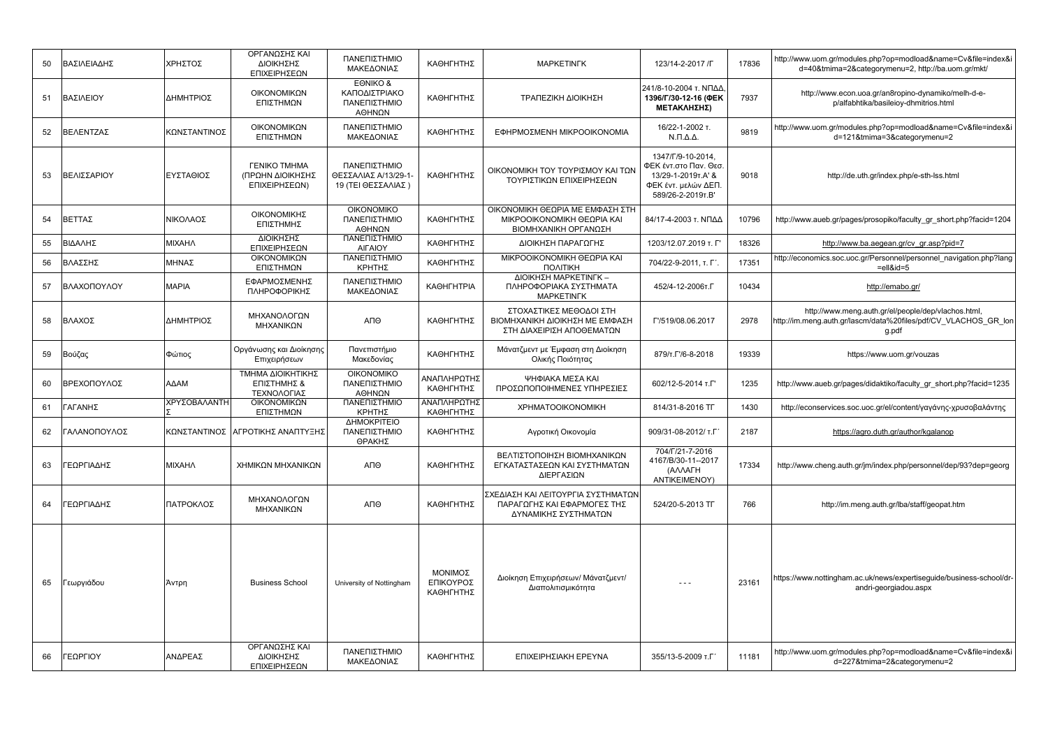| 50 | ΒΑΣΙΛΕΙΑΔΗΣ | ΧΡΗΣΤΟΣ | ΟΡΓΑΝΩΣΗΣ ΚΑΙ ΔΙΟΙΚΗΣΗΣ ΕΠΙΧΕΙΡΗΣΕΩΝ | ΠΑΝΕΠΙΣΤΗΜΙΟ ΜΑΚΕΔΟΝΙΑΣ | ΚΑΘΗΓΗΤΗΣ | ΜΑΡΚΕΤΙΝΓΚ | 123/14-2-2017 /Γ | 17836 | http://www.uom.gr/modules.php?op=modload&name=Cv&file=index&id=40&tmima=2&categorymenu=2, http://ba.uom.gr/mkt/ |
|---|---|---|---|---|---|---|---|---|---|
| 51 | ΒΑΣΙΛΕΙΟΥ | ΔΗΜΗΤΡΙΟΣ | ΟΙΚΟΝΟΜΙΚΩΝ ΕΠΙΣΤΗΜΩΝ | ΕΘΝΙΚΟ & ΚΑΠΟΔΙΣΤΡΙΑΚΟ ΠΑΝΕΠΙΣΤΗΜΙΟ ΑΘΗΝΩΝ | ΚΑΘΗΓΗΤΗΣ | ΤΡΑΠΕΖΙΚΗ ΔΙΟΙΚΗΣΗ | 241/8-10-2004 τ. ΝΠΔΔ, **1396/Γ/30-12-16 (ΦΕΚ ΜΕΤΑΚΛΗΣΗΣ)** | 7937 | http://www.econ.uoa.gr/an8ropino-dynamiko/melh-d-e-p/alfabhtika/basileioy-dhmitrios.html |
| 52 | ΒΕΛΕΝΤΖΑΣ | ΚΩΝΣΤΑΝΤΙΝΟΣ | ΟΙΚΟΝΟΜΙΚΩΝ ΕΠΙΣΤΗΜΩΝ | ΠΑΝΕΠΙΣΤΗΜΙΟ ΜΑΚΕΔΟΝΙΑΣ | ΚΑΘΗΓΗΤΗΣ | ΕΦΗΡΜΟΣΜΕΝΗ ΜΙΚΡΟΟΙΚΟΝΟΜΙΑ | 16/22-1-2002 τ. Ν.Π.Δ.Δ. | 9819 | http://www.uom.gr/modules.php?op=modload&name=Cv&file=index&id=121&tmima=3&categorymenu=2 |
| 53 | ΒΕΛΙΣΣΑΡΙΟΥ | ΕΥΣΤΑΘΙΟΣ | ΓΕΝΙΚΟ ΤΜΗΜΑ (ΠΡΩΗΝ ΔΙΟΙΚΗΣΗΣ ΕΠΙΧΕΙΡΗΣΕΩΝ) | ΠΑΝΕΠΙΣΤΗΜΙΟ ΘΕΣΣΑΛΙΑΣ Α/13/29-1-19 (ΤΕΙ ΘΕΣΣΑΛΙΑΣ ) | ΚΑΘΗΓΗΤΗΣ | ΟΙΚΟΝΟΜΙΚΗ ΤΟΥ ΤΟΥΡΙΣΜΟΥ ΚΑΙ ΤΩΝ ΤΟΥΡΙΣΤΙΚΩΝ ΕΠΙΧΕΙΡΗΣΕΩΝ | 1347/Γ/9-10-2014, ΦΕΚ ένт.στο Παν. Θεσ. 13/29-1-2019τ.Α' & ΦΕΚ ένт. μελών ΔΕΠ. 589/26-2-2019τ.Β' | 9018 | http://de.uth.gr/index.php/e-sth-lss.html |
| 54 | ΒΕΤΤΑΣ | ΝΙΚΟΛΑΟΣ | ΟΙΚΟΝΟΜΙΚΗΣ ΕΠΙΣΤΗΜΗΣ | ΟΙΚΟΝΟΜΙΚΟ ΠΑΝΕΠΙΣΤΗΜΙΟ ΑΘΗΝΩΝ | ΚΑΘΗΓΗΤΗΣ | ΟΙΚΟΝΟΜΙΚΗ ΘΕΩΡΙΑ ΜΕ ΕΜΦΑΣΗ ΣΤΗ ΜΙΚΡΟΟΙΚΟΝΟΜΙΚΗ ΘΕΩΡΙΑ ΚΑΙ ΒΙΟΜΗΧΑΝΙΚΗ ΟΡΓΑΝΩΣΗ | 84/17-4-2003 τ. ΝΠΔΔ | 10796 | http://www.aueb.gr/pages/prosopiko/faculty_gr_short.php?facid=1204 |
| 55 | ΒΙΔΑΛΗΣ | ΜΙΧΑΗΛ | ΔΙΟΙΚΗΣΗΣ ΕΠΙΧΕΙΡΗΣΕΩΝ | ΠΑΝΕΠΙΣΤΗΜΙΟ ΑΙΓΑΙΟΥ | ΚΑΘΗΓΗΤΗΣ | ΔΙΟΙΚΗΣΗ ΠΑΡΑΓΩΓΗΣ | 1203/12.07.2019 τ. Γ' | 18326 | http://www.ba.aegean.gr/cv_gr.asp?pid=7 |
| 56 | ΒΛΑΣΣΗΣ | ΜΗΝΑΣ | ΟΙΚΟΝΟΜΙΚΩΝ ΕΠΙΣΤΗΜΩΝ | ΠΑΝΕΠΙΣΤΗΜΙΟ ΚΡΗΤΗΣ | ΚΑΘΗΓΗΤΗΣ | ΜΙΚΡΟΟΙΚΟΝΟΜΙΚΗ ΘΕΩΡΙΑ ΚΑΙ ΠΟΛΙΤΙΚΗ | 704/22-9-2011, τ. Γ΄. | 17351 | http://economics.soc.uoc.gr/Personnel/personnel_navigation.php?lang=ell&id=5 |
| 57 | ΒΛΑΧΟΠΟΥΛΟΥ | ΜΑΡΙΑ | ΕΦΑΡΜΟΣΜΕΝΗΣ ΠΛΗΡΟΦΟΡΙΚΗΣ | ΠΑΝΕΠΙΣΤΗΜΙΟ ΜΑΚΕΔΟΝΙΑΣ | ΚΑΘΗΓΗΤΡΙΑ | ΔΙΟΙΚΗΣΗ ΜΑΡΚΕΤΙΝΓΚ – ΠΛΗΡΟΦΟΡΙΑΚΑ ΣΥΣΤΗΜΑΤΑ ΜΑΡΚΕΤΙΝΓΚ | 452/4-12-2006τ.Γ | 10434 | http://emabo.gr/ |
| 58 | ΒΛΑΧΟΣ | ΔΗΜΗΤΡΙΟΣ | ΜΗΧΑΝΟΛΟΓΩΝ ΜΗΧΑΝΙΚΩΝ | ΑΠΘ | ΚΑΘΗΓΗΤΗΣ | ΣΤΟΧΑΣΤΙΚΕΣ ΜΕΘΟΔΟΙ ΣΤΗ ΒΙΟΜΗΧΑΝΙΚΗ ΔΙΟΙΚΗΣΗ ΜΕ ΕΜΦΑΣΗ ΣΤΗ ΔΙΑΧΕΙΡΙΣΗ ΑΠΟΘΕΜΑΤΩΝ | Γ'/519/08.06.2017 | 2978 | http://www.meng.auth.gr/el/people/dep/vlachos.html, http://im.meng.auth.gr/lascm/data%20files/pdf/CV_VLACHOS_GR_long.pdf |
| 59 | Βούζας | Φώτιος | Οργάνωσης και Διοίκησης Επιχειρήσεων | Πανεπιστήμιο Μακεδονίας | ΚΑΘΗΓΗΤΗΣ | Μάνατζμεντ με Έμφαση στη Διοίκηση Ολικής Ποιότητας | 879/τ.Γ'/6-8-2018 | 19339 | https://www.uom.gr/vouzas |
| 60 | ΒΡΕΧΟΠΟΥΛΟΣ | ΑΔΑΜ | ΤΜΗΜΑ ΔΙΟΙΚΗΤΙΚΗΣ ΕΠΙΣΤΗΜΗΣ & ΤΕΧΝΟΛΟΓΙΑΣ | ΟΙΚΟΝΟΜΙΚΟ ΠΑΝΕΠΙΣΤΗΜΙΟ ΑΘΗΝΩΝ | ΑΝΑΠΛΗΡΩΤΗΣ ΚΑΘΗΓΗΤΗΣ | ΨΗΦΙΑΚΑ ΜΕΣΑ ΚΑΙ ΠΡΟΣΩΠΟΠΟΙΗΜΕΝΕΣ ΥΠΗΡΕΣΙΕΣ | 602/12-5-2014 τ.Γ' | 1235 | http://www.aueb.gr/pages/didaktiko/faculty_gr_short.php?facid=1235 |
| 61 | ΓΑΓΑΝΗΣ | ΧΡΥΣΟΒΑΛΑΝΤΗΣ | ΟΙΚΟΝΟΜΙΚΩΝ ΕΠΙΣΤΗΜΩΝ | ΠΑΝΕΠΙΣΤΗΜΙΟ ΚΡΗΤΗΣ | ΑΝΑΠΛΗΡΩΤΗΣ ΚΑΘΗΓΗΤΗΣ | ΧΡΗΜΑΤΟΟΙΚΟΝΟΜΙΚΗ | 814/31-8-2016 ΤΓ | 1430 | http://econservices.soc.uoc.gr/el/content/γαγάνης-χρυσοβαλάντης |
| 62 | ΓΑΛΑΝΟΠΟΥΛΟΣ | ΚΩΝΣΤΑΝΤΙΝΟΣ | ΑΓΡΟΤΙΚΗΣ ΑΝΑΠΤΥΞΗΣ | ΔΗΜΟΚΡΙΤΕΙΟ ΠΑΝΕΠΙΣΤΗΜΙΟ ΘΡΑΚΗΣ | ΚΑΘΗΓΗΤΗΣ | Αγροτική Οικονομία | 909/31-08-2012/ τ.Γ΄ | 2187 | https://agro.duth.gr/author/kgalanop |
| 63 | ΓΕΩΡΓΙΑΔΗΣ | ΜΙΧΑΗΛ | ΧΗΜΙΚΩΝ ΜΗΧΑΝΙΚΩΝ | ΑΠΘ | ΚΑΘΗΓΗΤΗΣ | ΒΕΛΤΙΣΤΟΠΟΙΗΣΗ ΒΙΟΜΗΧΑΝΙΚΩΝ ΕΓΚΑΤΑΣΤΑΣΕΩΝ ΚΑΙ ΣΥΣΤΗΜΑΤΩΝ ΔΙΕΡΓΑΣΙΩΝ | 704/Γ/21-7-2016 4167/Β/30-11--2017 (ΑΛΛΑΓΗ ΑΝΤΙΚΕΙΜΕΝΟΥ) | 17334 | http://www.cheng.auth.gr/jm/index.php/personnel/dep/93?dep=georg |
| 64 | ΓΕΩΡΓΙΑΔΗΣ | ΠΑΤΡΟΚΛΟΣ | ΜΗΧΑΝΟΛΟΓΩΝ ΜΗΧΑΝΙΚΩΝ | ΑΠΘ | ΚΑΘΗΓΗΤΗΣ | ΣΧΕΔΙΑΣΗ ΚΑΙ ΛΕΙΤΟΥΡΓΙΑ ΣΥΣΤΗΜΑΤΩΝ ΠΑΡΑΓΩΓΗΣ ΚΑΙ ΕΦΑΡΜΟΓΕΣ ΤΗΣ ΔΥΝΑΜΙΚΗΣ ΣΥΣΤΗΜΑΤΩΝ | 524/20-5-2013 ΤΓ | 766 | http://im.meng.auth.gr/lba/staff/geopat.htm |
| 65 | Γεωργιάδου | Άντρη | Business School | University of Nottingham | ΜΟΝΙΜΟΣ ΕΠΙΚΟΥΡΟΣ ΚΑΘΗΓΗΤΗΣ | Διοίκηση Επιχειρήσεων/ Μάνατζμεντ/ Διαπολιτισμικότητα | - - - | 23161 | https://www.nottingham.ac.uk/news/expertiseguide/business-school/dr-andri-georgiadou.aspx |
| 66 | ΓΕΩΡΓΙΟΥ | ΑΝΔΡΕΑΣ | ΟΡΓΑΝΩΣΗΣ ΚΑΙ ΔΙΟΙΚΗΣΗΣ ΕΠΙΧΕΙΡΗΣΕΩΝ | ΠΑΝΕΠΙΣΤΗΜΙΟ ΜΑΚΕΔΟΝΙΑΣ | ΚΑΘΗΓΗΤΗΣ | ΕΠΙΧΕΙΡΗΣΙΑΚΗ ΕΡΕΥΝΑ | 355/13-5-2009 τ.Γ΄ | 11181 | http://www.uom.gr/modules.php?op=modload&name=Cv&file=index&id=227&tmima=2&categorymenu=2 |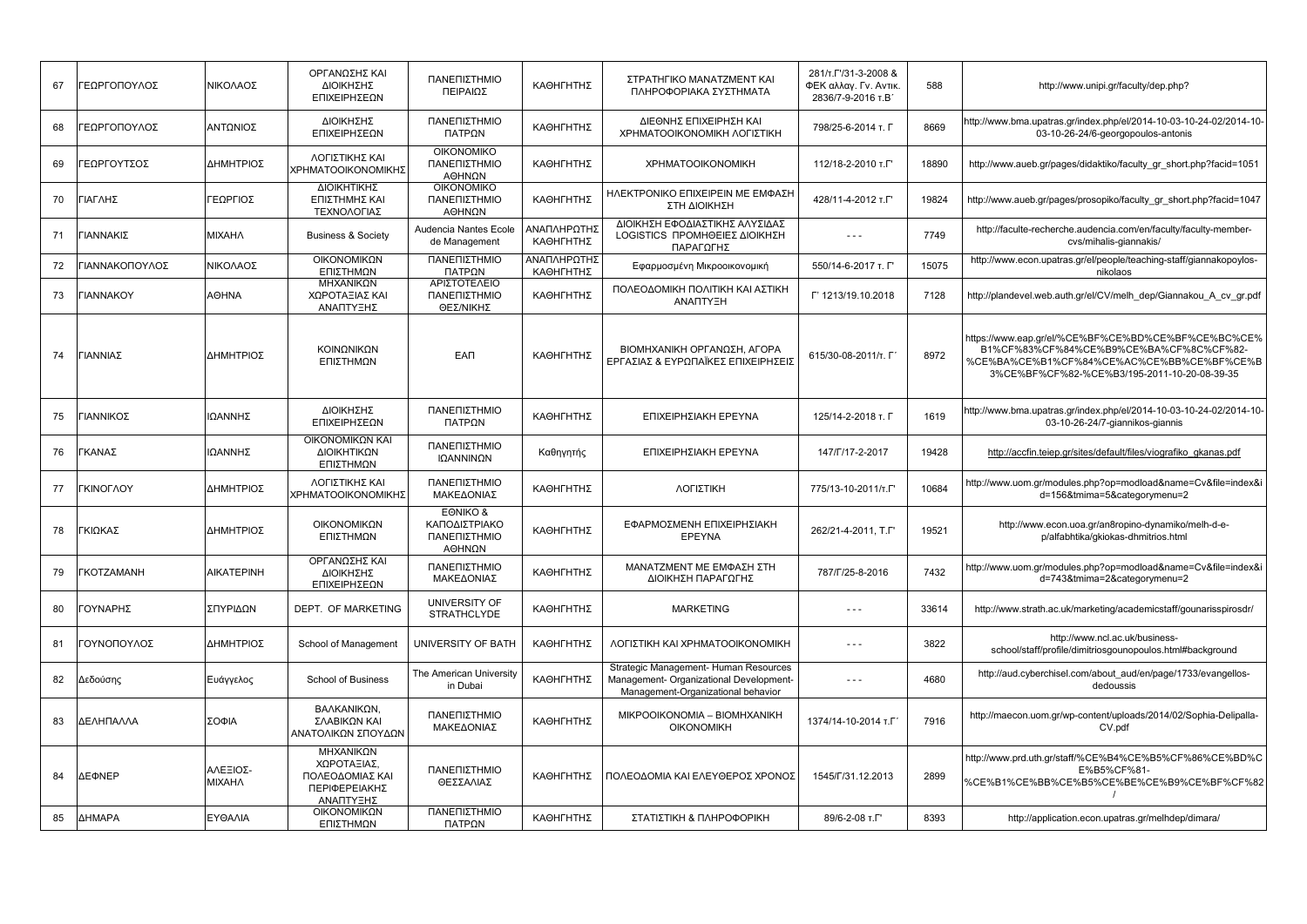| | | | | | | | | | |
|---|---|---|---|---|---|---|---|---|---|
| 67 | ΓΕΩΡΓΟΠΟΥΛΟΣ | ΝΙΚΟΛΑΟΣ | ΟΡΓΑΝΩΣΗΣ ΚΑΙ ΔΙΟΙΚΗΣΗΣ ΕΠΙΧΕΙΡΗΣΕΩΝ | ΠΑΝΕΠΙΣΤΗΜΙΟ ΠΕΙΡΑΙΩΣ | ΚΑΘΗΓΗΤΗΣ | ΣΤΡΑΤΗΓΙΚΟ ΜΑΝΑΤΖΜΕΝΤ ΚΑΙ ΠΛΗΡΟΦΟΡΙΑΚΑ ΣΥΣΤΗΜΑΤΑ | 281/τ.Γ'/31-3-2008 & ΦΕΚ αλλαγ. Γν. Αντικ. 2836/7-9-2016 τ.Β΄ | 588 | http://www.unipi.gr/faculty/dep.php? |
| 68 | ΓΕΩΡΓΟΠΟΥΛΟΣ | ΑΝΤΩΝΙΟΣ | ΔΙΟΙΚΗΣΗΣ ΕΠΙΧΕΙΡΗΣΕΩΝ | ΠΑΝΕΠΙΣΤΗΜΙΟ ΠΑΤΡΩΝ | ΚΑΘΗΓΗΤΗΣ | ΔΙΕΘΝΗΣ ΕΠΙΧΕΙΡΗΣΗ ΚΑΙ ΧΡΗΜΑΤΟΟΙΚΟΝΟΜΙΚΗ ΛΟΓΙΣΤΙΚΗ | 798/25-6-2014 τ. Γ | 8669 | http://www.bma.upatras.gr/index.php/el/2014-10-03-10-24-02/2014-10-03-10-26-24/6-georgopoulos-antonis |
| 69 | ΓΕΩΡΓΟΥΤΣΟΣ | ΔΗΜΗΤΡΙΟΣ | ΛΟΓΙΣΤΙΚΗΣ ΚΑΙ ΧΡΗΜΑΤΟΟΙΚΟΝΟΜΙΚΗΣ | ΟΙΚΟΝΟΜΙΚΟ ΠΑΝΕΠΙΣΤΗΜΙΟ ΑΘΗΝΩΝ | ΚΑΘΗΓΗΤΗΣ | ΧΡΗΜΑΤΟΟΙΚΟΝΟΜΙΚΗ | 112/18-2-2010 τ.Γ' | 18890 | http://www.aueb.gr/pages/didaktiko/faculty_gr_short.php?facid=1051 |
| 70 | ΓΙΑΓΛΗΣ | ΓΕΩΡΓΙΟΣ | ΔΙΟΙΚΗΤΙΚΗΣ ΕΠΙΣΤΗΜΗΣ ΚΑΙ ΤΕΧΝΟΛΟΓΙΑΣ | ΟΙΚΟΝΟΜΙΚΟ ΠΑΝΕΠΙΣΤΗΜΙΟ ΑΘΗΝΩΝ | ΚΑΘΗΓΗΤΗΣ | ΗΛΕΚΤΡΟΝΙΚΟ ΕΠΙΧΕΙΡΕΙΝ ΜΕ ΕΜΦΑΣΗ ΣΤΗ ΔΙΟΙΚΗΣΗ | 428/11-4-2012 τ.Γ' | 19824 | http://www.aueb.gr/pages/prosopiko/faculty_gr_short.php?facid=1047 |
| 71 | ΓΙΑΝΝΑΚΙΣ | ΜΙΧΑΗΛ | Business & Society | Audencia Nantes Ecole de Management | ΑΝΑΠΛΗΡΩΤΗΣ ΚΑΘΗΓΗΤΗΣ | ΔΙΟΙΚΗΣΗ ΕΦΟΔΙΑΣΤΙΚΗΣ ΑΛΥΣΙΔΑΣ LOGISTICS ΠΡΟΜΗΘΕΙΕΣ ΔΙΟΙΚΗΣΗ ΠΑΡΑΓΩΓΗΣ | - - - | 7749 | http://faculte-recherche.audencia.com/en/faculty/faculty-member-cvs/mihalis-giannakis/ |
| 72 | ΓΙΑΝΝΑΚΟΠΟΥΛΟΣ | ΝΙΚΟΛΑΟΣ | ΟΙΚΟΝΟΜΙΚΩΝ ΕΠΙΣΤΗΜΩΝ | ΠΑΝΕΠΙΣΤΗΜΙΟ ΠΑΤΡΩΝ | ΑΝΑΠΛΗΡΩΤΗΣ ΚΑΘΗΓΗΤΗΣ | Εφαρμοσμένη Μικροοικονομική | 550/14-6-2017 τ. Γ' | 15075 | http://www.econ.upatras.gr/el/people/teaching-staff/giannakopoylos-nikolaos |
| 73 | ΓΙΑΝΝΑΚΟΥ | ΑΘΗΝΑ | ΜΗΧΑΝΙΚΩΝ ΧΩΡΟΤΑΞΙΑΣ ΚΑΙ ΑΝΑΠΤΥΞΗΣ | ΑΡΙΣΤΟΤΕΛΕΙΟ ΠΑΝΕΠΙΣΤΗΜΙΟ ΘΕΣ/ΝΙΚΗΣ | ΚΑΘΗΓΗΤΗΣ | ΠΟΛΕΟΔΟΜΙΚΗ ΠΟΛΙΤΙΚΗ ΚΑΙ ΑΣΤΙΚΗ ΑΝΑΠΤΥΞΗ | Γ' 1213/19.10.2018 | 7128 | http://plandevel.web.auth.gr/el/CV/melh_dep/Giannakou_A_cv_gr.pdf |
| 74 | ΓΙΑΝΝΙΑΣ | ΔΗΜΗΤΡΙΟΣ | ΚΟΙΝΩΝΙΚΩΝ ΕΠΙΣΤΗΜΩΝ | ΕΑΠ | ΚΑΘΗΓΗΤΗΣ | ΒΙΟΜΗΧΑΝΙΚΗ ΟΡΓΑΝΩΣΗ, ΑΓΟΡΑ ΕΡΓΑΣΙΑΣ & ΕΥΡΩΠΑΪΚΕΣ ΕΠΙΧΕΙΡΗΣΕΙΣ | 615/30-08-2011/τ. Γ΄ | 8972 | https://www.eap.gr/el/%CE%BF%CE%BD%CE%BF%CE%BC%CE%B1%CF%83%CF%84%CE%B9%CE%BA%CF%8C%CF%82-%CE%BA%CE%B1%CF%84%CE%AC%CE%BB%CE%BF%CE%B3%CE%BF%CF%82-%CE%B3/195-2011-10-20-08-39-35 |
| 75 | ΓΙΑΝΝΙΚΟΣ | ΙΩΑΝΝΗΣ | ΔΙΟΙΚΗΣΗΣ ΕΠΙΧΕΙΡΗΣΕΩΝ | ΠΑΝΕΠΙΣΤΗΜΙΟ ΠΑΤΡΩΝ | ΚΑΘΗΓΗΤΗΣ | ΕΠΙΧΕΙΡΗΣΙΑΚΗ ΕΡΕΥΝΑ | 125/14-2-2018 τ. Γ | 1619 | http://www.bma.upatras.gr/index.php/el/2014-10-03-10-24-02/2014-10-03-10-26-24/7-giannikos-giannis |
| 76 | ΓΚΑΝΑΣ | ΙΩΑΝΝΗΣ | ΟΙΚΟΝΟΜΙΚΩΝ ΚΑΙ ΔΙΟΙΚΗΤΙΚΩΝ ΕΠΙΣΤΗΜΩΝ | ΠΑΝΕΠΙΣΤΗΜΙΟ ΙΩΑΝΝΙΝΩΝ | Καθηγητής | ΕΠΙΧΕΙΡΗΣΙΑΚΗ ΕΡΕΥΝΑ | 147/Γ/17-2-2017 | 19428 | http://accfin.teiep.gr/sites/default/files/viografiko_gkanas.pdf |
| 77 | ΓΚΙΝΟΓΛΟΥ | ΔΗΜΗΤΡΙΟΣ | ΛΟΓΙΣΤΙΚΗΣ ΚΑΙ ΧΡΗΜΑΤΟΟΙΚΟΝΟΜΙΚΗΣ | ΠΑΝΕΠΙΣΤΗΜΙΟ ΜΑΚΕΔΟΝΙΑΣ | ΚΑΘΗΓΗΤΗΣ | ΛΟΓΙΣΤΙΚΗ | 775/13-10-2011/τ.Γ' | 10684 | http://www.uom.gr/modules.php?op=modload&name=Cv&file=index&id=156&tmima=5&categorymenu=2 |
| 78 | ΓΚΙΩΚΑΣ | ΔΗΜΗΤΡΙΟΣ | ΟΙΚΟΝΟΜΙΚΩΝ ΕΠΙΣΤΗΜΩΝ | ΕΘΝΙΚΟ & ΚΑΠΟΔΙΣΤΡΙΑΚΟ ΠΑΝΕΠΙΣΤΗΜΙΟ ΑΘΗΝΩΝ | ΚΑΘΗΓΗΤΗΣ | ΕΦΑΡΜΟΣΜΕΝΗ ΕΠΙΧΕΙΡΗΣΙΑΚΗ ΕΡΕΥΝΑ | 262/21-4-2011, Τ.Γ' | 19521 | http://www.econ.uoa.gr/an8ropino-dynamiko/melh-d-e-p/alfabhtika/gkiokas-dhmitrios.html |
| 79 | ΓΚΟΤΖΑΜΑΝΗ | ΑΙΚΑΤΕΡΙΝΗ | ΟΡΓΑΝΩΣΗΣ ΚΑΙ ΔΙΟΙΚΗΣΗΣ ΕΠΙΧΕΙΡΗΣΕΩΝ | ΠΑΝΕΠΙΣΤΗΜΙΟ ΜΑΚΕΔΟΝΙΑΣ | ΚΑΘΗΓΗΤΗΣ | ΜΑΝΑΤΖΜΕΝΤ ΜΕ ΕΜΦΑΣΗ ΣΤΗ ΔΙΟΙΚΗΣΗ ΠΑΡΑΓΩΓΗΣ | 787/Γ/25-8-2016 | 7432 | http://www.uom.gr/modules.php?op=modload&name=Cv&file=index&id=743&tmima=2&categorymenu=2 |
| 80 | ΓΟΥΝΑΡΗΣ | ΣΠΥΡΙΔΩΝ | DEPT. OF MARKETING | UNIVERSITY OF STRATHCLYDE | ΚΑΘΗΓΗΤΗΣ | MARKETING | - - - | 33614 | http://www.strath.ac.uk/marketing/academicstaff/gounarisspirosdr/ |
| 81 | ΓΟΥΝΟΠΟΥΛΟΣ | ΔΗΜΗΤΡΙΟΣ | School of Management | UNIVERSITY OF BATH | ΚΑΘΗΓΗΤΗΣ | ΛΟΓΙΣΤΙΚΗ ΚΑΙ ΧΡΗΜΑΤΟΟΙΚΟΝΟΜΙΚΗ | - - - | 3822 | http://www.ncl.ac.uk/business-school/staff/profile/dimitriosgounopoulos.html#background |
| 82 | Δεδούσης | Ευάγγελος | School of Business | The American University in Dubai | ΚΑΘΗΓΗΤΗΣ | Strategic Management- Human Resources Management- Organizational Development- Management-Organizational behavior | - - - | 4680 | http://aud.cyberchisel.com/about_aud/en/page/1733/evangelos-dedoussis |
| 83 | ΔΕΛΗΠΑΛΛΑ | ΣΟΦΙΑ | ΒΑΛΚΑΝΙΚΩΝ, ΣΛΑΒΙΚΩΝ ΚΑΙ ΑΝΑΤΟΛΙΚΩΝ ΣΠΟΥΔΩΝ | ΠΑΝΕΠΙΣΤΗΜΙΟ ΜΑΚΕΔΟΝΙΑΣ | ΚΑΘΗΓΗΤΗΣ | ΜΙΚΡΟΟΙΚΟΝΟΜΙΑ – ΒΙΟΜΗΧΑΝΙΚΗ ΟΙΚΟΝΟΜΙΚΗ | 1374/14-10-2014 τ.Γ΄ | 7916 | http://maecon.uom.gr/wp-content/uploads/2014/02/Sophia-Delipalla-CV.pdf |
| 84 | ΔΕΦΝΕΡ | ΑΛΕΞΙΟΣ-ΜΙΧΑΗΛ | ΜΗΧΑΝΙΚΩΝ ΧΩΡΟΤΑΞΙΑΣ, ΠΟΛΕΟΔΟΜΙΑΣ ΚΑΙ ΠΕΡΙΦΕΡΕΙΑΚΗΣ ΑΝΑΠΤΥΞΗΣ | ΠΑΝΕΠΙΣΤΗΜΙΟ ΘΕΣΣΑΛΙΑΣ | ΚΑΘΗΓΗΤΗΣ | ΠΟΛΕΟΔΟΜΙΑ ΚΑΙ ΕΛΕΥΘΕΡΟΣ ΧΡΟΝΟΣ | 1545/Γ/31.12.2013 | 2899 | http://www.prd.uth.gr/staff/%CE%B4%CE%B5%CF%86%CE%BD%CE%B5%CF%81-%CE%B1%CE%BB%CE%B5%CE%BE%CE%B9%CE%BF%CF%82/ |
| 85 | ΔΗΜΑΡΑ | ΕΥΘΑΛΙΑ | ΟΙΚΟΝΟΜΙΚΩΝ ΕΠΙΣΤΗΜΩΝ | ΠΑΝΕΠΙΣΤΗΜΙΟ ΠΑΤΡΩΝ | ΚΑΘΗΓΗΤΗΣ | ΣΤΑΤΙΣΤΙΚΗ & ΠΛΗΡΟΦΟΡΙΚΗ | 89/6-2-08 τ.Γ' | 8393 | http://application.econ.upatras.gr/melhdep/dimara/ |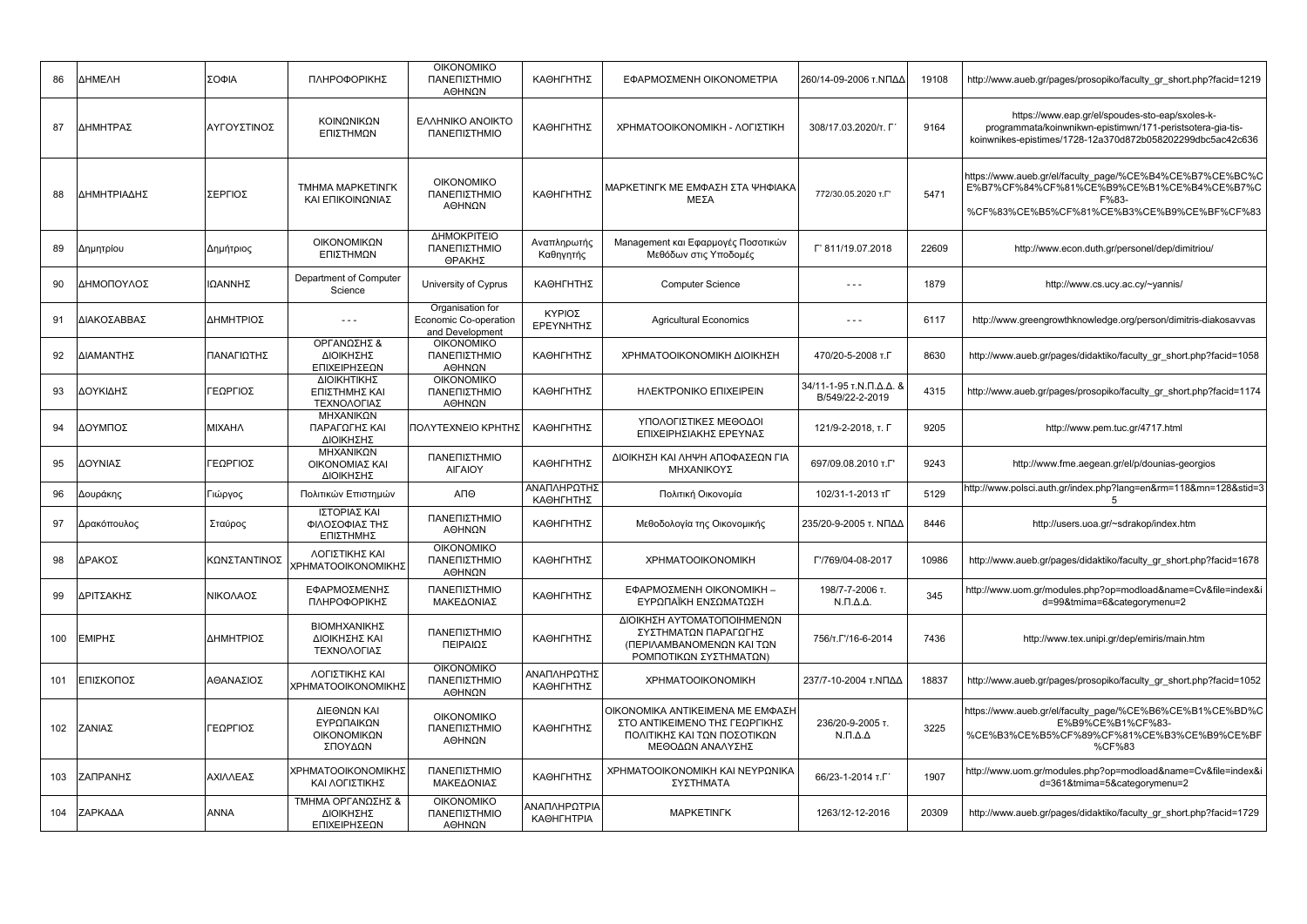| 86 | ΔΗΜΕΛΗ | ΣΟΦΙΑ | ΠΛΗΡΟΦΟΡΙΚΗΣ | ΟΙΚΟΝΟΜΙΚΟ ΠΑΝΕΠΙΣΤΗΜΙΟ ΑΘΗΝΩΝ | ΚΑΘΗΓΗΤΗΣ | ΕΦΑΡΜΟΣΜΕΝΗ ΟΙΚΟΝΟΜΕΤΡΙΑ | 260/14-09-2006 τ.ΝΠΔΔ | 19108 | http://www.aueb.gr/pages/prosopiko/faculty_gr_short.php?facid=1219 |
|---|---|---|---|---|---|---|---|---|---|
| 87 | ΔΗΜΗΤΡΑΣ | ΑΥΓΟΥΣΤΙΝΟΣ | ΚΟΙΝΩΝΙΚΩΝ ΕΠΙΣΤΗΜΩΝ | ΕΛΛΗΝΙΚΟ ΑΝΟΙΚΤΟ ΠΑΝΕΠΙΣΤΗΜΙΟ | ΚΑΘΗΓΗΤΗΣ | ΧΡΗΜΑΤΟΟΙΚΟΝΟΜΙΚΗ - ΛΟΓΙΣΤΙΚΗ | 308/17.03.2020/τ. Γ΄ | 9164 | https://www.eap.gr/el/spoudes-sto-eap/sxoles-k-programmata/koinwnikwn-epistimwn/171-peristsotera-gia-tis-koinwnikes-epistimes/1728-12a370d872b058202299dbc5ac42c636 |
| 88 | ΔΗΜΗΤΡΙΑΔΗΣ | ΣΕΡΓΙΟΣ | ΤΜΗΜΑ ΜΑΡΚΕΤΙΝΓΚ ΚΑΙ ΕΠΙΚΟΙΝΩΝΙΑΣ | ΟΙΚΟΝΟΜΙΚΟ ΠΑΝΕΠΙΣΤΗΜΙΟ ΑΘΗΝΩΝ | ΚΑΘΗΓΗΤΗΣ | ΜΑΡΚΕΤΙΝΓΚ ΜΕ ΕΜΦΑΣΗ ΣΤΑ ΨΗΦΙΑΚΑ ΜΕΣΑ | 772/30.05.2020 τ.Γ' | 5471 | https://www.aueb.gr/el/faculty_page/%CE%B4%CE%B7%CE%BC%CE%B7%CF%84%CF%81%CE%B9%CE%B1%CE%B4%CE%B7%CF%83-%CF%83%CE%B5%CF%81%CE%B3%CE%B9%CE%BF%CF%83 |
| 89 | Δημητρίου | Δημήτριος | ΟΙΚΟΝΟΜΙΚΩΝ ΕΠΙΣΤΗΜΩΝ | ΔΗΜΟΚΡΙΤΕΙΟ ΠΑΝΕΠΙΣΤΗΜΙΟ ΘΡΑΚΗΣ | Αναπληρωτής Καθηγητής | Management και Εφαρμογές Ποσοτικών Μεθόδων στις Υποδομές | Γ' 811/19.07.2018 | 22609 | http://www.econ.duth.gr/personel/dep/dimitriou/ |
| 90 | ΔΗΜΟΠΟΥΛΟΣ | ΙΩΑΝΝΗΣ | Department of Computer Science | University of Cyprus | ΚΑΘΗΓΗΤΗΣ | Computer Science | - - - | 1879 | http://www.cs.ucy.ac.cy/~yannis/ |
| 91 | ΔΙΑΚΟΣΑΒΒΑΣ | ΔΗΜΗΤΡΙΟΣ | - - - | Organisation for Economic Co-operation and Development | ΚΥΡΙΟΣ ΕΡΕΥΝΗΤΗΣ | Agricultural Economics | - - - | 6117 | http://www.greengrowthknowledge.org/person/dimitris-diakosavvas |
| 92 | ΔΙΑΜΑΝΤΗΣ | ΠΑΝΑΓΙΩΤΗΣ | ΟΡΓΑΝΩΣΗΣ & ΔΙΟΙΚΗΣΗΣ ΕΠΙΧΕΙΡΗΣΕΩΝ | ΟΙΚΟΝΟΜΙΚΟ ΠΑΝΕΠΙΣΤΗΜΙΟ ΑΘΗΝΩΝ | ΚΑΘΗΓΗΤΗΣ | ΧΡΗΜΑΤΟΟΙΚΟΝΟΜΙΚΗ ΔΙΟΙΚΗΣΗ | 470/20-5-2008 τ.Γ | 8630 | http://www.aueb.gr/pages/didaktiko/faculty_gr_short.php?facid=1058 |
| 93 | ΔΟΥΚΙΔΗΣ | ΓΕΩΡΓΙΟΣ | ΔΙΟΙΚΗΤΙΚΗΣ ΕΠΙΣΤΗΜΗΣ ΚΑΙ ΤΕΧΝΟΛΟΓΙΑΣ | ΟΙΚΟΝΟΜΙΚΟ ΠΑΝΕΠΙΣΤΗΜΙΟ ΑΘΗΝΩΝ | ΚΑΘΗΓΗΤΗΣ | ΗΛΕΚΤΡΟΝΙΚΟ ΕΠΙΧΕΙΡΕΙΝ | 34/11-1-95 τ.Ν.Π.Δ.Δ. & Β/549/22-2-2019 | 4315 | http://www.aueb.gr/pages/prosopiko/faculty_gr_short.php?facid=1174 |
| 94 | ΔΟΥΜΠΟΣ | ΜΙΧΑΗΛ | ΜΗΧΑΝΙΚΩΝ ΠΑΡΑΓΩΓΗΣ ΚΑΙ ΔΙΟΙΚΗΣΗΣ | ΠΟΛΥΤΕΧΝΕΙΟ ΚΡΗΤΗΣ | ΚΑΘΗΓΗΤΗΣ | ΥΠΟΛΟΓΙΣΤΙΚΕΣ ΜΕΘΟΔΟΙ ΕΠΙΧΕΙΡΗΣΙΑΚΗΣ ΕΡΕΥΝΑΣ | 121/9-2-2018, τ. Γ | 9205 | http://www.pem.tuc.gr/4717.html |
| 95 | ΔΟΥΝΙΑΣ | ΓΕΩΡΓΙΟΣ | ΜΗΧΑΝΙΚΩΝ ΟΙΚΟΝΟΜΙΑΣ ΚΑΙ ΔΙΟΙΚΗΣΗΣ | ΠΑΝΕΠΙΣΤΗΜΙΟ ΑΙΓΑΙΟΥ | ΚΑΘΗΓΗΤΗΣ | ΔΙΟΙΚΗΣΗ ΚΑΙ ΛΗΨΗ ΑΠΟΦΑΣΕΩΝ ΓΙΑ ΜΗΧΑΝΙΚΟΥΣ | 697/09.08.2010 τ.Γ' | 9243 | http://www.fme.aegean.gr/el/p/dounias-georgios |
| 96 | Δουράκης | Γιώργος | Πολιτικών Επιστημών | ΑΠΘ | ΑΝΑΠΛΗΡΩΤΗΣ ΚΑΘΗΓΗΤΗΣ | Πολιτική Οικονομία | 102/31-1-2013 τΓ | 5129 | http://www.polsci.auth.gr/index.php?lang=en&rm=118&mn=128&stid=35 |
| 97 | Δρακόπουλος | Σταύρος | ΙΣΤΟΡΙΑΣ ΚΑΙ ΦΙΛΟΣΟΦΙΑΣ ΤΗΣ ΕΠΙΣΤΗΜΗΣ | ΠΑΝΕΠΙΣΤΗΜΙΟ ΑΘΗΝΩΝ | ΚΑΘΗΓΗΤΗΣ | Μεθοδολογία της Οικονομικής | 235/20-9-2005 τ. ΝΠΔΔ | 8446 | http://users.uoa.gr/~sdrakop/index.htm |
| 98 | ΔΡΑΚΟΣ | ΚΩΝΣΤΑΝΤΙΝΟΣ | ΛΟΓΙΣΤΙΚΗΣ ΚΑΙ ΧΡΗΜΑΤΟΟΙΚΟΝΟΜΙΚΗΣ | ΟΙΚΟΝΟΜΙΚΟ ΠΑΝΕΠΙΣΤΗΜΙΟ ΑΘΗΝΩΝ | ΚΑΘΗΓΗΤΗΣ | ΧΡΗΜΑΤΟΟΙΚΟΝΟΜΙΚΗ | Γ'/769/04-08-2017 | 10986 | http://www.aueb.gr/pages/didaktiko/faculty_gr_short.php?facid=1678 |
| 99 | ΔΡΙΤΣΑΚΗΣ | ΝΙΚΟΛΑΟΣ | ΕΦΑΡΜΟΣΜΕΝΗΣ ΠΛΗΡΟΦΟΡΙΚΗΣ | ΠΑΝΕΠΙΣΤΗΜΙΟ ΜΑΚΕΔΟΝΙΑΣ | ΚΑΘΗΓΗΤΗΣ | ΕΦΑΡΜΟΣΜΕΝΗ ΟΙΚΟΝΟΜΙΚΗ – ΕΥΡΩΠΑΪΚΗ ΕΝΣΩΜΑΤΩΣΗ | 198/7-7-2006 τ. Ν.Π.Δ.Δ. | 345 | http://www.uom.gr/modules.php?op=modload&name=Cv&file=index&id=99&tmima=6&categorymenu=2 |
| 100 | ΕΜΙΡΗΣ | ΔΗΜΗΤΡΙΟΣ | ΒΙΟΜΗΧΑΝΙΚΗΣ ΔΙΟΙΚΗΣΗΣ ΚΑΙ ΤΕΧΝΟΛΟΓΙΑΣ | ΠΑΝΕΠΙΣΤΗΜΙΟ ΠΕΙΡΑΙΩΣ | ΚΑΘΗΓΗΤΗΣ | ΔΙΟΙΚΗΣΗ ΑΥΤΟΜΑΤΟΠΟΙΗΜΕΝΩΝ ΣΥΣΤΗΜΑΤΩΝ ΠΑΡΑΓΩΓΗΣ (ΠΕΡΙΛΑΜΒΑΝΟΜΕΝΩΝ ΚΑΙ ΤΩΝ ΡΟΜΠΟΤΙΚΩΝ ΣΥΣΤΗΜΑΤΩΝ) | 756/τ.Γ'/16-6-2014 | 7436 | http://www.tex.unipi.gr/dep/emiris/main.htm |
| 101 | ΕΠΙΣΚΟΠΟΣ | ΑΘΑΝΑΣΙΟΣ | ΛΟΓΙΣΤΙΚΗΣ ΚΑΙ ΧΡΗΜΑΤΟΟΙΚΟΝΟΜΙΚΗΣ | ΟΙΚΟΝΟΜΙΚΟ ΠΑΝΕΠΙΣΤΗΜΙΟ ΑΘΗΝΩΝ | ΑΝΑΠΛΗΡΩΤΗΣ ΚΑΘΗΓΗΤΗΣ | ΧΡΗΜΑΤΟΟΙΚΟΝΟΜΙΚΗ | 237/7-10-2004 τ.ΝΠΔΔ | 18837 | http://www.aueb.gr/pages/prosopiko/faculty_gr_short.php?facid=1052 |
| 102 | ΖΑΝΙΑΣ | ΓΕΩΡΓΙΟΣ | ΔΙΕΘΝΩΝ ΚΑΙ ΕΥΡΩΠΑΙΚΩΝ ΟΙΚΟΝΟΜΙΚΩΝ ΣΠΟΥΔΩΝ | ΟΙΚΟΝΟΜΙΚΟ ΠΑΝΕΠΙΣΤΗΜΙΟ ΑΘΗΝΩΝ | ΚΑΘΗΓΗΤΗΣ | ΟΙΚΟΝΟΜΙΚΑ ΑΝΤΙΚΕΙΜΕΝΑ ΜΕ ΕΜΦΑΣΗ ΣΤΟ ΑΝΤΙΚΕΙΜΕΝΟ ΤΗΣ ΓΕΩΡΓΙΚΗΣ ΠΟΛΙΤΙΚΗΣ ΚΑΙ ΤΩΝ ΠΟΣΟΤΙΚΩΝ ΜΕΘΟΔΩΝ ΑΝΑΛΥΣΗΣ | 236/20-9-2005 τ. Ν.Π.Δ.Δ | 3225 | https://www.aueb.gr/el/faculty_page/%CE%B6%CE%B1%CE%BD%CE%B9%CE%B1%CF%83-%CE%B3%CE%B5%CF%89%CF%81%CE%B3%CE%B9%CE%BF%CF%83 |
| 103 | ΖΑΠΡΑΝΗΣ | ΑΧΙΛΛΕΑΣ | ΧΡΗΜΑΤΟΟΙΚΟΝΟΜΙΚΗΣ ΚΑΙ ΛΟΓΙΣΤΙΚΗΣ | ΠΑΝΕΠΙΣΤΗΜΙΟ ΜΑΚΕΔΟΝΙΑΣ | ΚΑΘΗΓΗΤΗΣ | ΧΡΗΜΑΤΟΟΙΚΟΝΟΜΙΚΗ ΚΑΙ ΝΕΥΡΩΝΙΚΑ ΣΥΣΤΗΜΑΤΑ | 66/23-1-2014 τ.Γ΄ | 1907 | http://www.uom.gr/modules.php?op=modload&name=Cv&file=index&id=361&tmima=5&categorymenu=2 |
| 104 | ΖΑΡΚΑΔΑ | ΑΝΝΑ | ΤΜΗΜΑ ΟΡΓΑΝΩΣΗΣ & ΔΙΟΙΚΗΣΗΣ ΕΠΙΧΕΙΡΗΣΕΩΝ | ΟΙΚΟΝΟΜΙΚΟ ΠΑΝΕΠΙΣΤΗΜΙΟ ΑΘΗΝΩΝ | ΑΝΑΠΛΗΡΩΤΡΙΑ ΚΑΘΗΓΗΤΡΙΑ | ΜΑΡΚΕΤΙΝΓΚ | 1263/12-12-2016 | 20309 | http://www.aueb.gr/pages/didaktiko/faculty_gr_short.php?facid=1729 |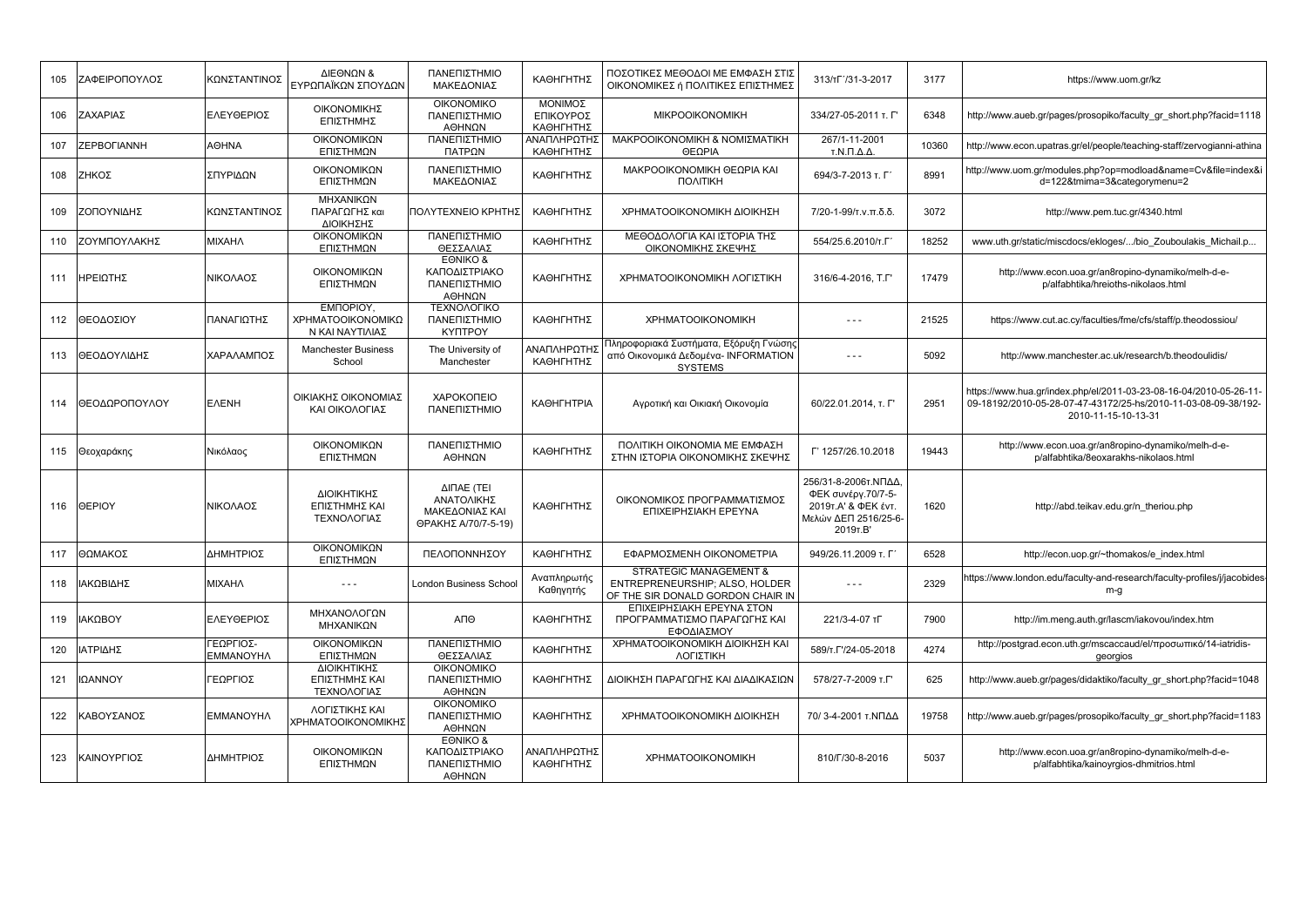| 105 | ΖΑΦΕΙΡΟΠΟΥΛΟΣ | ΚΩΝΣΤΑΝΤΙΝΟΣ | ΔΙΕΘΝΩΝ & ΕΥΡΩΠΑΪΚΩΝ ΣΠΟΥΔΩΝ | ΠΑΝΕΠΙΣΤΗΜΙΟ ΜΑΚΕΔΟΝΙΑΣ | ΚΑΘΗΓΗΤΗΣ | ΠΟΣΟΤΙΚΕΣ ΜΕΘΟΔΟΙ ΜΕ ΕΜΦΑΣΗ ΣΤΙΣ ΟΙΚΟΝΟΜΙΚΕΣ ή ΠΟΛΙΤΙΚΕΣ ΕΠΙΣΤΗΜΕΣ | 313/τΓ΄/31-3-2017 | 3177 | https://www.uom.gr/kz |
|---|---|---|---|---|---|---|---|---|---|
| 106 | ΖΑΧΑΡΙΑΣ | ΕΛΕΥΘΕΡΙΟΣ | ΟΙΚΟΝΟΜΙΚΗΣ ΕΠΙΣΤΗΜΗΣ | ΟΙΚΟΝΟΜΙΚΟ ΠΑΝΕΠΙΣΤΗΜΙΟ ΑΘΗΝΩΝ | ΜΟΝΙΜΟΣ ΕΠΙΚΟΥΡΟΣ ΚΑΘΗΓΗΤΗΣ | ΜΙΚΡΟΟΙΚΟΝΟΜΙΚΗ | 334/27-05-2011 τ. Γ' | 6348 | http://www.aueb.gr/pages/prosopiko/faculty_gr_short.php?facid=1118 |
| 107 | ΖΕΡΒΟΓΙΑΝΝΗ | ΑΘΗΝΑ | ΟΙΚΟΝΟΜΙΚΩΝ ΕΠΙΣΤΗΜΩΝ | ΠΑΝΕΠΙΣΤΗΜΙΟ ΠΑΤΡΩΝ | ΑΝΑΠΛΗΡΩΤΗΣ ΚΑΘΗΓΗΤΗΣ | ΜΑΚΡΟΟΙΚΟΝΟΜΙΚΗ & ΝΟΜΙΣΜΑΤΙΚΗ ΘΕΩΡΙΑ | 267/1-11-2001 τ.Ν.Π.Δ.Δ. | 10360 | http://www.econ.upatras.gr/el/people/teaching-staff/zervogianni-athina |
| 108 | ΖΗΚΟΣ | ΣΠΥΡΙΔΩΝ | ΟΙΚΟΝΟΜΙΚΩΝ ΕΠΙΣΤΗΜΩΝ | ΠΑΝΕΠΙΣΤΗΜΙΟ ΜΑΚΕΔΟΝΙΑΣ | ΚΑΘΗΓΗΤΗΣ | ΜΑΚΡΟΟΙΚΟΝΟΜΙΚΗ ΘΕΩΡΙΑ ΚΑΙ ΠΟΛΙΤΙΚΗ | 694/3-7-2013 τ. Γ΄ | 8991 | http://www.uom.gr/modules.php?op=modload&name=Cv&file=index&id=122&tmima=3&categorymenu=2 |
| 109 | ΖΟΠΟΥΝΙΔΗΣ | ΚΩΝΣΤΑΝΤΙΝΟΣ | ΜΗΧΑΝΙΚΩΝ ΠΑΡΑΓΩΓΗΣ και ΔΙΟΙΚΗΣΗΣ | ΠΟΛΥΤΕΧΝΕΙΟ ΚΡΗΤΗΣ | ΚΑΘΗΓΗΤΗΣ | ΧΡΗΜΑΤΟΟΙΚΟΝΟΜΙΚΗ ΔΙΟΙΚΗΣΗ | 7/20-1-99/τ.ν.π.δ.δ. | 3072 | http://www.pem.tuc.gr/4340.html |
| 110 | ΖΟΥΜΠΟΥΛΑΚΗΣ | ΜΙΧΑΗΛ | ΟΙΚΟΝΟΜΙΚΩΝ ΕΠΙΣΤΗΜΩΝ | ΠΑΝΕΠΙΣΤΗΜΙΟ ΘΕΣΣΑΛΙΑΣ | ΚΑΘΗΓΗΤΗΣ | ΜΕΘΟΔΟΛΟΓΙΑ ΚΑΙ ΙΣΤΟΡΙΑ ΤΗΣ ΟΙΚΟΝΟΜΙΚΗΣ ΣΚΕΨΗΣ | 554/25.6.2010/τ.Γ΄ | 18252 | www.uth.gr/static/miscdocs/ekloges/.../bio_Zouboulakis_Michail.p... |
| 111 | ΗΡΕΙΩΤΗΣ | ΝΙΚΟΛΑΟΣ | ΟΙΚΟΝΟΜΙΚΩΝ ΕΠΙΣΤΗΜΩΝ | ΕΘΝΙΚΟ & ΚΑΠΟΔΙΣΤΡΙΑΚΟ ΠΑΝΕΠΙΣΤΗΜΙΟ ΑΘΗΝΩΝ | ΚΑΘΗΓΗΤΗΣ | ΧΡΗΜΑΤΟΟΙΚΟΝΟΜΙΚΗ ΛΟΓΙΣΤΙΚΗ | 316/6-4-2016, Τ.Γ' | 17479 | http://www.econ.uoa.gr/an8ropino-dynamiko/melh-d-e-p/alfabhtika/hreioths-nikolaos.html |
| 112 | ΘΕΟΔΟΣΙΟΥ | ΠΑΝΑΓΙΩΤΗΣ | ΕΜΠΟΡΙΟΥ, ΧΡΗΜΑΤΟΟΙΚΟΝΟΜΙΚΩΝ ΚΑΙ ΝΑΥΤΙΛΙΑΣ | ΤΕΧΝΟΛΟΓΙΚΟ ΠΑΝΕΠΙΣΤΗΜΙΟ ΚΥΠΤΡΟΥ | ΚΑΘΗΓΗΤΗΣ | ΧΡΗΜΑΤΟΟΙΚΟΝΟΜΙΚΗ | - - - | 21525 | https://www.cut.ac.cy/faculties/fme/cfs/staff/p.theodossiou/ |
| 113 | ΘΕΟΔΟΥΛΙΔΗΣ | ΧΑΡΑΛΑΜΠΟΣ | Manchester Business School | The University of Manchester | ΑΝΑΠΛΗΡΩΤΗΣ ΚΑΘΗΓΗΤΗΣ | Πληροφοριακά Συστήματα, Εξόρυξη Γνώσης από Οικονομικά Δεδομένα- INFORMATION SYSTEMS | - - - | 5092 | http://www.manchester.ac.uk/research/b.theodoulidis/ |
| 114 | ΘΕΟΔΩΡΟΠΟΥΛΟΥ | ΕΛΕΝΗ | ΟΙΚΙΑΚΗΣ ΟΙΚΟΝΟΜΙΑΣ ΚΑΙ ΟΙΚΟΛΟΓΙΑΣ | ΧΑΡΟΚΟΠΕΙΟ ΠΑΝΕΠΙΣΤΗΜΙΟ | ΚΑΘΗΓΗΤΡΙΑ | Αγροτική και Οικιακή Οικονομία | 60/22.01.2014, τ. Γ' | 2951 | https://www.hua.gr/index.php/el/2011-03-23-08-16-04/2010-05-26-11-09-18192/2010-05-28-07-47-43172/25-hs/2010-11-03-08-09-38/192-2010-11-15-10-13-31 |
| 115 | Θεοχαράκης | Νικόλαος | ΟΙΚΟΝΟΜΙΚΩΝ ΕΠΙΣΤΗΜΩΝ | ΠΑΝΕΠΙΣΤΗΜΙΟ ΑΘΗΝΩΝ | ΚΑΘΗΓΗΤΗΣ | ΠΟΛΙΤΙΚΗ ΟΙΚΟΝΟΜΙΑ ΜΕ ΕΜΦΑΣΗ ΣΤΗΝ ΙΣΤΟΡΙΑ ΟΙΚΟΝΟΜΙΚΗΣ ΣΚΕΨΗΣ | Γ' 1257/26.10.2018 | 19443 | http://www.econ.uoa.gr/an8ropino-dynamiko/melh-d-e-p/alfabhtika/8eoxarakhs-nikolaos.html |
| 116 | ΘΕΡΙΟΥ | ΝΙΚΟΛΑΟΣ | ΔΙΟΙΚΗΤΙΚΗΣ ΕΠΙΣΤΗΜΗΣ ΚΑΙ ΤΕΧΝΟΛΟΓΙΑΣ | ΔΙΠΑΕ (ΤΕΙ ΑΝΑΤΟΛΙΚΗΣ ΜΑΚΕΔΟΝΙΑΣ ΚΑΙ ΘΡΑΚΗΣ Α/70/7-5-19) | ΚΑΘΗΓΗΤΗΣ | ΟΙΚΟΝΟΜΙΚΟΣ ΠΡΟΓΡΑΜΜΑΤΙΣΜΟΣ ΕΠΙΧΕΙΡΗΣΙΑΚΗ ΕΡΕΥΝΑ | 256/31-8-2006τ.ΝΠΔΔ, ΦΕΚ συνέργ.70/7-5-2019τ.Α' & ΦΕΚ έντ. Μελών ΔΕΠ 2516/25-6-2019τ.Β' | 1620 | http://abd.teikav.edu.gr/n_theriou.php |
| 117 | ΘΩΜΑΚΟΣ | ΔΗΜΗΤΡΙΟΣ | ΟΙΚΟΝΟΜΙΚΩΝ ΕΠΙΣΤΗΜΩΝ | ΠΕΛΟΠΟΝΝΗΣΟΥ | ΚΑΘΗΓΗΤΗΣ | ΕΦΑΡΜΟΣΜΕΝΗ ΟΙΚΟΝΟΜΕΤΡΙΑ | 949/26.11.2009 τ. Γ΄ | 6528 | http://econ.uop.gr/~thomakos/e_index.html |
| 118 | ΙΑΚΩΒΙΔΗΣ | ΜΙΧΑΗΛ | - - - | London Business School | Αναπληρωτής Καθηγητής | STRATEGIC MANAGEMENT & ENTREPRENEURSHIP; ALSO, HOLDER OF THE SIR DONALD GORDON CHAIR IN | - - - | 2329 | https://www.london.edu/faculty-and-research/faculty-profiles/j/jacobides-m-g |
| 119 | ΙΑΚΩΒΟΥ | ΕΛΕΥΘΕΡΙΟΣ | ΜΗΧΑΝΟΛΟΓΩΝ ΜΗΧΑΝΙΚΩΝ | ΑΠΘ | ΚΑΘΗΓΗΤΗΣ | ΕΠΙΧΕΙΡΗΣΙΑΚΗ ΕΡΕΥΝΑ ΣΤΟΝ ΠΡΟΓΡΑΜΜΑΤΙΣΜΟ ΠΑΡΑΓΩΓΗΣ ΚΑΙ ΕΦΟΔΙΑΣΜΟΥ | 221/3-4-07 τΓ | 7900 | http://im.meng.auth.gr/lascm/iakovou/index.htm |
| 120 | ΙΑΤΡΙΔΗΣ | ΓΕΩΡΓΙΟΣ-ΕΜΜΑΝΟΥΗΛ | ΟΙΚΟΝΟΜΙΚΩΝ ΕΠΙΣΤΗΜΩΝ | ΠΑΝΕΠΙΣΤΗΜΙΟ ΘΕΣΣΑΛΙΑΣ | ΚΑΘΗΓΗΤΗΣ | ΧΡΗΜΑΤΟΟΙΚΟΝΟΜΙΚΗ ΔΙΟΙΚΗΣΗ ΚΑΙ ΛΟΓΙΣΤΙΚΗ | 589/τ.Γ'/24-05-2018 | 4274 | http://postgrad.econ.uth.gr/mscaccaud/el/προσωπικό/14-iatridis-georgios |
| 121 | ΙΩΑΝΝΟΥ | ΓΕΩΡΓΙΟΣ | ΔΙΟΙΚΗΤΙΚΗΣ ΕΠΙΣΤΗΜΗΣ ΚΑΙ ΤΕΧΝΟΛΟΓΙΑΣ | ΟΙΚΟΝΟΜΙΚΟ ΠΑΝΕΠΙΣΤΗΜΙΟ ΑΘΗΝΩΝ | ΚΑΘΗΓΗΤΗΣ | ΔΙΟΙΚΗΣΗ ΠΑΡΑΓΩΓΗΣ ΚΑΙ ΔΙΑΔΙΚΑΣΙΩΝ | 578/27-7-2009 τ.Γ' | 625 | http://www.aueb.gr/pages/didaktiko/faculty_gr_short.php?facid=1048 |
| 122 | ΚΑΒΟΥΣΑΝΟΣ | ΕΜΜΑΝΟΥΗΛ | ΛΟΓΙΣΤΙΚΗΣ ΚΑΙ ΧΡΗΜΑΤΟΟΙΚΟΝΟΜΙΚΗΣ | ΟΙΚΟΝΟΜΙΚΟ ΠΑΝΕΠΙΣΤΗΜΙΟ ΑΘΗΝΩΝ | ΚΑΘΗΓΗΤΗΣ | ΧΡΗΜΑΤΟΟΙΚΟΝΟΜΙΚΗ ΔΙΟΙΚΗΣΗ | 70/ 3-4-2001 τ.ΝΠΔΔ | 19758 | http://www.aueb.gr/pages/prosopiko/faculty_gr_short.php?facid=1183 |
| 123 | ΚΑΙΝΟΥΡΓΙΟΣ | ΔΗΜΗΤΡΙΟΣ | ΟΙΚΟΝΟΜΙΚΩΝ ΕΠΙΣΤΗΜΩΝ | ΕΘΝΙΚΟ & ΚΑΠΟΔΙΣΤΡΙΑΚΟ ΠΑΝΕΠΙΣΤΗΜΙΟ ΑΘΗΝΩΝ | ΑΝΑΠΛΗΡΩΤΗΣ ΚΑΘΗΓΗΤΗΣ | ΧΡΗΜΑΤΟΟΙΚΟΝΟΜΙΚΗ | 810/Γ/30-8-2016 | 5037 | http://www.econ.uoa.gr/an8ropino-dynamiko/melh-d-e-p/alfabhtika/kainoyrgios-dhmitrios.html |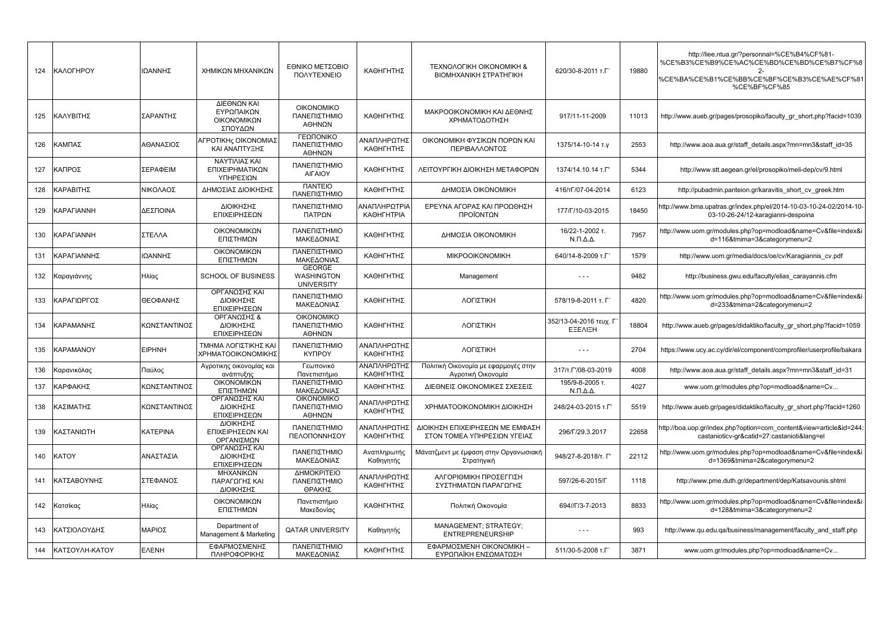| | | | | | | | | | |
|---|---|---|---|---|---|---|---|---|---|
| 124 | ΚΑΛΟΓΗΡΟΥ | ΙΩΑΝΝΗΣ | ΧΗΜΙΚΩΝ ΜΗΧΑΝΙΚΩΝ | ΕΘΝΙΚΟ ΜΕΤΣΟΒΙΟ ΠΟΛΥΤΕΧΝΕΙΟ | ΚΑΘΗΓΗΤΗΣ | ΤΕΧΝΟΛΟΓΙΚΗ ΟΙΚΟΝΟΜΙΚΗ & ΒΙΟΜΗΧΑΝΙΚΗ ΣΤΡΑΤΗΓΙΚΗ | 620/30-8-2011 τ.Γ΄ | 19880 | http://liee.ntua.gr/?personnal=%CE%B4%CF%81-%CE%B3%CE%B9%CE%AC%CE%BD%CE%BD%CE%B7%CF%82-%CE%BA%CE%B1%CE%BB%CE%BF%CE%B3%CE%AE%CF%81%CE%BF%CF%85 |
| 125 | ΚΑΛΥΒΙΤΗΣ | ΣΑΡΑΝΤΗΣ | ΔΙΕΘΝΩΝ ΚΑΙ ΕΥΡΩΠΑΙΚΩΝ ΟΙΚΟΝΟΜΙΚΩΝ ΣΠΟΥΔΩΝ | ΟΙΚΟΝΟΜΙΚΟ ΠΑΝΕΠΙΣΤΗΜΙΟ ΑΘΗΝΩΝ | ΚΑΘΗΓΗΤΗΣ | ΜΑΚΡΟΟΙΚΟΝΟΜΙΚΗ ΚΑΙ ΔΕΘΝΗΣ ΧΡΗΜΑΤΟΔΟΤΗΣΗ | 917/11-11-2009 | 11013 | http://www.aueb.gr/pages/prosopiko/faculty_gr_short.php?facid=1039 |
| 126 | ΚΑΜΠΑΣ | ΑΘΑΝΑΣΙΟΣ | ΑΓΡΟΤΙΚΗς ΟΙΚΟΝΟΜΙΑΣ ΚΑΙ ΑΝΑΠΤΥΞΗΣ | ΓΕΩΠΟΝΙΚΟ ΠΑΝΕΠΙΣΤΗΜΙΟ ΑΘΗΝΩΝ | ΑΝΑΠΛΗΡΩΤΗΣ ΚΑΘΗΓΗΤΗΣ | ΟΙΚΟΝΟΜΙΚΗ ΦΥΣΙΚΩΝ ΠΟΡΩΝ ΚΑΙ ΠΕΡΙΒΑΛΛΟΝΤΟΣ | 1375/14-10-14 τ.γ | 2553 | http://www.aoa.aua.gr/staff_details.aspx?mn=mn3&staff_id=35 |
| 127 | ΚΑΠΡΟΣ | ΣΕΡΑΦΕΙΜ | ΝΑΥΤΙΛΙΑΣ ΚΑΙ ΕΠΙΧΕΙΡΗΜΑΤΙΚΩΝ ΥΠΗΡΕΣΙΩΝ | ΠΑΝΕΠΙΣΤΗΜΙΟ ΑΙΓΑΙΟΥ | ΚΑΘΗΓΗΤΗΣ | ΛΕΙΤΟΥΡΓΙΚΗ ΔΙΟΙΚΗΣΗ ΜΕΤΑΦΟΡΩΝ | 1374/14.10.14 τ.Γ' | 5344 | http://www.stt.aegean.gr/el/prosopiko/meli-dep/cv/9.html |
| 128 | ΚΑΡΑΒΙΤΗΣ | ΝΙΚΟΛΑΟΣ | ΔΗΜΟΣΙΑΣ ΔΙΟΙΚΗΣΗΣ | ΠΑΝΤΕΙΟ ΠΑΝΕΠΙΣΤΗΜΙΟ | ΚΑΘΗΓΗΤΗΣ | ΔΗΜΟΣΙΑ ΟΙΚΟΝΟΜΙΚΗ | 416/τΓ/07-04-2014 | 6123 | http://pubadmin.panteion.gr/karavitis_short_cv_greek.htm |
| 129 | ΚΑΡΑΓΙΑΝΝΗ | ΔΕΣΠΟΙΝΑ | ΔΙΟΙΚΗΣΗΣ ΕΠΙΧΕΙΡΗΣΕΩΝ | ΠΑΝΕΠΙΣΤΗΜΙΟ ΠΑΤΡΩΝ | ΑΝΑΠΛΗΡΩΤΡΙΑ ΚΑΘΗΓΗΤΡΙΑ | ΕΡΕΥΝΑ ΑΓΟΡΑΣ ΚΑΙ ΠΡΟΩΘΗΣΗ ΠΡΟΪΟΝΤΩΝ | 177/Γ/10-03-2015 | 18450 | http://www.bma.upatras.gr/index.php/el/2014-10-03-10-24-02/2014-10-03-10-26-24/12-karagianni-despoina |
| 130 | ΚΑΡΑΓΙΑΝΝΗ | ΣΤΕΛΛΑ | ΟΙΚΟΝΟΜΙΚΩΝ ΕΠΙΣΤΗΜΩΝ | ΠΑΝΕΠΙΣΤΗΜΙΟ ΜΑΚΕΔΟΝΙΑΣ | ΚΑΘΗΓΗΤΗΣ | ΔΗΜΟΣΙΑ ΟΙΚΟΝΟΜΙΚΗ | 16/22-1-2002 τ. Ν.Π.Δ.Δ. | 7957 | http://www.uom.gr/modules.php?op=modload&name=Cv&file=index&id=116&tmima=3&categorymenu=2 |
| 131 | ΚΑΡΑΓΙΑΝΝΗΣ | ΙΩΑΝΝΗΣ | ΟΙΚΟΝΟΜΙΚΩΝ ΕΠΙΣΤΗΜΩΝ | ΠΑΝΕΠΙΣΤΗΜΙΟ ΜΑΚΕΔΟΝΙΑΣ | ΚΑΘΗΓΗΤΗΣ | ΜΙΚΡΟΟΙΚΟΝΟΜΙΚΗ | 640/14-8-2009 τ.Γ΄ | 1579 | http://www.uom.gr/media/docs/oe/cv/Karagiannis_cv.pdf |
| 132 | Καραγιάννης | Ηλίας | SCHOOL OF BUSINESS | GEORGE WASHINGTON UNIVERSITY | ΚΑΘΗΓΗΤΗΣ | Management | - - - | 9482 | http://business.gwu.edu/faculty/elias_carayannis.cfm |
| 133 | ΚΑΡΑΓΙΩΡΓΟΣ | ΘΕΟΦΑΝΗΣ | ΟΡΓΑΝΩΣΗΣ ΚΑΙ ΔΙΟΙΚΗΣΗΣ ΕΠΙΧΕΙΡΗΣΕΩΝ | ΠΑΝΕΠΙΣΤΗΜΙΟ ΜΑΚΕΔΟΝΙΑΣ | ΚΑΘΗΓΗΤΗΣ | ΛΟΓΙΣΤΙΚΗ | 578/19-8-2011 τ. Γ΄ | 4820 | http://www.uom.gr/modules.php?op=modload&name=Cv&file=index&id=233&tmima=2&categorymenu=2 |
| 134 | ΚΑΡΑΜΑΝΗΣ | ΚΩΝΣΤΑΝΤΙΝΟΣ | ΟΡΓΑΝΩΣΗΣ & ΔΙΟΙΚΗΣΗΣ ΕΠΙΧΕΙΡΗΣΕΩΝ | ΟΙΚΟΝΟΜΙΚΟ ΠΑΝΕΠΙΣΤΗΜΙΟ ΑΘΗΝΩΝ | ΚΑΘΗΓΗΤΗΣ | ΛΟΓΙΣΤΙΚΗ | 352/13-04-2016 τευχ. Γ΄ ΕΞΕΛΙΞΗ | 18804 | http://www.aueb.gr/pages/didaktiko/faculty_gr_short.php?facid=1059 |
| 135 | ΚΑΡΑΜΑΝΟΥ | ΕΙΡΗΝΗ | ΤΜΗΜΑ ΛΟΓΙΣΤΙΚΗΣ ΚΑΙ ΧΡΗΜΑΤΟΟΙΚΟΝΟΜΙΚΗΣ | ΠΑΝΕΠΙΣΤΗΜΙΟ ΚΥΠΡΟΥ | ΑΝΑΠΛΗΡΩΤΗΣ ΚΑΘΗΓΗΤΗΣ | ΛΟΓΙΣΤΙΚΗ | - - - | 2704 | https://www.ucy.ac.cy/dir/el/component/comprofiler/userprofile/bakara |
| 136 | Καρανικόλας | Παύλος | Αγροτικης οικονομίας και ανάπτυξης | Γεωπονικό Πανεπιστήμιο | ΑΝΑΠΛΗΡΩΤΗΣ ΚΑΘΗΓΗΤΗΣ | Πολιτική Οικονομία με εφαρμογές στην Αγροτική Οικονομία | 317/τ.Γ'/08-03-2019 | 4008 | http://www.aoa.aua.gr/staff_details.aspx?mn=mn3&staff_id=31 |
| 137 | ΚΑΡΦΑΚΗΣ | ΚΩΝΣΤΑΝΤΙΝΟΣ | ΟΙΚΟΝΟΜΙΚΩΝ ΕΠΙΣΤΗΜΩΝ | ΠΑΝΕΠΙΣΤΗΜΙΟ ΜΑΚΕΔΟΝΙΑΣ | ΚΑΘΗΓΗΤΗΣ | ΔΙΕΘΝΕΙΣ ΟΙΚΟΝΟΜΙΚΕΣ ΣΧΕΣΕΙΣ | 195/9-8-2005 τ. Ν.Π.Δ.Δ. | 4027 | www.uom.gr/modules.php?op=modload&name=Cv... |
| 138 | ΚΑΣΙΜΑΤΗΣ | ΚΩΝΣΤΑΝΤΙΝΟΣ | ΟΡΓΑΝΩΣΗΣ ΚΑΙ ΔΙΟΙΚΗΣΗΣ ΕΠΙΧΕΙΡΗΣΕΩΝ | ΟΙΚΟΝΟΜΙΚΟ ΠΑΝΕΠΙΣΤΗΜΙΟ ΑΘΗΝΩΝ | ΑΝΑΠΛΗΡΩΤΗΣ ΚΑΘΗΓΗΤΗΣ | ΧΡΗΜΑΤΟΟΙΚΟΝΟΜΙΚΗ ΔΙΟΙΚΗΣΗ | 248/24-03-2015 τ.Γ' | 5519 | http://www.aueb.gr/pages/didaktiko/faculty_gr_short.php?facid=1260 |
| 139 | ΚΑΣΤΑΝΙΩΤΗ | ΚΑΤΕΡΙΝΑ | ΔΙΟΙΚΗΣΗΣ ΕΠΙΧΕΙΡΗΣΕΩΝ ΚΑΙ ΟΡΓΑΝΙΣΜΩΝ | ΠΑΝΕΠΙΣΤΗΜΙΟ ΠΕΛΟΠΟΝΝΗΣΟΥ | ΑΝΑΠΛΗΡΩΤΗΣ ΚΑΘΗΓΗΤΗΣ | ΔΙΟΙΚΗΣΗ ΕΠΙΧΕΙΡΗΣΕΩΝ ΜΕ ΕΜΦΑΣΗ ΣΤΟΝ ΤΟΜΕΑ ΥΠΗΡΕΣΙΩΝ ΥΓΕΙΑΣ | 296/Γ/29.3.2017 | 22658 | http://boa.uop.gr/index.php?option=com_content&view=article&id=244:castanioticv-gr&catid=27:castanioti&lang=el |
| 140 | ΚΑΤΟΥ | ΑΝΑΣΤΑΣΙΑ | ΟΡΓΑΝΩΣΗΣ ΚΑΙ ΔΙΟΙΚΗΣΗΣ ΕΠΙΧΕΙΡΗΣΕΩΝ | ΠΑΝΕΠΙΣΤΗΜΙΟ ΜΑΚΕΔΟΝΙΑΣ | Αναπληρωτής Καθηγητής | Μάνατζμεντ με έμφαση στην Οργανωσιακή Στρατηγική | 948/27-8-2018/τ. Γ' | 22112 | http://www.uom.gr/modules.php?op=modload&name=Cv&file=index&id=1369&tmima=2&categorymenu=2 |
| 141 | ΚΑΤΣΑΒΟΥΝΗΣ | ΣΤΕΦΑΝΟΣ | ΜΗΧΑΝΙΚΩΝ ΠΑΡΑΓΩΓΗΣ ΚΑΙ ΔΙΟΙΚΗΣΗΣ | ΔΗΜΟΚΡΙΤΕΙΟ ΠΑΝΕΠΙΣΤΗΜΙΟ ΘΡΑΚΗΣ | ΑΝΑΠΛΗΡΩΤΗΣ ΚΑΘΗΓΗΤΗΣ | ΑΛΓΟΡΙΘΜΙΚΗ ΠΡΟΣΕΓΓΙΣΗ ΣΥΣΤΗΜΑΤΩΝ ΠΑΡΑΓΩΓΗΣ | 597/26-6-2015/Γ | 1118 | http://www.pme.duth.gr/department/dep/Katsavounis.shtml |
| 142 | Κατσίκας | Ηλίας | ΟΙΚΟΝΟΜΙΚΩΝ ΕΠΙΣΤΗΜΩΝ | Πανεπιστήμιο Μακεδονίας | ΚΑΘΗΓΗΤΗΣ | Πολιτική Οικονομία | 694//Γ/3-7-2013 | 8833 | http://www.uom.gr/modules.php?op=modload&name=Cv&file=index&id=128&tmima=3&categorymenu=2 |
| 143 | ΚΑΤΣΙΟΛΟΥΔΗΣ | ΜΑΡΙΟΣ | Department of Management & Marketing | QATAR UNIVERSITY | Καθηγητής | MANAGEMENT; STRATEGY; ENTREPRENEURSHIP | - - - | 993 | http://www.qu.edu.qa/business/management/faculty_and_staff.php |
| 144 | ΚΑΤΣΟΥΛΗ-ΚΑΤΟΥ | ΕΛΕΝΗ | ΕΦΑΡΜΟΣΜΕΝΗΣ ΠΛΗΡΟΦΟΡΙΚΗΣ | ΠΑΝΕΠΙΣΤΗΜΙΟ ΜΑΚΕΔΟΝΙΑΣ | ΚΑΘΗΓΗΤΗΣ | ΕΦΑΡΜΟΣΜΕΝΗ ΟΙΚΟΝΟΜΙΚΗ – ΕΥΡΩΠΑΪΚΗ ΕΝΣΩΜΑΤΩΣΗ | 511/30-5-2008 τ.Γ΄ | 3871 | www.uom.gr/modules.php?op=modload&name=Cv... |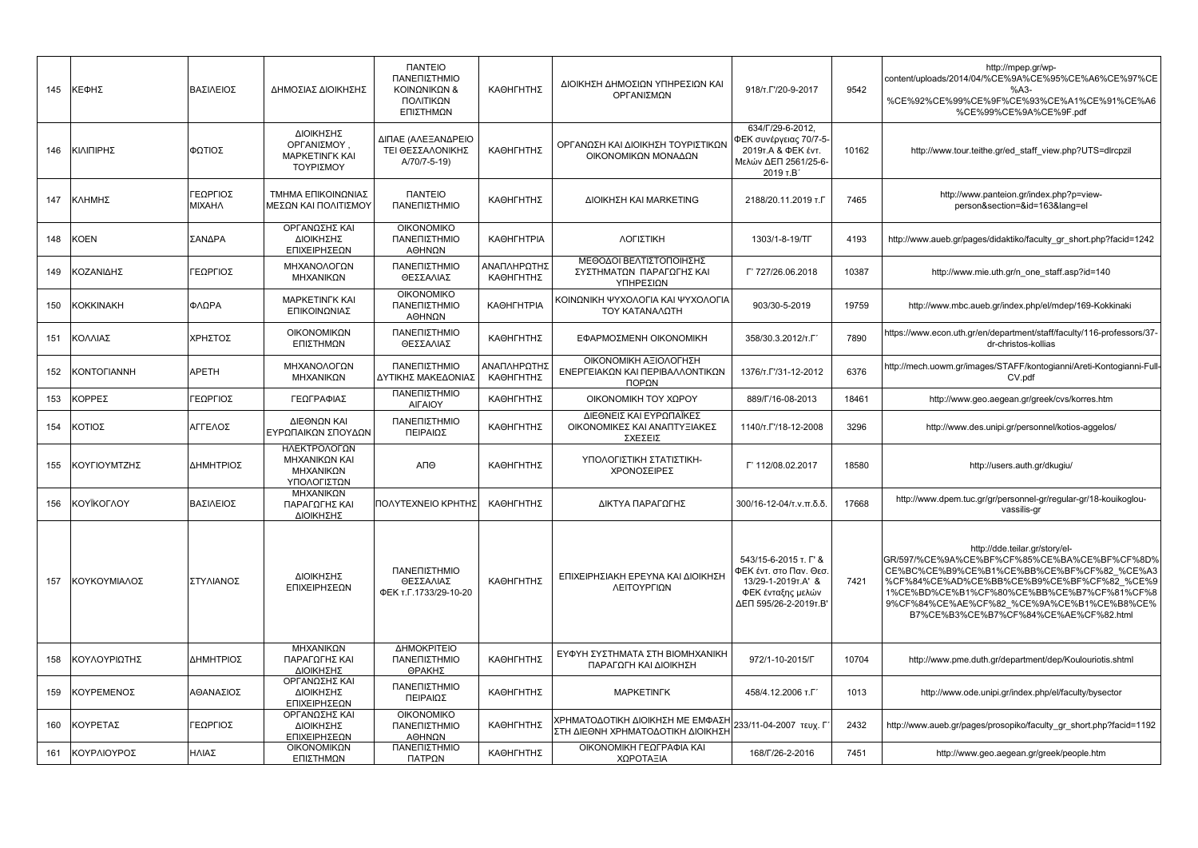| 145 | ΚΕΦΗΣ | ΒΑΣΙΛΕΙΟΣ | ΔΗΜΟΣΙΑΣ ΔΙΟΙΚΗΣΗΣ | ΠΑΝΤΕΙΟ ΠΑΝΕΠΙΣΤΗΜΙΟ ΚΟΙΝΩΝΙΚΩΝ & ΠΟΛΙΤΙΚΩΝ ΕΠΙΣΤΗΜΩΝ | ΚΑΘΗΓΗΤΗΣ | ΔΙΟΙΚΗΣΗ ΔΗΜΟΣΙΩΝ ΥΠΗΡΕΣΙΩΝ ΚΑΙ ΟΡΓΑΝΙΣΜΩΝ | 918/τ.Γ'/20-9-2017 | 9542 | http://mpep.gr/wp-content/uploads/2014/04/%CE%9A%CE%95%CE%A6%CE%97%CE%A3-%CE%92%CE%99%CE%9F%CE%93%CE%A1%CE%91%CE%A6%CE%99%CE%9A%CE%9F.pdf |
|---|---|---|---|---|---|---|---|---|---|
| 146 | ΚΙΛΙΠΙΡΗΣ | ΦΩΤΙΟΣ | ΔΙΟΙΚΗΣΗΣ ΟΡΓΑΝΙΣΜΟΥ , ΜΑΡΚΕΤΙΝΓΚ ΚΑΙ ΤΟΥΡΙΣΜΟΥ | ΔΙΠΑΕ (ΑΛΕΞΑΝΔΡΕΙΟ ΤΕΙ ΘΕΣΣΑΛΟΝΙΚΗΣ Α/70/7-5-19) | ΚΑΘΗΓΗΤΗΣ | ΟΡΓΑΝΩΣΗ ΚΑΙ ΔΙΟΙΚΗΣΗ ΤΟΥΡΙΣΤΙΚΩΝ ΟΙΚΟΝΟΜΙΚΩΝ ΜΟΝΑΔΩΝ | 634/Γ/29-6-2012, ΦΕΚ συνέργειας 70/7-5-2019τ.Α & ΦΕΚ έντ. Μελών ΔΕΠ 2561/25-6-2019 τ.Β΄ | 10162 | http://www.tour.teithe.gr/ed_staff_view.php?UTS=dlrcpzil |
| 147 | ΚΛΗΜΗΣ | ΓΕΩΡΓΙΟΣ ΜΙΧΑΗΛ | ΤΜΗΜΑ ΕΠΙΚΟΙΝΩΝΙΑΣ ΜΕΣΩΝ ΚΑΙ ΠΟΛΙΤΙΣΜΟΥ | ΠΑΝΤΕΙΟ ΠΑΝΕΠΙΣΤΗΜΙΟ | ΚΑΘΗΓΗΤΗΣ | ΔΙΟΙΚΗΣΗ ΚΑΙ MARKETING | 2188/20.11.2019 τ.Γ | 7465 | http://www.panteion.gr/index.php?p=view-person&section=&id=163&lang=el |
| 148 | ΚΟΕΝ | ΣΑΝΔΡΑ | ΟΡΓΑΝΩΣΗΣ ΚΑΙ ΔΙΟΙΚΗΣΗΣ ΕΠΙΧΕΙΡΗΣΕΩΝ | ΟΙΚΟΝΟΜΙΚΟ ΠΑΝΕΠΙΣΤΗΜΙΟ ΑΘΗΝΩΝ | ΚΑΘΗΓΗΤΡΙΑ | ΛΟΓΙΣΤΙΚΗ | 1303/1-8-19/ΤΓ | 4193 | http://www.aueb.gr/pages/didaktiko/faculty_gr_short.php?facid=1242 |
| 149 | ΚΟΖΑΝΙΔΗΣ | ΓΕΩΡΓΙΟΣ | ΜΗΧΑΝΟΛΟΓΩΝ ΜΗΧΑΝΙΚΩΝ | ΠΑΝΕΠΙΣΤΗΜΙΟ ΘΕΣΣΑΛΙΑΣ | ΑΝΑΠΛΗΡΩΤΗΣ ΚΑΘΗΓΗΤΗΣ | ΜΕΘΟΔΟΙ ΒΕΛΤΙΣΤΟΠΟΙΗΣΗΣ ΣΥΣΤΗΜΑΤΩΝ ΠΑΡΑΓΩΓΗΣ ΚΑΙ ΥΠΗΡΕΣΙΩΝ | Γ' 727/26.06.2018 | 10387 | http://www.mie.uth.gr/n_one_staff.asp?id=140 |
| 150 | ΚΟΚΚΙΝΑΚΗ | ΦΛΩΡΑ | ΜΑΡΚΕΤΙΝΓΚ ΚΑΙ ΕΠΙΚΟΙΝΩΝΙΑΣ | ΟΙΚΟΝΟΜΙΚΟ ΠΑΝΕΠΙΣΤΗΜΙΟ ΑΘΗΝΩΝ | ΚΑΘΗΓΗΤΡΙΑ | ΚΟΙΝΩΝΙΚΗ ΨΥΧΟΛΟΓΙΑ ΚΑΙ ΨΥΧΟΛΟΓΙΑ ΤΟΥ ΚΑΤΑΝΑΛΩΤΗ | 903/30-5-2019 | 19759 | http://www.mbc.aueb.gr/index.php/el/mdep/169-Kokkinaki |
| 151 | ΚΟΛΛΙΑΣ | ΧΡΗΣΤΟΣ | ΟΙΚΟΝΟΜΙΚΩΝ ΕΠΙΣΤΗΜΩΝ | ΠΑΝΕΠΙΣΤΗΜΙΟ ΘΕΣΣΑΛΙΑΣ | ΚΑΘΗΓΗΤΗΣ | ΕΦΑΡΜΟΣΜΕΝΗ ΟΙΚΟΝΟΜΙΚΗ | 358/30.3.2012/τ.Γ΄ | 7890 | https://www.econ.uth.gr/en/department/staff/faculty/116-professors/37-dr-christos-kollias |
| 152 | ΚΟΝΤΟΓΙΑΝΝΗ | ΑΡΕΤΗ | ΜΗΧΑΝΟΛΟΓΩΝ ΜΗΧΑΝΙΚΩΝ | ΠΑΝΕΠΙΣΤΗΜΙΟ ΔΥΤΙΚΗΣ ΜΑΚΕΔΟΝΙΑΣ | ΑΝΑΠΛΗΡΩΤΗΣ ΚΑΘΗΓΗΤΗΣ | ΟΙΚΟΝΟΜΙΚΗ ΑΞΙΟΛΟΓΗΣΗ ΕΝΕΡΓΕΙΑΚΩΝ ΚΑΙ ΠΕΡΙΒΑΛΛΟΝΤΙΚΩΝ ΠΟΡΩΝ | 1376/τ.Γ'/31-12-2012 | 6376 | http://mech.uowm.gr/images/STAFF/kontogianni/Areti-Kontogianni-Full-CV.pdf |
| 153 | ΚΟΡΡΕΣ | ΓΕΩΡΓΙΟΣ | ΓΕΩΓΡΑΦΙΑΣ | ΠΑΝΕΠΙΣΤΗΜΙΟ ΑΙΓΑΙΟΥ | ΚΑΘΗΓΗΤΗΣ | ΟΙΚΟΝΟΜΙΑ ΤΟΥ ΧΩΡΟΥ | 889/Γ/16-08-2013 | 18461 | http://www.geo.aegean.gr/greek/cvs/korres.htm |
| 154 | ΚΟΤΙΟΣ | ΑΓΓΕΛΟΣ | ΔΙΕΘΝΩΝ ΚΑΙ ΕΥΡΩΠΑΙΚΩΝ ΣΠΟΥΔΩΝ | ΠΑΝΕΠΙΣΤΗΜΙΟ ΠΕΙΡΑΙΩΣ | ΚΑΘΗΓΗΤΗΣ | ΔΙΕΘΝΕΙΣ ΚΑΙ ΕΥΡΩΠΑΪΚΕΣ ΟΙΚΟΝΟΜΙΚΕΣ ΚΑΙ ΑΝΑΠΤΥΞΙΑΚΕΣ ΣΧΕΣΕΙΣ | 1140/τ.Γ'/18-12-2008 | 3296 | http://www.des.unipi.gr/personnel/kotios-aggelos/ |
| 155 | ΚΟΥΓΙΟΥΜΤΖΗΣ | ΔΗΜΗΤΡΙΟΣ | ΗΛΕΚΤΡΟΛΟΓΩΝ ΜΗΧΑΝΙΚΩΝ ΚΑΙ ΜΗΧΑΝΙΚΩΝ ΥΠΟΛΟΓΙΣΤΩΝ | ΑΠΘ | ΚΑΘΗΓΗΤΗΣ | ΥΠΟΛΟΓΙΣΤΙΚΗ ΣΤΑΤΙΣΤΙΚΗ-ΧΡΟΝΟΣΕΙΡΕΣ | Γ' 112/08.02.2017 | 18580 | http://users.auth.gr/dkugiu/ |
| 156 | ΚΟΥΪΚΟΓΛΟΥ | ΒΑΣΙΛΕΙΟΣ | ΜΗΧΑΝΙΚΩΝ ΠΑΡΑΓΩΓΗΣ ΚΑΙ ΔΙΟΙΚΗΣΗΣ | ΠΟΛΥΤΕΧΝΕΙΟ ΚΡΗΤΗΣ | ΚΑΘΗΓΗΤΗΣ | ΔΙΚΤΥΑ ΠΑΡΑΓΩΓΗΣ | 300/16-12-04/τ.ν.π.δ.δ. | 17668 | http://www.dpem.tuc.gr/gr/personnel-gr/regular-gr/18-kouikoglou-vassilis-gr |
| 157 | ΚΟΥΚΟΥΜΙΑΛΟΣ | ΣΤΥΛΙΑΝΟΣ | ΔΙΟΙΚΗΣΗΣ ΕΠΙΧΕΙΡΗΣΕΩΝ | ΠΑΝΕΠΙΣΤΗΜΙΟ ΘΕΣΣΑΛΙΑΣ ΦΕΚ τ.Γ.1733/29-10-20 | ΚΑΘΗΓΗΤΗΣ | ΕΠΙΧΕΙΡΗΣΙΑΚΗ ΕΡΕΥΝΑ ΚΑΙ ΔΙΟΙΚΗΣΗ ΛΕΙΤΟΥΡΓΙΩΝ | 543/15-6-2015 τ. Γ' & ΦΕΚ ένt. στο Παν. Θεσ. 13/29-1-2019τ.Α' & ΦΕΚ ένταξης μελών ΔΕΠ 595/26-2-2019τ.Β' | 7421 | http://dde.teilar.gr/story/el-GR/597/%CE%9A%CE%BF%CF%85%CE%BA%CE%BF%CF%8D%CE%BC%CE%B9%CE%B1%CE%BB%CE%BF%CF%82_%CE%A3%CF%84%CE%AD%CE%BB%CE%B9%CE%BF%CF%82_%CE%91%CE%BD%CE%B1%CF%80%CE%BB%CE%B7%CF%81%CF%89%CF%84%CE%AE%CF%82_%CE%9A%CE%B1%CE%B8%CE%B7%CE%B3%CE%B7%CF%84%CE%AE%CF%82.html |
| 158 | ΚΟΥΛΟΥΡΙΩΤΗΣ | ΔΗΜΗΤΡΙΟΣ | ΜΗΧΑΝΙΚΩΝ ΠΑΡΑΓΩΓΗΣ ΚΑΙ ΔΙΟΙΚΗΣΗΣ | ΔΗΜΟΚΡΙΤΕΙΟ ΠΑΝΕΠΙΣΤΗΜΙΟ ΘΡΑΚΗΣ | ΚΑΘΗΓΗΤΗΣ | ΕΥΦΥΗ ΣΥΣΤΗΜΑΤΑ ΣΤΗ ΒΙΟΜΗΧΑΝΙΚΗ ΠΑΡΑΓΩΓΗ ΚΑΙ ΔΙΟΙΚΗΣΗ | 972/1-10-2015/Γ | 10704 | http://www.pme.duth.gr/department/dep/Koulouriotis.shtml |
| 159 | ΚΟΥΡΕΜΕΝΟΣ | ΑΘΑΝΑΣΙΟΣ | ΟΡΓΑΝΩΣΗΣ ΚΑΙ ΔΙΟΙΚΗΣΗΣ ΕΠΙΧΕΙΡΗΣΕΩΝ | ΠΑΝΕΠΙΣΤΗΜΙΟ ΠΕΙΡΑΙΩΣ | ΚΑΘΗΓΗΤΗΣ | ΜΑΡΚΕΤΙΝΓΚ | 458/4.12.2006 τ.Γ΄ | 1013 | http://www.ode.unipi.gr/index.php/el/faculty/bysector |
| 160 | ΚΟΥΡΕΤΑΣ | ΓΕΩΡΓΙΟΣ | ΟΡΓΑΝΩΣΗΣ ΚΑΙ ΔΙΟΙΚΗΣΗΣ ΕΠΙΧΕΙΡΗΣΕΩΝ | ΟΙΚΟΝΟΜΙΚΟ ΠΑΝΕΠΙΣΤΗΜΙΟ ΑΘΗΝΩΝ | ΚΑΘΗΓΗΤΗΣ | ΧΡΗΜΑΤΟΔΟΤΙΚΗ ΔΙΟΙΚΗΣΗ ΜΕ ΕΜΦΑΣΗ ΣΤΗ ΔΙΕΘΝΗ ΧΡΗΜΑΤΟΔΟΤΙΚΗ ΔΙΟΙΚΗΣΗ | 233/11-04-2007 τευχ. Γ΄ | 2432 | http://www.aueb.gr/pages/prosopiko/faculty_gr_short.php?facid=1192 |
| 161 | ΚΟΥΡΛΙΟΥΡΟΣ | ΗΛΙΑΣ | ΟΙΚΟΝΟΜΙΚΩΝ ΕΠΙΣΤΗΜΩΝ | ΠΑΝΕΠΙΣΤΗΜΙΟ ΠΑΤΡΩΝ | ΚΑΘΗΓΗΤΗΣ | ΟΙΚΟΝΟΜΙΚΗ ΓΕΩΓΡΑΦΙΑ ΚΑΙ ΧΩΡΟΤΑΞΙΑ | 168/Γ/26-2-2016 | 7451 | http://www.geo.aegean.gr/greek/people.htm |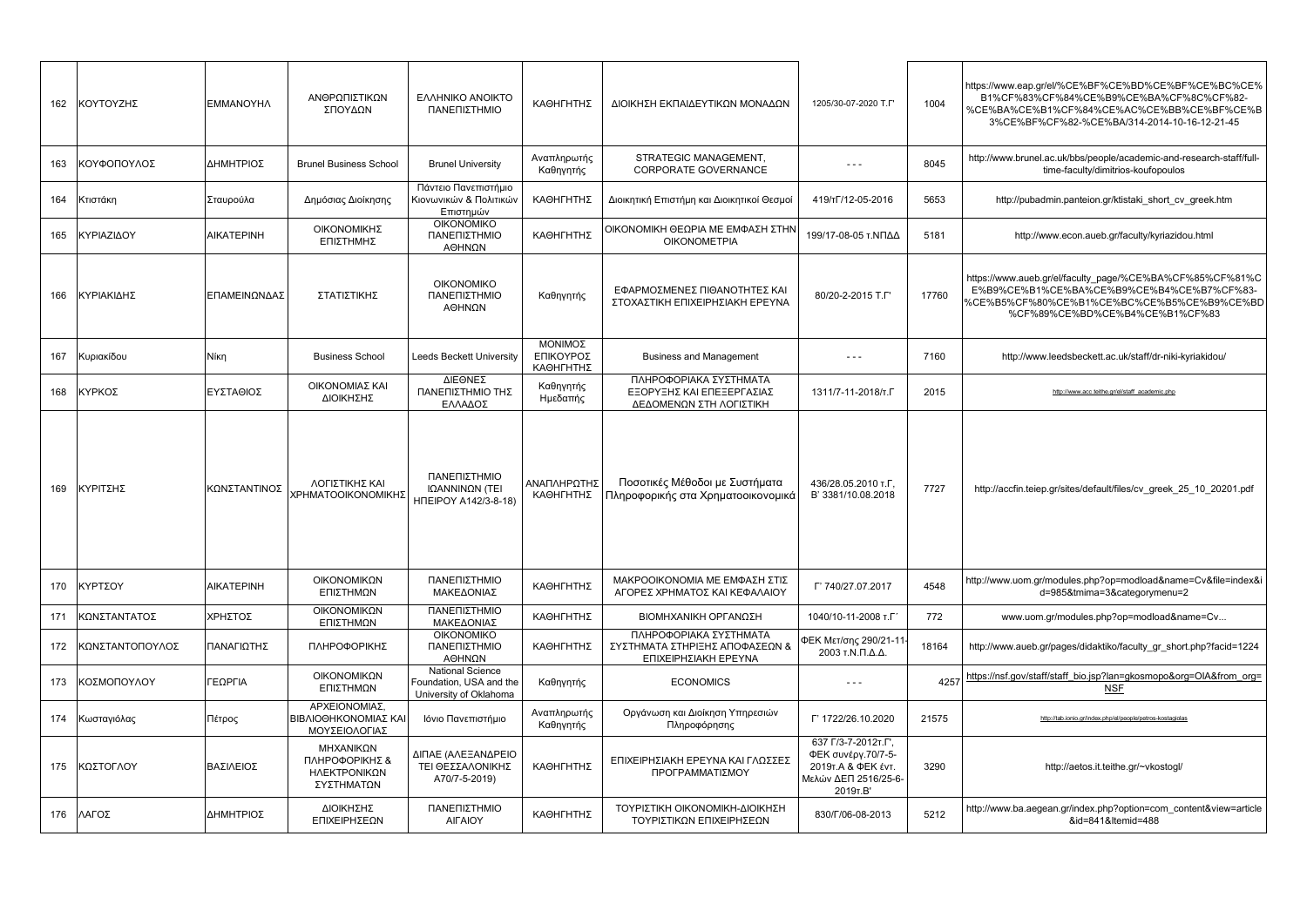| 162 | ΚΟΥΤΟΥΖΗΣ | ΕΜΜΑΝΟΥΗΛ | ΑΝΘΡΩΠΙΣΤΙΚΩΝ ΣΠΟΥΔΩΝ | ΕΛΛΗΝΙΚΟ ΑΝΟΙΚΤΟ ΠΑΝΕΠΙΣΤΗΜΙΟ | ΚΑΘΗΓΗΤΗΣ | ΔΙΟΙΚΗΣΗ ΕΚΠΑΙΔΕΥΤΙΚΩΝ ΜΟΝΑΔΩΝ | 1205/30-07-2020 Τ.Γ' | 1004 | https://www.eap.gr/el/%CE%BF%CE%BD%CE%BF%CE%BC%CE%B1%CF%83%CF%84%CE%B9%CE%BA%CF%8C%CF%82-%CE%BA%CE%B1%CF%84%CE%AC%CE%BB%CE%BF%CE%B3%CE%BF%CF%82-%CE%BA/314-2014-10-16-12-21-45 |
|---|---|---|---|---|---|---|---|---|---|
| 163 | ΚΟΥΦΟΠΟΥΛΟΣ | ΔΗΜΗΤΡΙΟΣ | Brunel Business School | Brunel University | Αναπληρωτής Καθηγητής | STRATEGIC MANAGEMENT, CORPORATE GOVERNANCE | - - - | 8045 | http://www.brunel.ac.uk/bbs/people/academic-and-research-staff/full-time-faculty/dimitrios-koufopoulos |
| 164 | Κτιστάκη | Σταυρούλα | Δημόσιας Διοίκησης | Πάντειο Πανεπιστήμιο Κοινωνικών & Πολιτικών Επιστημών | ΚΑΘΗΓΗΤΗΣ | Διοικητική Επιστήμη και Διοικητικοί Θεσμοί | 419/τΓ/12-05-2016 | 5653 | http://pubadmin.panteion.gr/ktistaki_short_cv_greek.htm |
| 165 | ΚΥΡΙΑΖΙΔΟΥ | ΑΙΚΑΤΕΡΙΝΗ | ΟΙΚΟΝΟΜΙΚΗΣ ΕΠΙΣΤΗΜΗΣ | ΟΙΚΟΝΟΜΙΚΟ ΠΑΝΕΠΙΣΤΗΜΙΟ ΑΘΗΝΩΝ | ΚΑΘΗΓΗΤΗΣ | ΟΙΚΟΝΟΜΙΚΗ ΘΕΩΡΙΑ ΜΕ ΕΜΦΑΣΗ ΣΤΗΝ ΟΙΚΟΝΟΜΕΤΡΙΑ | 199/17-08-05 τ.ΝΠΔΔ | 5181 | http://www.econ.aueb.gr/faculty/kyriazidou.html |
| 166 | ΚΥΡΙΑΚΙΔΗΣ | ΕΠΑΜΕΙΝΩΝΔΑΣ | ΣΤΑΤΙΣΤΙΚΗΣ | ΟΙΚΟΝΟΜΙΚΟ ΠΑΝΕΠΙΣΤΗΜΙΟ ΑΘΗΝΩΝ | Καθηγητής | ΕΦΑΡΜΟΣΜΕΝΕΣ ΠΙΘΑΝΟΤΗΤΕΣ ΚΑΙ ΣΤΟΧΑΣΤΙΚΗ ΕΠΙΧΕΙΡΗΣΙΑΚΗ ΕΡΕΥΝΑ | 80/20-2-2015 Τ.Γ' | 17760 | https://www.aueb.gr/el/faculty_page/%CE%BA%CF%85%CF%81%CE%B9%CE%B1%CE%BA%CE%B9%CE%B4%CE%B7%CF%83-%CE%B5%CF%80%CE%B1%CE%BC%CE%B5%CE%B9%CE%BD%CF%89%CE%BD%CE%B4%CE%B1%CF%83 |
| 167 | Κυριακίδου | Νίκη | Business School | Leeds Beckett University | ΜΟΝΙΜΟΣ ΕΠΙΚΟΥΡΟΣ ΚΑΘΗΓΗΤΗΣ | Business and Management | - - - | 7160 | http://www.leedsbeckett.ac.uk/staff/dr-niki-kyriakidou/ |
| 168 | ΚΥΡΚΟΣ | ΕΥΣΤΑΘΙΟΣ | ΟΙΚΟΝΟΜΙΑΣ ΚΑΙ ΔΙΟΙΚΗΣΗΣ | ΔΙΕΘΝΕΣ ΠΑΝΕΠΙΣΤΗΜΙΟ ΤΗΣ ΕΛΛΑΔΟΣ | Καθηγητής Ημεδαπής | ΠΛΗΡΟΦΟΡΙΑΚΑ ΣΥΣΤΗΜΑΤΑ ΕΞΟΡΥΞΗΣ ΚΑΙ ΕΠΕΞΕΡΓΑΣΙΑΣ ΔΕΔΟΜΕΝΩΝ ΣΤΗ ΛΟΓΙΣΤΙΚΗ | 1311/7-11-2018/τ.Γ | 2015 | http://www.acc.teithe.gr/el/staff_academic.php |
| 169 | ΚΥΡΙΤΣΗΣ | ΚΩΝΣΤΑΝΤΙΝΟΣ | ΛΟΓΙΣΤΙΚΗΣ ΚΑΙ ΧΡΗΜΑΤΟΟΙΚΟΝΟΜΙΚΗΣ | ΠΑΝΕΠΙΣΤΗΜΙΟ ΙΩΑΝΝΙΝΩΝ (ΤΕΙ ΗΠΕΙΡΟΥ Α142/3-8-18) | ΑΝΑΠΛΗΡΩΤΗΣ ΚΑΘΗΓΗΤΗΣ | Ποσοτικές Μέθοδοι με Συστήματα Πληροφορικής στα Χρηματοοικονομικά | 436/28.05.2010 τ.Γ, Β' 3381/10.08.2018 | 7727 | http://accfin.teiep.gr/sites/default/files/cv_greek_25_10_20201.pdf |
| 170 | ΚΥΡΤΣΟΥ | ΑΙΚΑΤΕΡΙΝΗ | ΟΙΚΟΝΟΜΙΚΩΝ ΕΠΙΣΤΗΜΩΝ | ΠΑΝΕΠΙΣΤΗΜΙΟ ΜΑΚΕΔΟΝΙΑΣ | ΚΑΘΗΓΗΤΗΣ | ΜΑΚΡΟΟΙΚΟΝΟΜΙΑ ΜΕ ΕΜΦΑΣΗ ΣΤΙΣ ΑΓΟΡΕΣ ΧΡΗΜΑΤΟΣ ΚΑΙ ΚΕΦΑΛΑΙΟΥ | Γ' 740/27.07.2017 | 4548 | http://www.uom.gr/modules.php?op=modload&name=Cv&file=index&id=985&tmima=3&categorymenu=2 |
| 171 | ΚΩΝΣΤΑΝΤΑΤΟΣ | ΧΡΗΣΤΟΣ | ΟΙΚΟΝΟΜΙΚΩΝ ΕΠΙΣΤΗΜΩΝ | ΠΑΝΕΠΙΣΤΗΜΙΟ ΜΑΚΕΔΟΝΙΑΣ | ΚΑΘΗΓΗΤΗΣ | ΒΙΟΜΗΧΑΝΙΚΗ ΟΡΓΑΝΩΣΗ | 1040/10-11-2008 τ.Γ΄ | 772 | www.uom.gr/modules.php?op=modload&name=Cv... |
| 172 | ΚΩΝΣΤΑΝΤΟΠΟΥΛΟΣ | ΠΑΝΑΓΙΩΤΗΣ | ΠΛΗΡΟΦΟΡΙΚΗΣ | ΟΙΚΟΝΟΜΙΚΟ ΠΑΝΕΠΙΣΤΗΜΙΟ ΑΘΗΝΩΝ | ΚΑΘΗΓΗΤΗΣ | ΠΛΗΡΟΦΟΡΙΑΚΑ ΣΥΣΤΗΜΑΤΑ ΣΥΣΤΗΜΑΤΑ ΣΤΗΡΙΞΗΣ ΑΠΟΦΑΣΕΩΝ & ΕΠΙΧΕΙΡΗΣΙΑΚΗ ΕΡΕΥΝΑ | ΦΕΚ Μετ/σης 290/21-11-2003 τ.Ν.Π.Δ.Δ. | 18164 | http://www.aueb.gr/pages/didaktiko/faculty_gr_short.php?facid=1224 |
| 173 | ΚΟΣΜΟΠΟΥΛΟΥ | ΓΕΩΡΓΙΑ | ΟΙΚΟΝΟΜΙΚΩΝ ΕΠΙΣΤΗΜΩΝ | National Science Foundation, USA and the University of Oklahoma | Καθηγητής | ECONOMICS | - - - | 4257 | https://nsf.gov/staff/staff_bio.jsp?lan=gkosmopo&org=OIA&from_org=NSF |
| 174 | Κωσταγιόλας | Πέτρος | ΑΡΧΕΙΟΝΟΜΙΑΣ, ΒΙΒΛΙΟΘΗΚΟΝΟΜΙΑΣ ΚΑΙ ΜΟΥΣΕΙΟΛΟΓΙΑΣ | Ιόνιο Πανεπιστήμιο | Αναπληρωτής Καθηγητής | Οργάνωση και Διοίκηση Υπηρεσιών Πληροφόρησης | Γ' 1722/26.10.2020 | 21575 | http://lab.ionio.gr/index.php/el/people/petros-kostagiolas |
| 175 | ΚΩΣΤΟΓΛΟΥ | ΒΑΣΙΛΕΙΟΣ | ΜΗΧΑΝΙΚΩΝ ΠΛΗΡΟΦΟΡΙΚΗΣ & ΗΛΕΚΤΡΟΝΙΚΩΝ ΣΥΣΤΗΜΑΤΩΝ | ΔΙΠΑΕ (ΑΛΕΞΑΝΔΡΕΙΟ ΤΕΙ ΘΕΣΣΑΛΟΝΙΚΗΣ Α70/7-5-2019) | ΚΑΘΗΓΗΤΗΣ | ΕΠΙΧΕΙΡΗΣΙΑΚΗ ΕΡΕΥΝΑ ΚΑΙ ΓΛΩΣΣΕΣ ΠΡΟΓΡΑΜΜΑΤΙΣΜΟΥ | 637 Γ/3-7-2012τ.Γ', ΦΕΚ συνέργ.70/7-5-2019τ.Α & ΦΕΚ έντ. Μελών ΔΕΠ 2516/25-6-2019τ.Β' | 3290 | http://aetos.it.teithe.gr/~vkostogl/ |
| 176 | ΛΑΓΟΣ | ΔΗΜΗΤΡΙΟΣ | ΔΙΟΙΚΗΣΗΣ ΕΠΙΧΕΙΡΗΣΕΩΝ | ΠΑΝΕΠΙΣΤΗΜΙΟ ΑΙΓΑΙΟΥ | ΚΑΘΗΓΗΤΗΣ | ΤΟΥΡΙΣΤΙΚΗ ΟΙΚΟΝΟΜΙΚΗ-ΔΙΟΙΚΗΣΗ ΤΟΥΡΙΣΤΙΚΩΝ ΕΠΙΧΕΙΡΗΣΕΩΝ | 830/Γ/06-08-2013 | 5212 | http://www.ba.aegean.gr/index.php?option=com_content&view=article&id=841&Itemid=488 |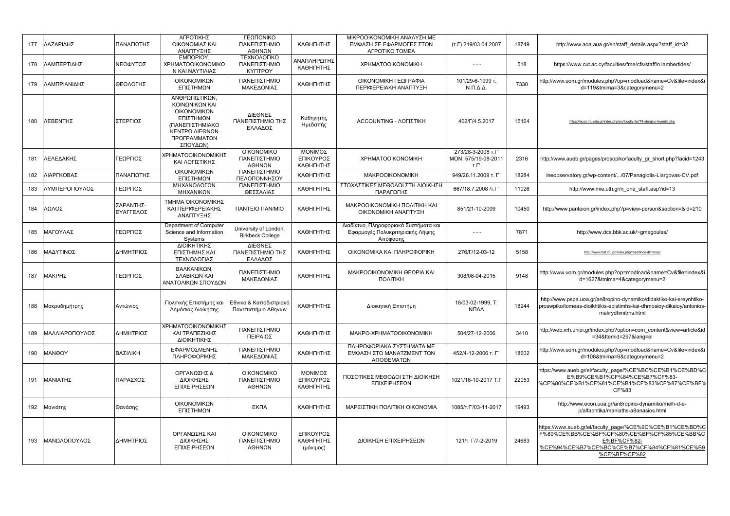| 177 | ΛΑΖΑΡΙΔΗΣ | ΠΑΝΑΓΙΩΤΗΣ | ΑΓΡΟΤΙΚΗΣ ΟΙΚΟΝΟΜΙΑΣ ΚΑΙ ΑΝΑΠΤΥΞΗΣ | ΓΕΩΠΟΝΙΚΟ ΠΑΝΕΠΙΣΤΗΜΙΟ ΑΘΗΝΩΝ | ΚΑΘΗΓΗΤΗΣ | ΜΙΚΡΟΟΙΚΟΝΟΜΙΚΗ ΑΝΑΛΥΣΗ ΜΕ ΕΜΦΑΣΗ ΣΕ ΕΦΑΡΜΟΓΕΣ ΣΤΟΝ ΑΓΡΟΤΙΚΟ ΤΟΜΕΑ | (τ.Γ) 219/03.04.2007 | 18749 | http://www.aoa.aua.gr/en/staff_details.aspx?staff_id=32 |
|---|---|---|---|---|---|---|---|---|---|
| 178 | ΛΑΜΠΕΡΤΙΔΗΣ | ΝΕΟΦΥΤΟΣ | ΕΜΠΟΡΙΟΥ, ΧΡΗΜΑΤΟΟΙΚΟΝΟΜΙΚΩΝ ΚΑΙ ΝΑΥΤΙΛΙΑΣ | ΤΕΧΝΟΛΟΓΙΚΟ ΠΑΝΕΠΙΣΤΗΜΙΟ ΚΥΠΡΟΥ | ΑΝΑΠΛΗΡΩΤΗΣ ΚΑΘΗΓΗΤΗΣ | ΧΡΗΜΑΤΟΟΙΚΟΝΟΜΙΚΗ | - - - | 518 | https://www.cut.ac.cy/faculties/fme/cfs/staff/n.lambertides/ |
| 179 | ΛΑΜΠΡΙΑΝΙΔΗΣ | ΘΕΟΛΟΓΗΣ | ΟΙΚΟΝΟΜΙΚΩΝ ΕΠΙΣΤΗΜΩΝ | ΠΑΝΕΠΙΣΤΗΜΙΟ ΜΑΚΕΔΟΝΙΑΣ | ΚΑΘΗΓΗΤΗΣ | ΟΙΚΟΝΟΜΙΚΗ ΓΕΩΓΡΑΦΙΑ ΠΕΡΙΦΕΡΕΙΑΚΗ ΑΝΑΠΤΥΞΗ | 101/29-6-1999 τ. Ν.Π.Δ.Δ. | 7330 | http://www.uom.gr/modules.php?op=modload&name=Cv&file=index&id=119&tmima=3&categorymenu=2 |
| 180 | ΛΕΒΕΝΤΗΣ | ΣΤΕΡΓΙΟΣ | ΑΝΘΡΩΠΙΣΤΙΚΩΝ, ΚΟΙΝΩΝΙΚΩΝ ΚΑΙ ΟΙΚΟΝΟΜΙΚΩΝ ΕΠΙΣΤΗΜΩΝ (ΠΑΝΕΠΙΣΤΗΜΙΑΚΟ ΚΕΝΤΡΟ ΔΙΕΘΝΩΝ ΠΡΟΓΡΑΜΜΑΤΩΝ ΣΠΟΥΔΩΝ) | ΔΙΕΘΝΕΣ ΠΑΝΕΠΙΣΤΗΜΙΟ ΤΗΣ ΕΛΛΑΔΟΣ | Καθηγητής Ημεδαπής | ACCOUNTING - ΛΟΓΙΣΤΙΚΗ | 402/Γ/4.5.2017 | 15164 | https://econ.ihu.edu.gr/index.php/en/faculty-list/74-stergios-leventis.php |
| 181 | ΛΕΛΕΔΑΚΗΣ | ΓΕΩΡΓΙΟΣ | ΧΡΗΜΑΤΟΟΙΚΟΝΟΜΙΚΗΣ ΚΑΙ ΛΟΓΙΣΤΙΚΗΣ | ΟΙΚΟΝΟΜΙΚΟ ΠΑΝΕΠΙΣΤΗΜΙΟ ΑΘΗΝΩΝ | ΜΟΝΙΜΟΣ ΕΠΙΚΟΥΡΟΣ ΚΑΘΗΓΗΤΗΣ | ΧΡΗΜΑΤΟΟΙΚΟΝΟΜΙΚΗ | 273/28-3-2008 τ.Γ' ΜΟΝ: 575/19-08-2011 τ.Γ' | 2316 | http://www.aueb.gr/pages/prosopiko/faculty_gr_short.php?facid=1243 |
| 182 | ΛΙΑΡΓΚΟΒΑΣ | ΠΑΝΑΓΙΩΤΗΣ | ΟΙΚΟΝΟΜΙΚΩΝ ΕΠΙΣΤΗΜΩΝ | ΠΑΝΕΠΙΣΤΗΜΙΟ ΠΕΛΟΠΟΝΝΗΣΟΥ | ΚΑΘΗΓΗΤΗΣ | ΜΑΚΡΟΟΙΚΟΝΟΜΙΚΗ | 949/26.11.2009 τ. Γ΄ | 18284 | ineobservatory.gr/wp-content/.../07/Panagiotis-Liargovas-CV.pdf |
| 183 | ΛΥΜΠΕΡΟΠΟΥΛΟΣ | ΓΕΩΡΓΙΟΣ | ΜΗΧΑΝΟΛΟΓΩΝ ΜΗΧΑΝΙΚΩΝ | ΠΑΝΕΠΙΣΤΗΜΙΟ ΘΕΣΣΑΛΙΑΣ | ΚΑΘΗΓΗΤΗΣ | ΣΤΟΧΑΣΤΙΚΕΣ ΜΕΘΟΔΟΙ ΣΤΗ ΔΙΟΙΚΗΣΗ ΠΑΡΑΓΩΓΗΣ | 667/18.7.2008 /τ.Γ΄ | 11026 | http://www.mie.uth.gr/n_one_staff.asp?id=13 |
| 184 | ΛΩΛΟΣ | ΣΑΡΑΝΤΗΣ-ΕΥΑΓΓΕΛΟΣ | ΤΜΗΜΑ ΟΙΚΟΝΟΜΙΚΗΣ ΚΑΙ ΠΕΡΙΦΕΡΕΙΑΚΗΣ ΑΝΑΠΤΥΞΗΣ | ΠΑΝΤΕΙΟ ΠΑΝ/ΜΙΟ | ΚΑΘΗΓΗΤΗΣ | ΜΑΚΡΟΟΙΚΟΝΟΜΙΚΗ ΠΟΛΙΤΙΚΗ ΚΑΙ ΟΙΚΟΝΟΜΙΚΗ ΑΝΑΠΤΥΞΗ | 851/21-10-2009 | 10450 | http://www.panteion.gr/index.php?p=view-person&section=&id=210 |
| 185 | ΜΑΓΟΥΛΑΣ | ΓΕΩΡΓΙΟΣ | Department of Computer Science and Information Systems | University of London, Birkbeck College | ΚΑΘΗΓΗΤΗΣ | Διαδίκτυο, Πληροφοριακά Συστήματα και Εφαρμογές Πολυκριτηριακής Λήψης Απόφασης | - - - | 7871 | http://www.dcs.bbk.ac.uk/~gmagoulas/ |
| 186 | ΜΑΔΥΤΙΝΟΣ | ΔΗΜΗΤΡΙΟΣ | ΔΙΟΙΚΗΤΙΚΗΣ ΕΠΙΣΤΗΜΗΣ ΚΑΙ ΤΕΧΝΟΛΟΓΙΑΣ | ΔΙΕΘΝΕΣ ΠΑΝΕΠΙΣΤΗΜΙΟ ΤΗΣ ΕΛΛΑΔΟΣ | ΚΑΘΗΓΗΤΗΣ | ΟΙΚΟΝΟΜΙΚΑ ΚΑΙ ΠΛΗΡΟΦΟΡΙΚΗ | 276/Γ/12-03-12 | 5158 | http://www.mst.ihu.gr/index.php/maditinos-dimitrios/ |
| 187 | ΜΑΚΡΗΣ | ΓΕΩΡΓΙΟΣ | ΒΑΛΚΑΝΙΚΩΝ, ΣΛΑΒΙΚΩΝ ΚΑΙ ΑΝΑΤΟΛΙΚΩΝ ΣΠΟΥΔΩΝ | ΠΑΝΕΠΙΣΤΗΜΙΟ ΜΑΚΕΔΟΝΙΑΣ | ΚΑΘΗΓΗΤΗΣ | ΜΑΚΡΟΟΙΚΟΝΟΜΙΚΗ ΘΕΩΡΙΑ ΚΑΙ ΠΟΛΙΤΙΚΗ | 308/08-04-2015 | 9148 | http://www.uom.gr/modules.php?op=modload&name=Cv&file=index&id=1627&tmima=4&categorymenu=2 |
| 188 | Μακρυδημήτρης | Αντώνιος | Πολιτικής Επιστήμης και Δημόσιας Διοίκησης | Εθνικό & Καποδιστριακό Πανεπιστήμιο Αθηνών | ΚΑΘΗΓΗΤΗΣ | Διοικητική Επιστήμη | 18/03-02-1999, Τ. ΝΠΔΔ | 18244 | http://www.pspa.uoa.gr/an8ropino-dynamiko/didaktiko-kai-ereynhtiko-proswpiko/tomeas-dioikhtikis-epistimhs-kai-dhmosioy-dikaioy/antonios-makrydhmitrhs.html |
| 189 | ΜΑΛΛΙΑΡΟΠΟΥΛΟΣ | ΔΗΜΗΤΡΙΟΣ | ΧΡΗΜΑΤΟΟΙΚΟΝΟΜΙΚΗΣ ΚΑΙ ΤΡΑΠΕΖΙΚΗΣ ΔΙΟΙΚΗΤΙΚΗΣ | ΠΑΝΕΠΙΣΤΗΜΙΟ ΠΕΙΡΑΙΩΣ | ΚΑΘΗΓΗΤΗΣ | ΜΑΚΡΟ-ΧΡΗΜΑΤΟΟΙΚΟΝΟΜΙΚΗ | 504/27-12-2006 | 3410 | http://web.xrh.unipi.gr/index.php?option=com_content&view=article&id=34&Itemid=297&lang=el |
| 190 | ΜΑΝΘΟΥ | ΒΑΣΙΛΙΚΗ | ΕΦΑΡΜΟΣΜΕΝΗΣ ΠΛΗΡΟΦΟΡΙΚΗΣ | ΠΑΝΕΠΙΣΤΗΜΙΟ ΜΑΚΕΔΟΝΙΑΣ | ΚΑΘΗΓΗΤΗΣ | ΠΛΗΡΟΦΟΡΙΑΚΑ ΣΥΣΤΗΜΑΤΑ ΜΕ ΕΜΦΑΣΗ ΣΤΟ ΜΑΝΑΤΖΜΕΝΤ ΤΩΝ ΑΠΟΘΕΜΑΤΩΝ | 452/4-12-2006 τ. Γ΄ | 18602 | http://www.uom.gr/modules.php?op=modload&name=Cv&file=index&id=108&tmima=6&categorymenu=2 |
| 191 | ΜΑΝΙΑΤΗΣ | ΠΑΡΑΣΧΟΣ | ΟΡΓΑΝΩΣΗΣ & ΔΙΟΙΚΗΣΗΣ ΕΠΙΧΕΙΡΗΣΕΩΝ | ΟΙΚΟΝΟΜΙΚΟ ΠΑΝΕΠΙΣΤΗΜΙΟ ΑΘΗΝΩΝ | ΜΟΝΙΜΟΣ ΕΠΙΚΟΥΡΟΣ ΚΑΘΗΓΗΤΗΣ | ΠΟΣΟΤΙΚΕΣ ΜΕΘΟΔΟΙ ΣΤΗ ΔΙΟΙΚΗΣΗ ΕΠΙΧΕΙΡΗΣΕΩΝ | 1021/16-10-2017 Τ.Γ | 22053 | https://www.aueb.gr/el/faculty_page/%CE%BC%CE%B1%CE%BD%CE%B9%CE%B1%CF%84%CE%B7%CF%83-%CF%80%CE%B1%CF%81%CE%B1%CF%83%CF%87%CE%BF%CF%83 |
| 192 | Μανιάτης | Θανάσης | ΟΙΚΟΝΟΜΙΚΩΝ ΕΠΙΣΤΗΜΩΝ | ΕΚΠΑ | ΚΑΘΗΓΗΤΗΣ | ΜΑΡΞΙΣΤΙΚΗ ΠΟΛΙΤΙΚΗ ΟΙΚΟΝΟΜΙΑ | 1085/τ.Γ'/03-11-2017 | 19493 | http://www.econ.uoa.gr/an8ropino-dynamiko/melh-d-e-p/alfabhtika/maniaths-a8anasios.html |
| 193 | ΜΑΝΩΛΟΠΟΥΛΟΣ | ΔΗΜΗΤΡΙΟΣ | ΟΡΓΑΝΩΣΗΣ ΚΑΙ ΔΙΟΙΚΗΣΗΣ ΕΠΙΧΕΙΡΗΣΕΩΝ | ΟΙΚΟΝΟΜΙΚΟ ΠΑΝΕΠΙΣΤΗΜΙΟ ΑΘΗΝΩΝ | ΕΠΙΚΟΥΡΟΣ ΚΑΘΗΓΗΤΗΣ (μόνιμος) | ΔΙΟΙΚΗΣΗ ΕΠΙΧΕΙΡΗΣΕΩΝ | 121/τ. Γ/7-2-2019 | 24683 | https://www.aueb.gr/el/faculty_page/%CE%9C%CE%B1%CE%BD%CF%89%CE%BB%CE%BF%CF%80%CE%BF%CF%85%CE%BB%CE%BF%CF%82-%CE%94%CE%B7%CE%BC%CE%B7%CF%84%CF%81%CE%B9%CE%BF%CF%82 |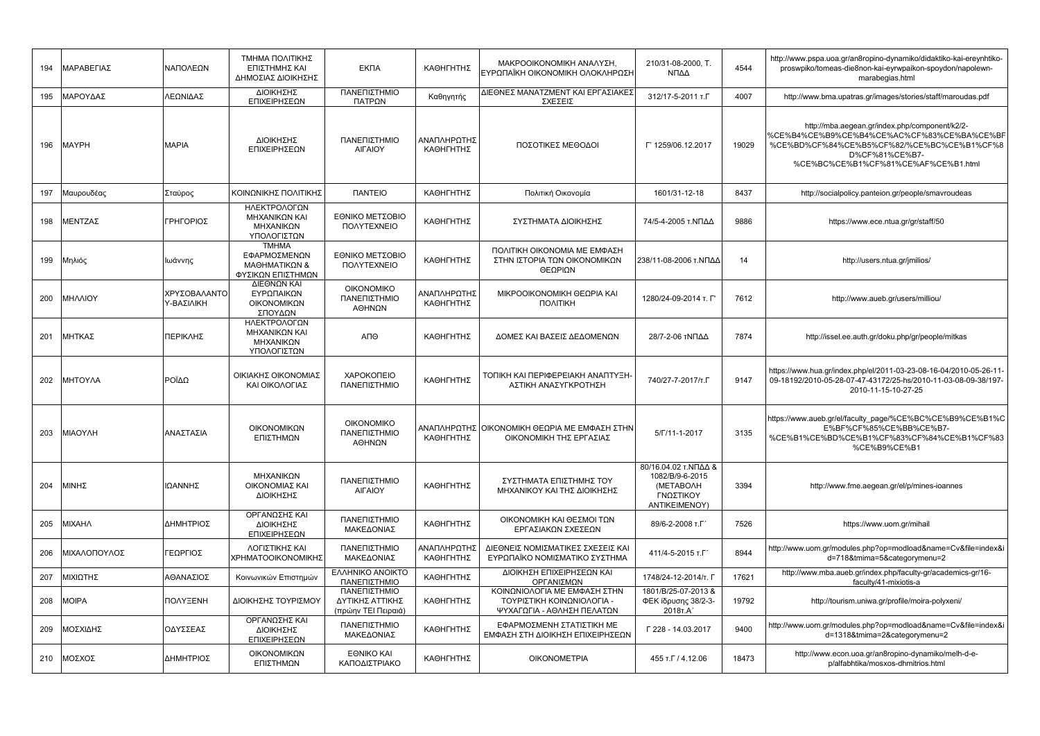| 194 | ΜΑΡΑΒΕΓΙΑΣ | ΝΑΠΟΛΕΩΝ | ΤΜΗΜΑ ΠΟΛΙΤΙΚΗΣ ΕΠΙΣΤΗΜΗΣ ΚΑΙ ΔΗΜΟΣΙΑΣ ΔΙΟΙΚΗΣΗΣ | ΕΚΠΑ | ΚΑΘΗΓΗΤΗΣ | ΜΑΚΡΟΟΙΚΟΝΟΜΙΚΗ ΑΝΑΛΥΣΗ, ΕΥΡΩΠΑΪΚΗ ΟΙΚΟΝΟΜΙΚΗ ΟΛΟΚΛΗΡΩΣΗ | 210/31-08-2000, Τ. ΝΠΔΔ | 4544 | http://www.pspa.uoa.gr/an8ropino-dynamiko/didaktiko-kai-ereynhtiko-proswpiko/tomeas-die8non-kai-eyrwpaikon-spoydon/napolewn-marabegias.html |
|---|---|---|---|---|---|---|---|---|---|
| 195 | ΜΑΡΟΥΔΑΣ | ΛΕΩΝΙΔΑΣ | ΔΙΟΙΚΗΣΗΣ ΕΠΙΧΕΙΡΗΣΕΩΝ | ΠΑΝΕΠΙΣΤΗΜΙΟ ΠΑΤΡΩΝ | Καθηγητής | ΔΙΕΘΝΕΣ ΜΑΝΑΤΖΜΕΝΤ ΚΑΙ ΕΡΓΑΣΙΑΚΕΣ ΣΧΕΣΕΙΣ | 312/17-5-2011 τ.Γ | 4007 | http://www.bma.upatras.gr/images/stories/staff/maroudas.pdf |
| 196 | ΜΑΥΡΗ | ΜΑΡΙΑ | ΔΙΟΙΚΗΣΗΣ ΕΠΙΧΕΙΡΗΣΕΩΝ | ΠΑΝΕΠΙΣΤΗΜΙΟ ΑΙΓΑΙΟΥ | ΑΝΑΠΛΗΡΩΤΗΣ ΚΑΘΗΓΗΤΗΣ | ΠΟΣΟΤΙΚΕΣ ΜΕΘΟΔΟΙ | Γ' 1259/06.12.2017 | 19029 | http://mba.aegean.gr/index.php/component/k2/2-%CE%B4%CE%B9%CE%B4%CE%AC%CF%83%CE%BA%CE%BF%CE%BD%CF%84%CE%B5%CF%82/%CE%BC%CE%B1%CF%8D%CF%81%CE%B7-%CE%BC%CE%B1%CF%81%CE%AF%CE%B1.html |
| 197 | Μαυρουδέας | Σταύρος | ΚΟΙΝΩΝΙΚΗΣ ΠΟΛΙΤΙΚΗΣ | ΠΑΝΤΕΙΟ | ΚΑΘΗΓΗΤΗΣ | Πολιτική Οικονομία | 1601/31-12-18 | 8437 | http://socialpolicy.panteion.gr/people/smavroudeas |
| 198 | ΜΕΝΤΖΑΣ | ΓΡΗΓΟΡΙΟΣ | ΗΛΕΚΤΡΟΛΟΓΩΝ ΜΗΧΑΝΙΚΩΝ ΚΑΙ ΜΗΧΑΝΙΚΩΝ ΥΠΟΛΟΓΙΣΤΩΝ | ΕΘΝΙΚΟ ΜΕΤΣΟΒΙΟ ΠΟΛΥΤΕΧΝΕΙΟ | ΚΑΘΗΓΗΤΗΣ | ΣΥΣΤΗΜΑΤΑ ΔΙΟΙΚΗΣΗΣ | 74/5-4-2005 τ.ΝΠΔΔ | 9886 | https://www.ece.ntua.gr/gr/staff/50 |
| 199 | Μηλιός | Ιωάννης | ΤΜΗΜΑ ΕΦΑΡΜΟΣΜΕΝΩΝ ΜΑΘΗΜΑΤΙΚΩΝ & ΦΥΣΙΚΩΝ ΕΠΙΣΤΗΜΩΝ | ΕΘΝΙΚΟ ΜΕΤΣΟΒΙΟ ΠΟΛΥΤΕΧΝΕΙΟ | ΚΑΘΗΓΗΤΗΣ | ΠΟΛΙΤΙΚΗ ΟΙΚΟΝΟΜΙΑ ΜΕ ΕΜΦΑΣΗ ΣΤΗΝ ΙΣΤΟΡΙΑ ΤΩΝ ΟΙΚΟΝΟΜΙΚΩΝ ΘΕΩΡΙΩΝ | 238/11-08-2006 τ.ΝΠΔΔ | 14 | http://users.ntua.gr/jmilios/ |
| 200 | ΜΗΛΛΙΟΥ | ΧΡΥΣΟΒΑΛΑΝΤΟΥ-ΒΑΣΙΛΙΚΗ | ΔΙΕΘΝΩΝ ΚΑΙ ΕΥΡΩΠΑΙΚΩΝ ΟΙΚΟΝΟΜΙΚΩΝ ΣΠΟΥΔΩΝ | ΟΙΚΟΝΟΜΙΚΟ ΠΑΝΕΠΙΣΤΗΜΙΟ ΑΘΗΝΩΝ | ΑΝΑΠΛΗΡΩΤΗΣ ΚΑΘΗΓΗΤΗΣ | ΜΙΚΡΟΟΙΚΟΝΟΜΙΚΗ ΘΕΩΡΙΑ ΚΑΙ ΠΟΛΙΤΙΚΗ | 1280/24-09-2014 τ. Γ' | 7612 | http://www.aueb.gr/users/milliou/ |
| 201 | ΜΗΤΚΑΣ | ΠΕΡΙΚΛΗΣ | ΗΛΕΚΤΡΟΛΟΓΩΝ ΜΗΧΑΝΙΚΩΝ ΚΑΙ ΜΗΧΑΝΙΚΩΝ ΥΠΟΛΟΓΙΣΤΩΝ | ΑΠΘ | ΚΑΘΗΓΗΤΗΣ | ΔΟΜΕΣ ΚΑΙ ΒΑΣΕΙΣ ΔΕΔΟΜΕΝΩΝ | 28/7-2-06 τΝΠΔΔ | 7874 | http://issel.ee.auth.gr/doku.php/gr/people/mitkas |
| 202 | ΜΗΤΟΥΛΑ | ΡΟΪΔΩ | ΟΙΚΙΑΚΗΣ ΟΙΚΟΝΟΜΙΑΣ ΚΑΙ ΟΙΚΟΛΟΓΙΑΣ | ΧΑΡΟΚΟΠΕΙΟ ΠΑΝΕΠΙΣΤΗΜΙΟ | ΚΑΘΗΓΗΤΗΣ | ΤΟΠΙΚΗ ΚΑΙ ΠΕΡΙΦΕΡΕΙΑΚΗ ΑΝΑΠΤΥΞΗ-ΑΣΤΙΚΗ ΑΝΑΣΥΓΚΡΟΤΗΣΗ | 740/27-7-2017/τ.Γ | 9147 | https://www.hua.gr/index.php/el/2011-03-23-08-16-04/2010-05-26-11-09-18192/2010-05-28-07-47-43172/25-hs/2010-11-03-08-09-38/197-2010-11-15-10-27-25 |
| 203 | ΜΙΑΟΥΛΗ | ΑΝΑΣΤΑΣΙΑ | ΟΙΚΟΝΟΜΙΚΩΝ ΕΠΙΣΤΗΜΩΝ | ΟΙΚΟΝΟΜΙΚΟ ΠΑΝΕΠΙΣΤΗΜΙΟ ΑΘΗΝΩΝ | ΑΝΑΠΛΗΡΩΤΗΣ ΚΑΘΗΓΗΤΗΣ | ΟΙΚΟΝΟΜΙΚΗ ΘΕΩΡΙΑ ΜΕ ΕΜΦΑΣΗ ΣΤΗΝ ΟΙΚΟΝΟΜΙΚΗ ΤΗΣ ΕΡΓΑΣΙΑΣ | 5/Γ/11-1-2017 | 3135 | https://www.aueb.gr/el/faculty_page/%CE%BC%CE%B9%CE%B1%CE%BF%CF%85%CE%BB%CE%B7-%CE%B1%CE%BD%CE%B1%CF%83%CF%84%CE%B1%CF%83%CE%B9%CE%B1 |
| 204 | ΜΙΝΗΣ | ΙΩΑΝΝΗΣ | ΜΗΧΑΝΙΚΩΝ ΟΙΚΟΝΟΜΙΑΣ ΚΑΙ ΔΙΟΙΚΗΣΗΣ | ΠΑΝΕΠΙΣΤΗΜΙΟ ΑΙΓΑΙΟΥ | ΚΑΘΗΓΗΤΗΣ | ΣΥΣΤΗΜΑΤΑ ΕΠΙΣΤΗΜΗΣ ΤΟΥ ΜΗΧΑΝΙΚΟΥ ΚΑΙ ΤΗΣ ΔΙΟΙΚΗΣΗΣ | 80/16.04.02 τ.ΝΠΔΔ & 1082/Β/9-6-2015 (ΜΕΤΑΒΟΛΗ ΓΝΩΣΤΙΚΟΥ ΑΝΤΙΚΕΙΜΕΝΟΥ) | 3394 | http://www.fme.aegean.gr/el/p/mines-ioannes |
| 205 | ΜΙΧΑΗΛ | ΔΗΜΗΤΡΙΟΣ | ΟΡΓΑΝΩΣΗΣ ΚΑΙ ΔΙΟΙΚΗΣΗΣ ΕΠΙΧΕΙΡΗΣΕΩΝ | ΠΑΝΕΠΙΣΤΗΜΙΟ ΜΑΚΕΔΟΝΙΑΣ | ΚΑΘΗΓΗΤΗΣ | ΟΙΚΟΝΟΜΙΚΗ ΚΑΙ ΘΕΣΜΟΙ ΤΩΝ ΕΡΓΑΣΙΑΚΩΝ ΣΧΕΣΕΩΝ | 89/6-2-2008 τ.Γ΄ | 7526 | https://www.uom.gr/mihail |
| 206 | ΜΙΧΑΛΟΠΟΥΛΟΣ | ΓΕΩΡΓΙΟΣ | ΛΟΓΙΣΤΙΚΗΣ ΚΑΙ ΧΡΗΜΑΤΟΟΙΚΟΝΟΜΙΚΗΣ | ΠΑΝΕΠΙΣΤΗΜΙΟ ΜΑΚΕΔΟΝΙΑΣ | ΑΝΑΠΛΗΡΩΤΗΣ ΚΑΘΗΓΗΤΗΣ | ΔΙΕΘΝΕΙΣ ΝΟΜΙΣΜΑΤΙΚΕΣ ΣΧΕΣΕΙΣ ΚΑΙ ΕΥΡΩΠΑΪΚΟ ΝΟΜΙΣΜΑΤΙΚΟ ΣΥΣΤΗΜΑ | 411/4-5-2015 τ.Γ΄ | 8944 | http://www.uom.gr/modules.php?op=modload&name=Cv&file=index&id=718&tmima=5&categorymenu=2 |
| 207 | ΜΙΧΙΩΤΗΣ | ΑΘΑΝΑΣΙΟΣ | Κοινωνικών Επιστημών | ΕΛΛΗΝΙΚΟ ΑΝΟΙΚΤΟ ΠΑΝΕΠΙΣΤΗΜΙΟ | ΚΑΘΗΓΗΤΗΣ | ΔΙΟΙΚΗΣΗ ΕΠΙΧΕΙΡΗΣΕΩΝ ΚΑΙ ΟΡΓΑΝΙΣΜΩΝ | 1748/24-12-2014/τ. Γ | 17621 | http://www.mba.aueb.gr/index.php/faculty-gr/academics-gr/16-faculty/41-mixiotis-a |
| 208 | ΜΟΙΡΑ | ΠΟΛΥΞΕΝΗ | ΔΙΟΙΚΗΣΗΣ ΤΟΥΡΙΣΜΟΥ | ΠΑΝΕΠΙΣΤΗΜΙΟ ΔΥΤΙΚΗΣ ΑΤΤΙΚΗΣ (πρώην ΤΕΙ Πειραιά) | ΚΑΘΗΓΗΤΗΣ | ΚΟΙΝΩΝΙΟΛΟΓΙΑ ΜΕ ΕΜΦΑΣΗ ΣΤΗΝ ΤΟΥΡΙΣΤΙΚΗ ΚΟΙΝΩΝΙΟΛΟΓΙΑ - ΨΥΧΑΓΩΓΙΑ - ΑΘΛΗΣΗ ΠΕΛΑΤΩΝ | 1801/Β/25-07-2013 & ΦΕΚ ίδρυσης 38/2-3-2018τ.Α΄ | 19792 | http://tourism.uniwa.gr/profile/moira-polyxeni/ |
| 209 | ΜΟΣΧΙΔΗΣ | ΟΔΥΣΣΕΑΣ | ΟΡΓΑΝΩΣΗΣ ΚΑΙ ΔΙΟΙΚΗΣΗΣ ΕΠΙΧΕΙΡΗΣΕΩΝ | ΠΑΝΕΠΙΣΤΗΜΙΟ ΜΑΚΕΔΟΝΙΑΣ | ΚΑΘΗΓΗΤΗΣ | ΕΦΑΡΜΟΣΜΕΝΗ ΣΤΑΤΙΣΤΙΚΗ ΜΕ ΕΜΦΑΣΗ ΣΤΗ ΔΙΟΙΚΗΣΗ ΕΠΙΧΕΙΡΗΣΕΩΝ | Γ 228 - 14.03.2017 | 9400 | http://www.uom.gr/modules.php?op=modload&name=Cv&file=index&id=1318&tmima=2&categorymenu=2 |
| 210 | ΜΟΣΧΟΣ | ΔΗΜΗΤΡΙΟΣ | ΟΙΚΟΝΟΜΙΚΩΝ ΕΠΙΣΤΗΜΩΝ | ΕΘΝΙΚΟ ΚΑΙ ΚΑΠΟΔΙΣΤΡΙΑΚΟ | ΚΑΘΗΓΗΤΗΣ | ΟΙΚΟΝΟΜΕΤΡΙΑ | 455 τ.Γ / 4.12.06 | 18473 | http://www.econ.uoa.gr/an8ropino-dynamiko/melh-d-e-p/alfabhtika/moschos-dhmitrios.html |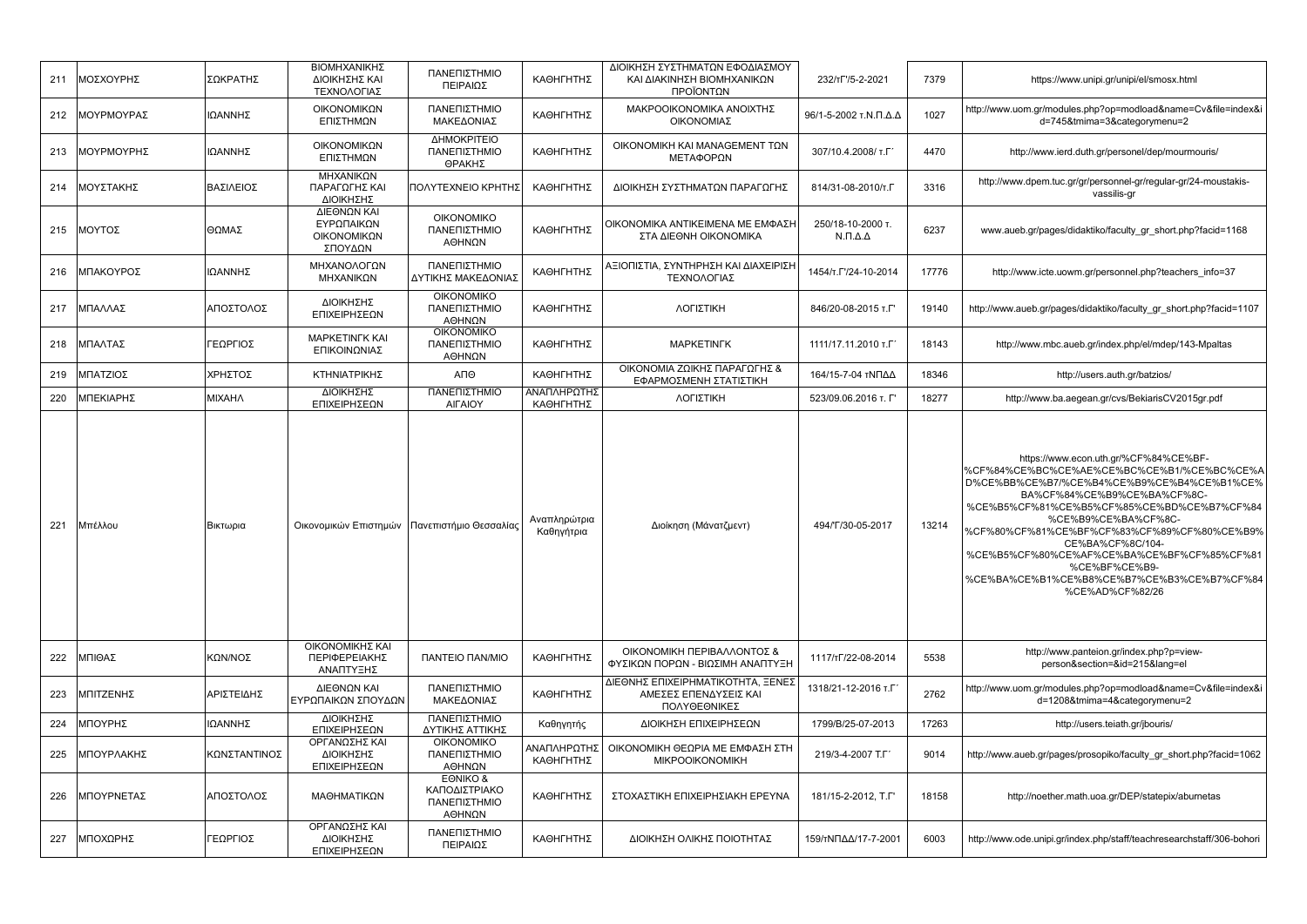| 211 | ΜΟΣΧΟΥΡΗΣ | ΣΩΚΡΑΤΗΣ | ΒΙΟΜΗΧΑΝΙΚΗΣ ΔΙΟΙΚΗΣΗΣ ΚΑΙ ΤΕΧΝΟΛΟΓΙΑΣ | ΠΑΝΕΠΙΣΤΗΜΙΟ ΠΕΙΡΑΙΩΣ | ΚΑΘΗΓΗΤΗΣ | ΔΙΟΙΚΗΣΗ ΣΥΣΤΗΜΑΤΩΝ ΕΦΟΔΙΑΣΜΟΥ ΚΑΙ ΔΙΑΚΙΝΗΣΗ ΒΙΟΜΗΧΑΝΙΚΩΝ ΠΡΟΪΟΝΤΩΝ | 232/τΓ'/5-2-2021 | 7379 | https://www.unipi.gr/unipi/el/smosx.html |
|---|---|---|---|---|---|---|---|---|---|
| 212 | ΜΟΥΡΜΟΥΡΑΣ | ΙΩΑΝΝΗΣ | ΟΙΚΟΝΟΜΙΚΩΝ ΕΠΙΣΤΗΜΩΝ | ΠΑΝΕΠΙΣΤΗΜΙΟ ΜΑΚΕΔΟΝΙΑΣ | ΚΑΘΗΓΗΤΗΣ | ΜΑΚΡΟΟΙΚΟΝΟΜΙΚΑ ΑΝΟΙΧΤΗΣ ΟΙΚΟΝΟΜΙΑΣ | 96/1-5-2002 τ.Ν.Π.Δ.Δ | 1027 | http://www.uom.gr/modules.php?op=modload&name=Cv&file=index&id=745&tmima=3&categorymenu=2 |
| 213 | ΜΟΥΡΜΟΥΡΗΣ | ΙΩΑΝΝΗΣ | ΟΙΚΟΝΟΜΙΚΩΝ ΕΠΙΣΤΗΜΩΝ | ΔΗΜΟΚΡΙΤΕΙΟ ΠΑΝΕΠΙΣΤΗΜΙΟ ΘΡΑΚΗΣ | ΚΑΘΗΓΗΤΗΣ | ΟΙΚΟΝΟΜΙΚΗ ΚΑΙ MANAGEMENT ΤΩΝ ΜΕΤΑΦΟΡΩΝ | 307/10.4.2008/ τ.Γ΄ | 4470 | http://www.ierd.duth.gr/personel/dep/mourmouris/ |
| 214 | ΜΟΥΣΤΑΚΗΣ | ΒΑΣΙΛΕΙΟΣ | ΜΗΧΑΝΙΚΩΝ ΠΑΡΑΓΩΓΗΣ ΚΑΙ ΔΙΟΙΚΗΣΗΣ | ΠΟΛΥΤΕΧΝΕΙΟ ΚΡΗΤΗΣ | ΚΑΘΗΓΗΤΗΣ | ΔΙΟΙΚΗΣΗ ΣΥΣΤΗΜΑΤΩΝ ΠΑΡΑΓΩΓΗΣ | 814/31-08-2010/τ.Γ | 3316 | http://www.dpem.tuc.gr/gr/personnel-gr/regular-gr/24-moustakis-vassilis-gr |
| 215 | ΜΟΥΤΟΣ | ΘΩΜΑΣ | ΔΙΕΘΝΩΝ ΚΑΙ ΕΥΡΩΠΑΙΚΩΝ ΟΙΚΟΝΟΜΙΚΩΝ ΣΠΟΥΔΩΝ | ΟΙΚΟΝΟΜΙΚΟ ΠΑΝΕΠΙΣΤΗΜΙΟ ΑΘΗΝΩΝ | ΚΑΘΗΓΗΤΗΣ | ΟΙΚΟΝΟΜΙΚΑ ΑΝΤΙΚΕΙΜΕΝΑ ΜΕ ΕΜΦΑΣΗ ΣΤΑ ΔΙΕΘΝΗ ΟΙΚΟΝΟΜΙΚΑ | 250/18-10-2000 τ. Ν.Π.Δ.Δ | 6237 | www.aueb.gr/pages/didaktiko/faculty_gr_short.php?facid=1168 |
| 216 | ΜΠΑΚΟΥΡΟΣ | ΙΩΑΝΝΗΣ | ΜΗΧΑΝΟΛΟΓΩΝ ΜΗΧΑΝΙΚΩΝ | ΠΑΝΕΠΙΣΤΗΜΙΟ ΔΥΤΙΚΗΣ ΜΑΚΕΔΟΝΙΑΣ | ΚΑΘΗΓΗΤΗΣ | ΑΞΙΟΠΙΣΤΙΑ, ΣΥΝΤΗΡΗΣΗ ΚΑΙ ΔΙΑΧΕΙΡΙΣΗ ΤΕΧΝΟΛΟΓΙΑΣ | 1454/τ.Γ'/24-10-2014 | 17776 | http://www.icte.uowm.gr/personnel.php?teachers_info=37 |
| 217 | ΜΠΑΛΛΑΣ | ΑΠΟΣΤΟΛΟΣ | ΔΙΟΙΚΗΣΗΣ ΕΠΙΧΕΙΡΗΣΕΩΝ | ΟΙΚΟΝΟΜΙΚΟ ΠΑΝΕΠΙΣΤΗΜΙΟ ΑΘΗΝΩΝ | ΚΑΘΗΓΗΤΗΣ | ΛΟΓΙΣΤΙΚΗ | 846/20-08-2015 τ.Γ' | 19140 | http://www.aueb.gr/pages/didaktiko/faculty_gr_short.php?facid=1107 |
| 218 | ΜΠΑΛΤΑΣ | ΓΕΩΡΓΙΟΣ | ΜΑΡΚΕΤΙΝΓΚ ΚΑΙ ΕΠΙΚΟΙΝΩΝΙΑΣ | ΟΙΚΟΝΟΜΙΚΟ ΠΑΝΕΠΙΣΤΗΜΙΟ ΑΘΗΝΩΝ | ΚΑΘΗΓΗΤΗΣ | ΜΑΡΚΕΤΙΝΓΚ | 1111/17.11.2010 τ.Γ΄ | 18143 | http://www.mbc.aueb.gr/index.php/el/mdep/143-Mpaltas |
| 219 | ΜΠΑΤΖΙΟΣ | ΧΡΗΣΤΟΣ | ΚΤΗΝΙΑΤΡΙΚΗΣ | ΑΠΘ | ΚΑΘΗΓΗΤΗΣ | ΟΙΚΟΝΟΜΙΑ ΖΩΙΚΗΣ ΠΑΡΑΓΩΓΗΣ & ΕΦΑΡΜΟΣΜΕΝΗ ΣΤΑΤΙΣΤΙΚΗ | 164/15-7-04 τΝΠΔΔ | 18346 | http://users.auth.gr/batzios/ |
| 220 | ΜΠΕΚΙΑΡΗΣ | ΜΙΧΑΗΛ | ΔΙΟΙΚΗΣΗΣ ΕΠΙΧΕΙΡΗΣΕΩΝ | ΠΑΝΕΠΙΣΤΗΜΙΟ ΑΙΓΑΙΟΥ | ΑΝΑΠΛΗΡΩΤΗΣ ΚΑΘΗΓΗΤΗΣ | ΛΟΓΙΣΤΙΚΗ | 523/09.06.2016 τ. Γ' | 18277 | http://www.ba.aegean.gr/cvs/BekiarisCV2015gr.pdf |
| 221 | Μπέλλου | Βικτωρια | Οικονομικών Επιστημών | Πανεπιστήμιο Θεσσαλίας | Αναπληρώτρια Καθηγήτρια | Διοίκηση (Μάνατζμεντ) | 494/Γ/30-05-2017 | 13214 | https://www.econ.uth.gr/%CF%84%CE%BF-%CF%84%CE%BC%CE%AE%CE%BC%CE%B1/%CE%BC%CE%AD%CE%BB%CE%B7/%CE%B4%CE%B9%CE%B4%CE%B1%CE%BA%CF%84%CE%B9%CE%BA%CF%8C-%CE%B5%CF%81%CE%B5%CF%85%CE%BD%CE%B7%CF%84%CE%B9%CE%BA%CF%8C-%CF%80%CF%81%CE%BF%CF%83%CF%89%CF%80%CE%B9%CE%BA%CF%8C/104-%CE%B5%CF%80%CE%AF%CE%BA%CE%BF%CF%85%CF%81%CE%BF%CE%B9-%CE%BA%CE%B1%CE%B8%CE%B7%CE%B3%CE%B7%CF%84%CE%AD%CF%82/26 |
| 222 | ΜΠΙΘΑΣ | ΚΩΝ/ΝΟΣ | ΟΙΚΟΝΟΜΙΚΗΣ ΚΑΙ ΠΕΡΙΦΕΡΕΙΑΚΗΣ ΑΝΑΠΤΥΞΗΣ | ΠΑΝΤΕΙΟ ΠΑΝ/ΜΙΟ | ΚΑΘΗΓΗΤΗΣ | ΟΙΚΟΝΟΜΙΚΗ ΠΕΡΙΒΑΛΛΟΝΤΟΣ & ΦΥΣΙΚΩΝ ΠΟΡΩΝ - ΒΙΩΣΙΜΗ ΑΝΑΠΤΥΞΗ | 1117/τΓ/22-08-2014 | 5538 | http://www.panteion.gr/index.php?p=view-person&section=&id=215&lang=el |
| 223 | ΜΠΙΤΖΕΝΗΣ | ΑΡΙΣΤΕΙΔΗΣ | ΔΙΕΘΝΩΝ ΚΑΙ ΕΥΡΩΠΑΙΚΩΝ ΣΠΟΥΔΩΝ | ΠΑΝΕΠΙΣΤΗΜΙΟ ΜΑΚΕΔΟΝΙΑΣ | ΚΑΘΗΓΗΤΗΣ | ΔΙΕΘΝΗΣ ΕΠΙΧΕΙΡΗΜΑΤΙΚΟΤΗΤΑ, ΞΕΝΕΣ ΑΜΕΣΕΣ ΕΠΕΝΔΥΣΕΙΣ ΚΑΙ ΠΟΛΥΘΕΘΝΙΚΕΣ | 1318/21-12-2016 τ.Γ΄ | 2762 | http://www.uom.gr/modules.php?op=modload&name=Cv&file=index&id=1208&tmima=4&categorymenu=2 |
| 224 | ΜΠΟΥΡΗΣ | ΙΩΑΝΝΗΣ | ΔΙΟΙΚΗΣΗΣ ΕΠΙΧΕΙΡΗΣΕΩΝ | ΠΑΝΕΠΙΣΤΗΜΙΟ ΔΥΤΙΚΗΣ ΑΤΤΙΚΗΣ | Καθηγητής | ΔΙΟΙΚΗΣΗ ΕΠΙΧΕΙΡΗΣΕΩΝ | 1799/Β/25-07-2013 | 17263 | http://users.teiath.gr/jbouris/ |
| 225 | ΜΠΟΥΡΛΑΚΗΣ | ΚΩΝΣΤΑΝΤΙΝΟΣ | ΟΡΓΑΝΩΣΗΣ ΚΑΙ ΔΙΟΙΚΗΣΗΣ ΕΠΙΧΕΙΡΗΣΕΩΝ | ΟΙΚΟΝΟΜΙΚΟ ΠΑΝΕΠΙΣΤΗΜΙΟ ΑΘΗΝΩΝ | ΑΝΑΠΛΗΡΩΤΗΣ ΚΑΘΗΓΗΤΗΣ | ΟΙΚΟΝΟΜΙΚΗ ΘΕΩΡΙΑ ΜΕ ΕΜΦΑΣΗ ΣΤΗ ΜΙΚΡΟΟΙΚΟΝΟΜΙΚΗ | 219/3-4-2007 Τ.Γ΄ | 9014 | http://www.aueb.gr/pages/prosopiko/faculty_gr_short.php?facid=1062 |
| 226 | ΜΠΟΥΡΝΕΤΑΣ | ΑΠΟΣΤΟΛΟΣ | ΜΑΘΗΜΑΤΙΚΩΝ | ΕΘΝΙΚΟ & ΚΑΠΟΔΙΣΤΡΙΑΚΟ ΠΑΝΕΠΙΣΤΗΜΙΟ ΑΘΗΝΩΝ | ΚΑΘΗΓΗΤΗΣ | ΣΤΟΧΑΣΤΙΚΗ ΕΠΙΧΕΙΡΗΣΙΑΚΗ ΕΡΕΥΝΑ | 181/15-2-2012, Τ.Γ' | 18158 | http://noether.math.uoa.gr/DEP/statepix/aburnetas |
| 227 | ΜΠΟΧΩΡΗΣ | ΓΕΩΡΓΙΟΣ | ΟΡΓΑΝΩΣΗΣ ΚΑΙ ΔΙΟΙΚΗΣΗΣ ΕΠΙΧΕΙΡΗΣΕΩΝ | ΠΑΝΕΠΙΣΤΗΜΙΟ ΠΕΙΡΑΙΩΣ | ΚΑΘΗΓΗΤΗΣ | ΔΙΟΙΚΗΣΗ ΟΛΙΚΗΣ ΠΟΙΟΤΗΤΑΣ | 159/τΝΠΔΔ/17-7-2001 | 6003 | http://www.ode.unipi.gr/index.php/staff/teachresearchstaff/306-bohori |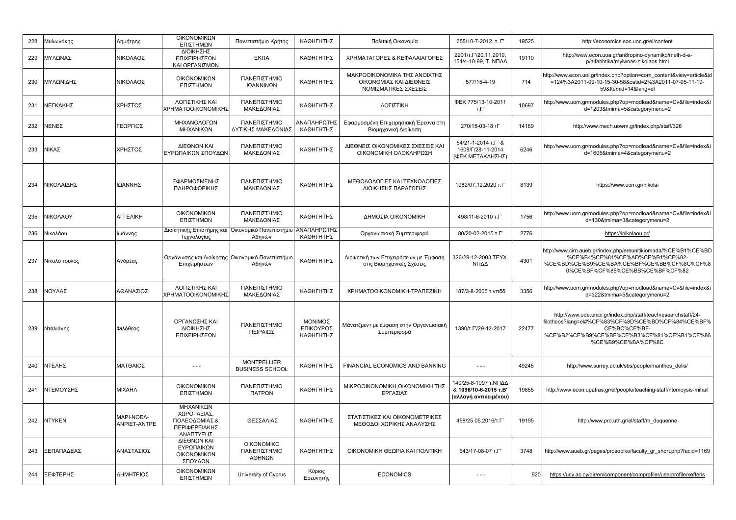| 228 | Μυλωνάκης | Δημήτρης | ΟΙΚΟΝΟΜΙΚΩΝ ΕΠΙΣΤΗΜΩΝ | Πανεπιστήμιο Κρήτης | ΚΑΘΗΓΗΤΗΣ | Πολιτική Οικονομία | 655/10-7-2012, τ. Γ' | 19525 | http://economics.soc.uoc.gr/el/content |
|---|---|---|---|---|---|---|---|---|---|
| 229 | ΜΥΛΩΝΑΣ | ΝΙΚΟΛΑΟΣ | ΔΙΟΙΚΗΣΗΣ ΕΠΙΧΕΙΡΗΣΕΩΝ ΚΑΙ ΟΡΓΑΝΙΣΜΩΝ | ΕΚΠΑ | ΚΑΘΗΓΗΤΗΣ | ΧΡΗΜΑΤΑΓΟΡΕΣ & ΚΕΦΑΛΑΙΑΓΟΡΕΣ | 2201/τ.Γ'/20.11.2019, 154/4-10-99, Τ. ΝΠΔΔ | 19110 | http://www.econ.uoa.gr/an8ropino-dynamiko/melh-d-e-p/alfabhtika/mylwnas-nikolaos.html |
| 230 | ΜΥΛΩΝΙΔΗΣ | ΝΙΚΟΛΑΟΣ | ΟΙΚΟΝΟΜΙΚΩΝ ΕΠΙΣΤΗΜΩΝ | ΠΑΝΕΠΙΣΤΗΜΙΟ ΙΩΑΝΝΙΝΩΝ | ΚΑΘΗΓΗΤΗΣ | ΜΑΚΡΟΟΙΚΟΝΟΜΙΚΑ ΤΗΣ ΑΝΟΙΧΤΗΣ ΟΙΚΟΝΟΜΙΑΣ ΚΑΙ ΔΙΕΘΝΕΙΣ ΝΟΜΙΣΜΑΤΙΚΕΣ ΣΧΕΣΕΙΣ | 577/15-4-19 | 714 | http://www.econ.uoi.gr/index.php?option=com_content&view=article&id=124%3A2011-09-10-15-30-58&catid=2%3A2011-07-05-11-19-59&Itemid=14&lang=el |
| 231 | ΝΕΓΚΑΚΗΣ | ΧΡΗΣΤΟΣ | ΛΟΓΙΣΤΙΚΗΣ ΚΑΙ ΧΡΗΜΑΤΟΟΙΚΟΝΟΜΙΚΗΣ | ΠΑΝΕΠΙΣΤΗΜΙΟ ΜΑΚΕΔΟΝΙΑΣ | ΚΑΘΗΓΗΤΗΣ | ΛΟΓΙΣΤΙΚΗ | ΦΕΚ 775/13-10-2011 τ.Γ΄ | 10697 | http://www.uom.gr/modules.php?op=modload&name=Cv&file=index&id=1203&tmima=5&categorymenu=2 |
| 232 | ΝΕΝΕΣ | ΓΕΩΡΓΙΟΣ | ΜΗΧΑΝΟΛΟΓΩΝ ΜΗΧΑΝΙΚΩΝ | ΠΑΝΕΠΙΣΤΗΜΙΟ ΔΥΤΙΚΗΣ ΜΑΚΕΔΟΝΙΑΣ | ΑΝΑΠΛΗΡΩΤΗΣ ΚΑΘΗΓΗΤΗΣ | Εφαρμοσμένη Επιχειρησιακή Έρευνα στη Βιομηχανική Διοίκηση | 270/15-03-18 τΓ | 14169 | http://www.mech.uowm.gr/index.php/staff/326 |
| 233 | ΝΙΚΑΣ | ΧΡΗΣΤΟΣ | ΔΙΕΘΝΩΝ ΚΑΙ ΕΥΡΩΠΑΙΚΩΝ ΣΠΟΥΔΩΝ | ΠΑΝΕΠΙΣΤΗΜΙΟ ΜΑΚΕΔΟΝΙΑΣ | ΚΑΘΗΓΗΤΗΣ | ΔΙΕΘΝΕΙΣ ΟΙΚΟΝΟΜΙΚΕΣ ΣΧΕΣΕΙΣ ΚΑΙ ΟΙΚΟΝΟΜΙΚΗ ΟΛΟΚΛΗΡΩΣΗ | 54/21-1-2014 τ.Γ΄ & 1608/Γ/28-11-2014 (ΦΕΚ ΜΕΤΑΚΛΗΣΗΣ) | 6246 | http://www.uom.gr/modules.php?op=modload&name=Cv&file=index&id=1605&tmima=4&categorymenu=2 |
| 234 | ΝΙΚΟΛΑΪΔΗΣ | ΙΩΑΝΝΗΣ | ΕΦΑΡΜΟΣΜΕΝΗΣ ΠΛΗΡΟΦΟΡΙΚΗΣ | ΠΑΝΕΠΙΣΤΗΜΙΟ ΜΑΚΕΔΟΝΙΑΣ | ΚΑΘΗΓΗΤΗΣ | ΜΕΘΟΔΟΛΟΓΙΕΣ ΚΑΙ ΤΕΧΝΟΛΟΓΙΕΣ ΔΙΟΙΚΗΣΗΣ ΠΑΡΑΓΩΓΗΣ | 1982/07.12.2020 τ.Γ' | 8139 | https://www.uom.gr/nikolai |
| 235 | ΝΙΚΟΛΑΟΥ | ΑΓΓΕΛΙΚΗ | ΟΙΚΟΝΟΜΙΚΩΝ ΕΠΙΣΤΗΜΩΝ | ΠΑΝΕΠΙΣΤΗΜΙΟ ΜΑΚΕΔΟΝΙΑΣ | ΚΑΘΗΓΗΤΗΣ | ΔΗΜΟΣΙΑ ΟΙΚΟΝΟΜΙΚΗ | 498/11-6-2010 τ.Γ΄ | 1756 | http://www.uom.gr/modules.php?op=modload&name=Cv&file=index&id=130&tmima=3&categorymenu=2 |
| 236 | Νικολάου | Ιωάννης | Διοικητικής Επιστήμης και Τεχνολογίας | Οικονομικό Πανεπιστήμιο Αθηνών | ΑΝΑΠΛΗΡΩΤΗΣ ΚΑΘΗΓΗΤΗΣ | Οργανωσιακή Συμπεριφορά | 80/20-02-2015 τ.Γ' | 2776 | https://inikolaou.gr/ |
| 237 | Νικολόπουλος | Ανδρέας | Οργάνωσης και Διοίκησης Επιχειρήσεων | Οικονομικό Πανεπιστήμιο Αθηνών | ΚΑΘΗΓΗΤΗΣ | Διοικητική των Επιχειρήσεων με Έμφαση στις Βιομηχανικές Σχέσεις | 326/29-12-2003 ΤΕΥΧ. ΝΠΔΔ | 4301 | http://www.cirn.aueb.gr/index.php/ereunitikiomada/%CE%B1%CE%BD%CE%B4%CF%81%CE%AD%CE%B1%CF%82-%CE%BD%CE%B9%CE%BA%CE%BF%CE%BB%CF%8C%CF%80%CE%BF%CF%85%CE%BB%CE%BF%CF%82 |
| 238 | ΝΟΥΛΑΣ | ΑΘΑΝΑΣΙΟΣ | ΛΟΓΙΣΤΙΚΗΣ ΚΑΙ ΧΡΗΜΑΤΟΟΙΚΟΝΟΜΙΚΗΣ | ΠΑΝΕΠΙΣΤΗΜΙΟ ΜΑΚΕΔΟΝΙΑΣ | ΚΑΘΗΓΗΤΗΣ | ΧΡΗΜΑΤΟΟΙΚΟΝΟΜΙΚΗ-ΤΡΑΠΕΖΙΚΗ | 187/3-8-2005 τ.νπδδ | 3356 | http://www.uom.gr/modules.php?op=modload&name=Cv&file=index&id=322&tmima=5&categorymenu=2 |
| 239 | Νταλιάνης | Φιλόθεος | ΟΡΓΑΝΩΣΗΣ ΚΑΙ ΔΙΟΙΚΗΣΗΣ ΕΠΙΧΕΙΡΗΣΕΩΝ | ΠΑΝΕΠΙΣΤΗΜΙΟ ΠΕΙΡΑΙΩΣ | ΜΟΝΙΜΟΣ ΕΠΙΚΟΥΡΟΣ ΚΑΘΗΓΗΤΗΣ | Μάνατζμεντ με έμφαση στην Οργανωσιακή Συμπεριφορά | 1390/τ.Γ'/29-12-2017 | 22477 | http://www.ode.unipi.gr/index.php/staff/teachresearchstaff/24-filotheos?lang=el#%CF%83%CF%8D%CE%BD%CF%84%CE%BF%CE%BC%CE%BF-%CE%B2%CE%B9%CE%BF%CE%B3%CF%81%CE%B1%CF%86%CE%B9%CE%BA%CF%8C |
| 240 | ΝΤΕΛΗΣ | ΜΑΘΘΑΙΟΣ | - - - | MONTPELLIER BUSINESS SCHOOL | ΚΑΘΗΓΗΤΗΣ | FINANCIAL ECONOMICS AND BANKING | - - - | 49245 | http://www.surrey.ac.uk/sbs/people/manthos_delis/ |
| 241 | ΝΤΕΜΟΥΣΗΣ | ΜΙΧΑΗΛ | ΟΙΚΟΝΟΜΙΚΩΝ ΕΠΙΣΤΗΜΩΝ | ΠΑΝΕΠΙΣΤΗΜΙΟ ΠΑΤΡΩΝ | ΚΑΘΗΓΗΤΗΣ | ΜΙΚΡΟΟΙΚΟΝΟΜΙΚΗ,ΟΙΚΟΝΟΜΙΚΗ ΤΗΣ ΕΡΓΑΣΙΑΣ | 140/25-8-1997 τ.ΝΠΔΔ & **1096/10-6-2015 τ.Β' (αλλαγή αντικειμένου)** | 19855 | http://www.econ.upatras.gr/el/people/teaching-staff/ntemoysis-mihail |
| 242 | ΝΤΥΚΕΝ | ΜΑΡΙ-ΝΟΕΛ-ΑΝΡΙΕΤ-ΑΝΤΡΕ | ΜΗΧΑΝΙΚΩΝ ΧΩΡΟΤΑΞΙΑΣ, ΠΟΛΕΟΔΟΜΙΑΣ & ΠΕΡΙΦΕΡΕΙΑΚΗΣ ΑΝΑΠΤΥΞΗΣ | ΘΕΣΣΑΛΙΑΣ | ΚΑΘΗΓΗΤΗΣ | ΣΤΑΤΙΣΤΙΚΕΣ ΚΑΙ ΟΙΚΟΝΟΜΕΤΡΙΚΕΣ ΜΕΘΟΔΟΙ ΧΩΡΙΚΗΣ ΑΝΑΛΥΣΗΣ | 458/25.05.2016/τ.Γ΄ | 19195 | http://www.prd.uth.gr/el/staff/m_duquenne |
| 243 | ΞΕΠΑΠΑΔΕΑΣ | ΑΝΑΣΤΑΣΙΟΣ | ΔΙΕΘΝΩΝ ΚΑΙ ΕΥΡΩΠΑΪΚΩΝ ΟΙΚΟΝΟΜΙΚΩΝ ΣΠΟΥΔΩΝ | ΟΙΚΟΝΟΜΙΚΟ ΠΑΝΕΠΙΣΤΗΜΙΟ ΑΘΗΝΩΝ | ΚΑΘΗΓΗΤΗΣ | ΟΙΚΟΝΟΜΙΚΗ ΘΕΩΡΙΑ ΚΑΙ ΠΟΛΙΤΙΚΗ | 643/17-08-07 τ.Γ' | 3748 | http://www.aueb.gr/pages/prosopiko/faculty_gr_short.php?facid=1169 |
| 244 | ΞΕΦΤΕΡΗΣ | ΔΗΜΗΤΡΙΟΣ | ΟΙΚΟΝΟΜΙΚΩΝ ΕΠΙΣΤΗΜΩΝ | University of Cyprus | Κύριος Ερευνητής | ECONOMICS | - - - | 920 | https://ucy.ac.cy/dir/en/component/comprofiler/userprofile/xefteris |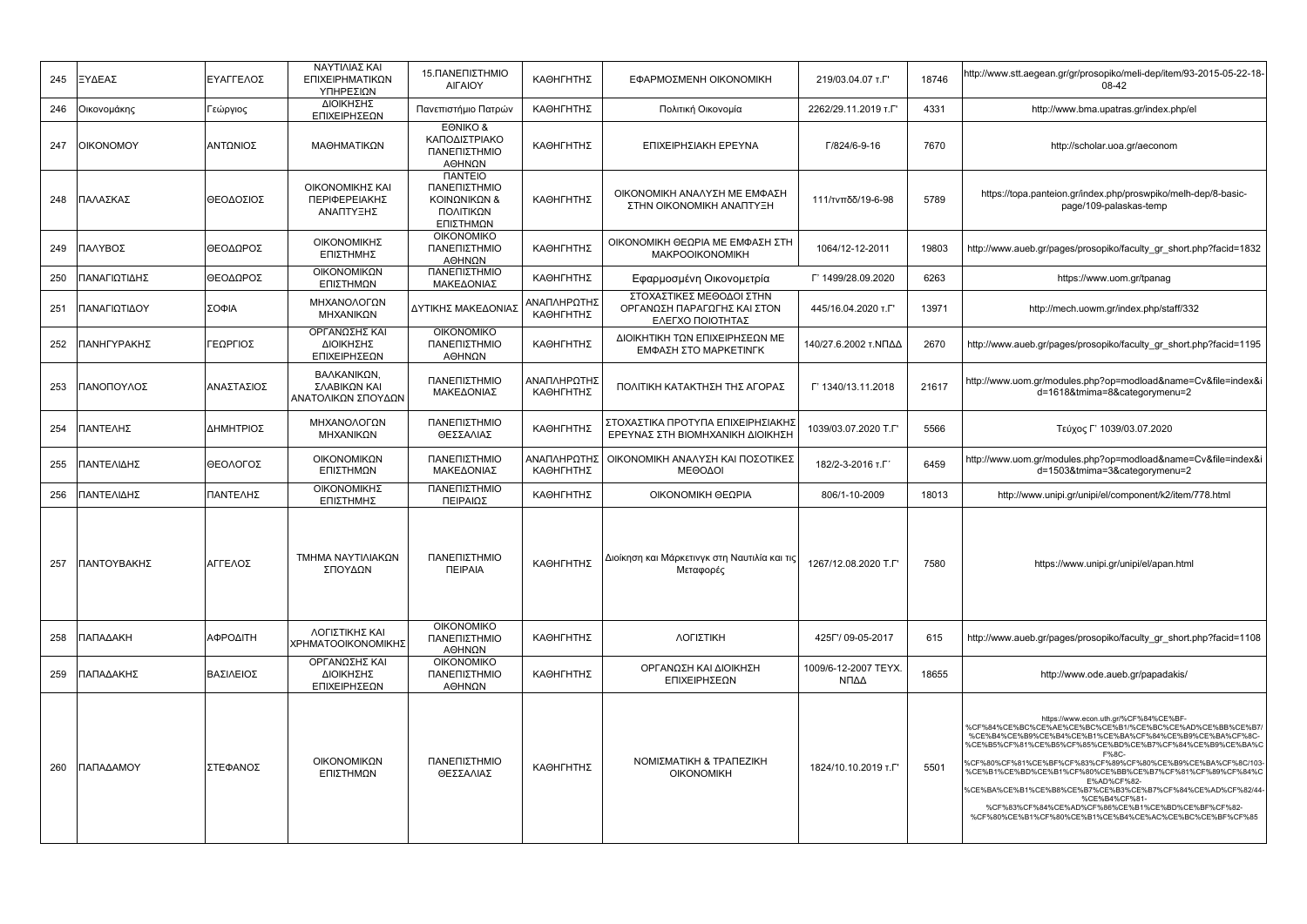| 245 | ΞΥΔΕΑΣ | ΕΥΑΓΓΕΛΟΣ | ΝΑΥΤΙΛΙΑΣ ΚΑΙ ΕΠΙΧΕΙΡΗΜΑΤΙΚΩΝ ΥΠΗΡΕΣΙΩΝ | 15.ΠΑΝΕΠΙΣΤΗΜΙΟ ΑΙΓΑΙΟΥ | ΚΑΘΗΓΗΤΗΣ | ΕΦΑΡΜΟΣΜΕΝΗ ΟΙΚΟΝΟΜΙΚΗ | 219/03.04.07 τ.Γ' | 18746 | http://www.stt.aegean.gr/gr/prosopiko/meli-dep/item/93-2015-05-22-18-08-42 |
|---|---|---|---|---|---|---|---|---|---|
| 246 | Οικονομάκης | Γεώργιος | ΔΙΟΙΚΗΣΗΣ ΕΠΙΧΕΙΡΗΣΕΩΝ | Πανεπιστήμιο Πατρών | ΚΑΘΗΓΗΤΗΣ | Πολιτική Οικονομία | 2262/29.11.2019 τ.Γ' | 4331 | http://www.bma.upatras.gr/index.php/el |
| 247 | ΟΙΚΟΝΟΜΟΥ | ΑΝΤΩΝΙΟΣ | ΜΑΘΗΜΑΤΙΚΩΝ | ΕΘΝΙΚΟ & ΚΑΠΟΔΙΣΤΡΙΑΚΟ ΠΑΝΕΠΙΣΤΗΜΙΟ ΑΘΗΝΩΝ | ΚΑΘΗΓΗΤΗΣ | ΕΠΙΧΕΙΡΗΣΙΑΚΗ ΕΡΕΥΝΑ | Γ/824/6-9-16 | 7670 | http://scholar.uoa.gr/aeconom |
| 248 | ΠΑΛΑΣΚΑΣ | ΘΕΟΔΟΣΙΟΣ | ΟΙΚΟΝΟΜΙΚΗΣ ΚΑΙ ΠΕΡΙΦΕΡΕΙΑΚΗΣ ΑΝΑΠΤΥΞΗΣ | ΠΑΝΤΕΙΟ ΠΑΝΕΠΙΣΤΗΜΙΟ ΚΟΙΝΩΝΙΚΩΝ & ΠΟΛΙΤΙΚΩΝ ΕΠΙΣΤΗΜΩΝ | ΚΑΘΗΓΗΤΗΣ | ΟΙΚΟΝΟΜΙΚΗ ΑΝΑΛΥΣΗ ΜΕ ΕΜΦΑΣΗ ΣΤΗΝ ΟΙΚΟΝΟΜΙΚΗ ΑΝΑΠΤΥΞΗ | 111/τνπδδ/19-6-98 | 5789 | https://topa.panteion.gr/index.php/proswpiko/melh-dep/8-basic-page/109-palaskas-temp |
| 249 | ΠΑΛΥΒΟΣ | ΘΕΟΔΩΡΟΣ | ΟΙΚΟΝΟΜΙΚΗΣ ΕΠΙΣΤΗΜΗΣ | ΟΙΚΟΝΟΜΙΚΟ ΠΑΝΕΠΙΣΤΗΜΙΟ ΑΘΗΝΩΝ | ΚΑΘΗΓΗΤΗΣ | ΟΙΚΟΝΟΜΙΚΗ ΘΕΩΡΙΑ ΜΕ ΕΜΦΑΣΗ ΣΤΗ ΜΑΚΡΟΟΙΚΟΝΟΜΙΚΗ | 1064/12-12-2011 | 19803 | http://www.aueb.gr/pages/prosopiko/faculty_gr_short.php?facid=1832 |
| 250 | ΠΑΝΑΓΙΩΤΙΔΗΣ | ΘΕΟΔΩΡΟΣ | ΟΙΚΟΝΟΜΙΚΩΝ ΕΠΙΣΤΗΜΩΝ | ΠΑΝΕΠΙΣΤΗΜΙΟ ΜΑΚΕΔΟΝΙΑΣ | ΚΑΘΗΓΗΤΗΣ | Εφαρμοσμένη Οικονομετρία | Γ' 1499/28.09.2020 | 6263 | https://www.uom.gr/tpanag |
| 251 | ΠΑΝΑΓΙΩΤΙΔΟΥ | ΣΟΦΙΑ | ΜΗΧΑΝΟΛΟΓΩΝ ΜΗΧΑΝΙΚΩΝ | ΔΥΤΙΚΗΣ ΜΑΚΕΔΟΝΙΑΣ | ΑΝΑΠΛΗΡΩΤΗΣ ΚΑΘΗΓΗΤΗΣ | ΣΤΟΧΑΣΤΙΚΕΣ ΜΕΘΟΔΟΙ ΣΤΗΝ ΟΡΓΑΝΩΣΗ ΠΑΡΑΓΩΓΗΣ ΚΑΙ ΣΤΟΝ ΕΛΕΓΧΟ ΠΟΙΟΤΗΤΑΣ | 445/16.04.2020 τ.Γ' | 13971 | http://mech.uowm.gr/index.php/staff/332 |
| 252 | ΠΑΝΗΓΥΡΑΚΗΣ | ΓΕΩΡΓΙΟΣ | ΟΡΓΑΝΩΣΗΣ ΚΑΙ ΔΙΟΙΚΗΣΗΣ ΕΠΙΧΕΙΡΗΣΕΩΝ | ΟΙΚΟΝΟΜΙΚΟ ΠΑΝΕΠΙΣΤΗΜΙΟ ΑΘΗΝΩΝ | ΚΑΘΗΓΗΤΗΣ | ΔΙΟΙΚΗΤΙΚΗ ΤΩΝ ΕΠΙΧΕΙΡΗΣΕΩΝ ΜΕ ΕΜΦΑΣΗ ΣΤΟ ΜΑΡΚΕΤΙΝΓΚ | 140/27.6.2002 τ.ΝΠΔΔ | 2670 | http://www.aueb.gr/pages/prosopiko/faculty_gr_short.php?facid=1195 |
| 253 | ΠΑΝΟΠΟΥΛΟΣ | ΑΝΑΣΤΑΣΙΟΣ | ΒΑΛΚΑΝΙΚΩΝ, ΣΛΑΒΙΚΩΝ ΚΑΙ ΑΝΑΤΟΛΙΚΩΝ ΣΠΟΥΔΩΝ | ΠΑΝΕΠΙΣΤΗΜΙΟ ΜΑΚΕΔΟΝΙΑΣ | ΑΝΑΠΛΗΡΩΤΗΣ ΚΑΘΗΓΗΤΗΣ | ΠΟΛΙΤΙΚΗ ΚΑΤΑΚΤΗΣΗ ΤΗΣ ΑΓΟΡΑΣ | Γ' 1340/13.11.2018 | 21617 | http://www.uom.gr/modules.php?op=modload&name=Cv&file=index&id=1618&tmima=8&categorymenu=2 |
| 254 | ΠΑΝΤΕΛΗΣ | ΔΗΜΗΤΡΙΟΣ | ΜΗΧΑΝΟΛΟΓΩΝ ΜΗΧΑΝΙΚΩΝ | ΠΑΝΕΠΙΣΤΗΜΙΟ ΘΕΣΣΑΛΙΑΣ | ΚΑΘΗΓΗΤΗΣ | ΣΤΟΧΑΣΤΙΚΑ ΠΡΟΤΥΠΑ ΕΠΙΧΕΙΡΗΣΙΑΚΗΣ ΕΡΕΥΝΑΣ ΣΤΗ ΒΙΟΜΗΧΑΝΙΚΗ ΔΙΟΙΚΗΣΗ | 1039/03.07.2020 Τ.Γ' | 5566 | Τεύχος Γ' 1039/03.07.2020 |
| 255 | ΠΑΝΤΕΛΙΔΗΣ | ΘΕΟΛΟΓΟΣ | ΟΙΚΟΝΟΜΙΚΩΝ ΕΠΙΣΤΗΜΩΝ | ΠΑΝΕΠΙΣΤΗΜΙΟ ΜΑΚΕΔΟΝΙΑΣ | ΑΝΑΠΛΗΡΩΤΗΣ ΚΑΘΗΓΗΤΗΣ | ΟΙΚΟΝΟΜΙΚΗ ΑΝΑΛΥΣΗ ΚΑΙ ΠΟΣΟΤΙΚΕΣ ΜΕΘΟΔΟΙ | 182/2-3-2016 τ.Γ΄ | 6459 | http://www.uom.gr/modules.php?op=modload&name=Cv&file=index&id=1503&tmima=3&categorymenu=2 |
| 256 | ΠΑΝΤΕΛΙΔΗΣ | ΠΑΝΤΕΛΗΣ | ΟΙΚΟΝΟΜΙΚΗΣ ΕΠΙΣΤΗΜΗΣ | ΠΑΝΕΠΙΣΤΗΜΙΟ ΠΕΙΡΑΙΩΣ | ΚΑΘΗΓΗΤΗΣ | ΟΙΚΟΝΟΜΙΚΗ ΘΕΩΡΙΑ | 806/1-10-2009 | 18013 | http://www.unipi.gr/unipi/el/component/k2/item/778.html |
| 257 | ΠΑΝΤΟΥΒΑΚΗΣ | ΑΓΓΕΛΟΣ | ΤΜΗΜΑ ΝΑΥΤΙΛΙΑΚΩΝ ΣΠΟΥΔΩΝ | ΠΑΝΕΠΙΣΤΗΜΙΟ ΠΕΙΡΑΙΑ | ΚΑΘΗΓΗΤΗΣ | Διοίκηση και Μάρκετινγκ στη Ναυτιλία και τις Μεταφορές | 1267/12.08.2020 Τ.Γ' | 7580 | https://www.unipi.gr/unipi/el/apan.html |
| 258 | ΠΑΠΑΔΑΚΗ | ΑΦΡΟΔΙΤΗ | ΛΟΓΙΣΤΙΚΗΣ ΚΑΙ ΧΡΗΜΑΤΟΟΙΚΟΝΟΜΙΚΗΣ | ΟΙΚΟΝΟΜΙΚΟ ΠΑΝΕΠΙΣΤΗΜΙΟ ΑΘΗΝΩΝ | ΚΑΘΗΓΗΤΗΣ | ΛΟΓΙΣΤΙΚΗ | 425Γ'/ 09-05-2017 | 615 | http://www.aueb.gr/pages/prosopiko/faculty_gr_short.php?facid=1108 |
| 259 | ΠΑΠΑΔΑΚΗΣ | ΒΑΣΙΛΕΙΟΣ | ΟΡΓΑΝΩΣΗΣ ΚΑΙ ΔΙΟΙΚΗΣΗΣ ΕΠΙΧΕΙΡΗΣΕΩΝ | ΟΙΚΟΝΟΜΙΚΟ ΠΑΝΕΠΙΣΤΗΜΙΟ ΑΘΗΝΩΝ | ΚΑΘΗΓΗΤΗΣ | ΟΡΓΑΝΩΣΗ ΚΑΙ ΔΙΟΙΚΗΣΗ ΕΠΙΧΕΙΡΗΣΕΩΝ | 1009/6-12-2007 ΤΕΥΧ. ΝΠΔΔ | 18655 | http://www.ode.aueb.gr/papadakis/ |
| 260 | ΠΑΠΑΔΑΜΟΥ | ΣΤΕΦΑΝΟΣ | ΟΙΚΟΝΟΜΙΚΩΝ ΕΠΙΣΤΗΜΩΝ | ΠΑΝΕΠΙΣΤΗΜΙΟ ΘΕΣΣΑΛΙΑΣ | ΚΑΘΗΓΗΤΗΣ | ΝΟΜΙΣΜΑΤΙΚΗ & ΤΡΑΠΕΖΙΚΗ ΟΙΚΟΝΟΜΙΚΗ | 1824/10.10.2019 τ.Γ' | 5501 | https://www.econ.uth.gr/%CF%84%CE%BF-%CF%84%CE%BC%CE%AE%CE%BC%CE%B1/%CE%BC%CE%AD%CE%BB%CE%B7/%CE%B4%CE%B9%CE%B4%CE%B1%CE%BA%CF%84%CE%B9%CE%BA%CF%8C-%CE%B5%CF%81%CE%B5%CF%85%CE%BD%CE%B7%CF%84%CE%B9%CE%BA%CF%8C-%CF%80%CF%81%CE%BF%CF%83%CF%89%CF%80%CE%B9%CE%BA%CF%8C/103-%CE%B1%CE%BD%CE%B1%CF%80%CE%BB%CE%B7%CF%81%CF%89%CF%84%CE%AD%CF%82-%CE%BA%CE%B1%CE%B8%CE%B7%CE%B3%CE%B7%CF%84%CE%AD%CF%82/44-%CE%B4%CF%81-%CF%83%CF%84%CE%AD%CF%86%CE%B1%CE%BD%CE%BF%CF%82-%CF%80%CE%B1%CF%80%CE%B1%CE%B4%CE%AC%CE%BC%CE%BF%CF%85 |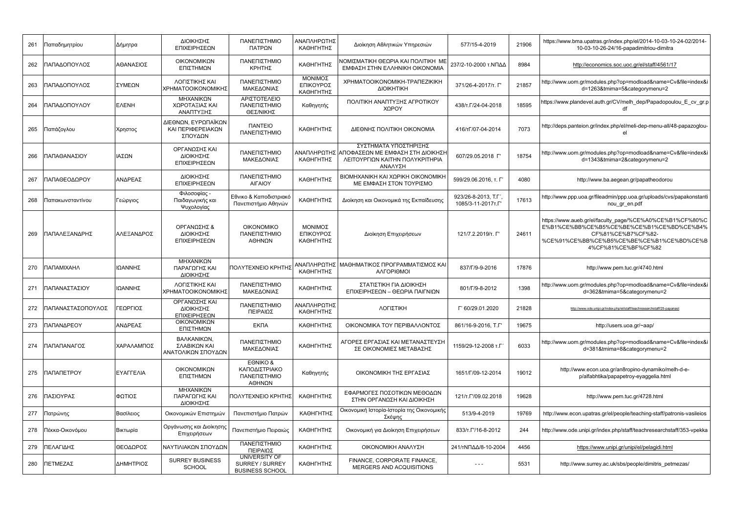| 261 | Παπαδημητρίου | Δήμητρα | ΔΙΟΙΚΗΣΗΣ ΕΠΙΧΕΙΡΗΣΕΩΝ | ΠΑΝΕΠΙΣΤΗΜΙΟ ΠΑΤΡΩΝ | ΑΝΑΠΛΗΡΩΤΗΣ ΚΑΘΗΓΗΤΗΣ | Διοίκηση Αθλητικών Υπηρεσιών | 577/15-4-2019 | 21906 | https://www.bma.upatras.gr/index.php/el/2014-10-03-10-24-02/2014-10-03-10-26-24/16-papadimitriou-dimitra |
|---|---|---|---|---|---|---|---|---|---|
| 262 | ΠΑΠΑΔΟΠΟΥΛΟΣ | ΑΘΑΝΑΣΙΟΣ | ΟΙΚΟΝΟΜΙΚΩΝ ΕΠΙΣΤΗΜΩΝ | ΠΑΝΕΠΙΣΤΗΜΙΟ ΚΡΗΤΗΣ | ΚΑΘΗΓΗΤΗΣ | ΝΟΜΙΣΜΑΤΙΚΗ ΘΕΩΡΙΑ ΚΑΙ ΠΟΛΙΤΙΚΗ ΜΕ ΕΜΦΑΣΗ ΣΤΗΝ ΕΛΛΗΝΙΚΗ ΟΙΚΟΝΟΜΙΑ | 237/2-10-2000 τ.ΝΠΔΔ | 8984 | http://economics.soc.uoc.gr/el/staff/4561/17 |
| 263 | ΠΑΠΑΔΟΠΟΥΛΟΣ | ΣΥΜΕΩΝ | ΛΟΓΙΣΤΙΚΗΣ ΚΑΙ ΧΡΗΜΑΤΟΟΙΚΟΝΟΜΙΚΗΣ | ΠΑΝΕΠΙΣΤΗΜΙΟ ΜΑΚΕΔΟΝΙΑΣ | ΜΟΝΙΜΟΣ ΕΠΙΚΟΥΡΟΣ ΚΑΘΗΓΗΤΗΣ | ΧΡΗΜΑΤΟΟΙΚΟΝΟΜΙΚΗ-ΤΡΑΠΕΖΙΚΙΚΗ ΔΙΟΙΚΗΤΙΚΗ | 371/26-4-2017/τ. Γ' | 21857 | http://www.uom.gr/modules.php?op=modload&name=Cv&file=index&id=1263&tmima=5&categorymenu=2 |
| 264 | ΠΑΠΑΔΟΠΟΥΛΟΥ | ΕΛΕΝΗ | ΜΗΧΑΝΙΚΩΝ ΧΩΡΟΤΑΞΙΑΣ ΚΑΙ ΑΝΑΠΤΥΞΗΣ | ΑΡΙΣΤΟΤΕΛΕΙΟ ΠΑΝΕΠΙΣΤΗΜΙΟ ΘΕΣ/ΝΙΚΗΣ | Καθηγητής | ΠΟΛΙΤΙΚΗ ΑΝΑΠΤΥΞΗΣ ΑΓΡΟΤΙΚΟΥ ΧΩΡΟΥ | 438/τ.Γ/24-04-2018 | 18595 | https://www.plandevel.auth.gr/CV/melh_dep/Papadopoulou_E_cv_gr.pdf |
| 265 | Παπάζογλου | Χρηστος | ΔΙΕΘΝΩΝ, ΕΥΡΩΠΑΪΚΩΝ ΚΑΙ ΠΕΡΙΦΕΡΕΙΑΚΩΝ ΣΠΟΥΔΩΝ | ΠΑΝΤΕΙΟ ΠΑΝΕΠΙΣΤΗΜΙΟ | ΚΑΘΗΓΗΤΗΣ | ΔΙΕΘΝΗΣ ΠΟΛΙΤΙΚΗ ΟΙΚΟΝΟΜΙΑ | 416/τΓ/07-04-2014 | 7073 | http://deps.panteion.gr/index.php/el/meli-dep-menu-all/48-papazoglou-el |
| 266 | ΠΑΠΑΘΑΝΑΣΙΟΥ | ΙΑΣΩΝ | ΟΡΓΑΝΩΣΗΣ ΚΑΙ ΔΙΟΙΚΗΣΗΣ ΕΠΙΧΕΙΡΗΣΕΩΝ | ΠΑΝΕΠΙΣΤΗΜΙΟ ΜΑΚΕΔΟΝΙΑΣ | ΑΝΑΠΛΗΡΩΤΗΣ ΚΑΘΗΓΗΤΗΣ | ΣΥΣΤΗΜΑΤΑ ΥΠΟΣΤΗΡΙΞΗΣ ΑΠΟΦΑΣΕΩΝ ΜΕ ΕΜΦΑΣΗ ΣΤΗ ΔΙΟΙΚΗΣΗ ΛΕΙΤΟΥΡΓΙΩΝ ΚΑΙ ΤΗΝ ΠΟΛΥΚΡΙΤΗΡΙΑ ΑΝΑΛΥΣΗ | 607/29.05.2018 Γ' | 18754 | http://www.uom.gr/modules.php?op=modload&name=Cv&file=index&id=1343&tmima=2&categorymenu=2 |
| 267 | ΠΑΠΑΘΕΟΔΩΡΟΥ | ΑΝΔΡΕΑΣ | ΔΙΟΙΚΗΣΗΣ ΕΠΙΧΕΙΡΗΣΕΩΝ | ΠΑΝΕΠΙΣΤΗΜΙΟ ΑΙΓΑΙΟΥ | ΚΑΘΗΓΗΤΗΣ | ΒΙΟΜΗΧΑΝΙΚΗ ΚΑΙ ΧΩΡΙΚΗ ΟΙΚΟΝΟΜΙΚΗ ΜΕ ΕΜΦΑΣΗ ΣΤΟΝ ΤΟΥΡΙΣΜΟ | 599/29.06.2016, τ. Γ' | 4080 | http://www.ba.aegean.gr/papatheodorou |
| 268 | Παπακωνσταντίνου | Γεώργιος | Φιλοσοφίας - Παιδαγωγικής και Ψυχολογίας | Εθνικο & Καποδιστριακό Πανεπιστήμιο Αθηνών | ΚΑΘΗΓΗΤΗΣ | Διοίκηση και Οικονομικά της Εκπαίδευσης | 923/26-8-2013, Τ.Γ΄, 1085/3-11-2017τ.Γ' | 17613 | http://www.ppp.uoa.gr/fileadmin/ppp.uoa.gr/uploads/cvs/papakonstantinou_gr_en.pdf |
| 269 | ΠΑΠΑΛΕΞΑΝΔΡΗΣ | ΑΛΕΞΑΝΔΡΟΣ | ΟΡΓΑΝΩΣΗΣ & ΔΙΟΙΚΗΣΗΣ ΕΠΙΧΕΙΡΗΣΕΩΝ | ΟΙΚΟΝΟΜΙΚΟ ΠΑΝΕΠΙΣΤΗΜΙΟ ΑΘΗΝΩΝ | ΜΟΝΙΜΟΣ ΕΠΙΚΟΥΡΟΣ ΚΑΘΗΓΗΤΗΣ | Διοίκηση Επιχειρήσεων | 121/7.2.2019/τ. Γ' | 24611 | https://www.aueb.gr/el/faculty_page/%CE%A0%CE%B1%CF%80%CE%B1%CE%BB%CE%B5%CE%BE%CE%B1%CE%BD%CE%B4%CF%81%CE%B7%CF%82-%CE%91%CE%BB%CE%B5%CE%BE%CE%B1%CE%BD%CE%B4%CF%81%CE%BF%CF%82 |
| 270 | ΠΑΠΑΜΙΧΑΗΛ | ΙΩΑΝΝΗΣ | ΜΗΧΑΝΙΚΩΝ ΠΑΡΑΓΩΓΗΣ ΚΑΙ ΔΙΟΙΚΗΣΗΣ | ΠΟΛΥΤΕΧΝΕΙΟ ΚΡΗΤΗΣ | ΑΝΑΠΛΗΡΩΤΗΣ ΚΑΘΗΓΗΤΗΣ | ΜΑΘΗΜΑΤΙΚΟΣ ΠΡΟΓΡΑΜΜΑΤΙΣΜΟΣ ΚΑΙ ΑΛΓΟΡΙΘΜΟΙ | 837/Γ/9-9-2016 | 17876 | http://www.pem.tuc.gr/4740.html |
| 271 | ΠΑΠΑΝΑΣΤΑΣΙΟΥ | ΙΩΑΝΝΗΣ | ΛΟΓΙΣΤΙΚΗΣ ΚΑΙ ΧΡΗΜΑΤΟΟΙΚΟΝΟΜΙΚΗΣ | ΠΑΝΕΠΙΣΤΗΜΙΟ ΜΑΚΕΔΟΝΙΑΣ | ΚΑΘΗΓΗΤΗΣ | ΣΤΑΤΙΣΤΙΚΗ ΓΙΑ ΔΙΟΙΚΗΣΗ ΕΠΙΧΕΙΡΗΣΕΩΝ – ΘΕΩΡΙΑ ΠΑΙΓΝΙΩΝ | 801/Γ/9-8-2012 | 1398 | http://www.uom.gr/modules.php?op=modload&name=Cv&file=index&id=362&tmima=5&categorymenu=2 |
| 272 | ΠΑΠΑΝΑΣΤΑΣΟΠΟΥΛΟΣ | ΓΕΩΡΓΙΟΣ | ΟΡΓΑΝΩΣΗΣ ΚΑΙ ΔΙΟΙΚΗΣΗΣ ΕΠΙΧΕΙΡΗΣΕΩΝ | ΠΑΝΕΠΙΣΤΗΜΙΟ ΠΕΙΡΑΙΩΣ | ΑΝΑΠΛΗΡΩΤΗΣ ΚΑΘΗΓΗΤΗΣ | ΛΟΓΙΣΤΙΚΗ | Γ' 60/29.01.2020 | 21828 | http://www.ode.unipi.gr/index.php/el/staff/teachresearchstaff/25-papanast |
| 273 | ΠΑΠΑΝΔΡΕΟΥ | ΑΝΔΡΕΑΣ | ΟΙΚΟΝΟΜΙΚΩΝ ΕΠΙΣΤΗΜΩΝ | ΕΚΠΑ | ΚΑΘΗΓΗΤΗΣ | ΟΙΚΟΝΟΜΙΚΑ ΤΟΥ ΠΕΡΙΒΑΛΛΟΝΤΟΣ | 861/16-9-2016, Τ.Γ' | 19675 | http://users.uoa.gr/~aap/ |
| 274 | ΠΑΠΑΠΑΝΑΓΟΣ | ΧΑΡΑΛΑΜΠΟΣ | ΒΑΛΚΑΝΙΚΩΝ, ΣΛΑΒΙΚΩΝ ΚΑΙ ΑΝΑΤΟΛΙΚΩΝ ΣΠΟΥΔΩΝ | ΠΑΝΕΠΙΣΤΗΜΙΟ ΜΑΚΕΔΟΝΙΑΣ | ΚΑΘΗΓΗΤΗΣ | ΑΓΟΡΕΣ ΕΡΓΑΣΙΑΣ ΚΑΙ ΜΕΤΑΝΑΣΤΕΥΣΗ ΣΕ ΟΙΚΟΝΟΜΙΕΣ ΜΕΤΑΒΑΣΗΣ | 1159/29-12-2008 τ.Γ΄ | 6033 | http://www.uom.gr/modules.php?op=modload&name=Cv&file=index&id=381&tmima=8&categorymenu=2 |
| 275 | ΠΑΠΑΠΕΤΡΟΥ | ΕΥΑΓΓΕΛΙΑ | ΟΙΚΟΝΟΜΙΚΩΝ ΕΠΙΣΤΗΜΩΝ | ΕΘΝΙΚΟ & ΚΑΠΟΔΙΣΤΡΙΑΚΟ ΠΑΝΕΠΙΣΤΗΜΙΟ ΑΘΗΝΩΝ | Καθηγητής | ΟΙΚΟΝΟΜΙΚΗ ΤΗΣ ΕΡΓΑΣΙΑΣ | 1651/Γ/09-12-2014 | 19012 | http://www.econ.uoa.gr/an8ropino-dynamiko/melh-d-e-p/alfabhtika/papapetroy-eyaggelia.html |
| 276 | ΠΑΣΙΟΥΡΑΣ | ΦΩΤΙΟΣ | ΜΗΧΑΝΙΚΩΝ ΠΑΡΑΓΩΓΗΣ ΚΑΙ ΔΙΟΙΚΗΣΗΣ | ΠΟΛΥΤΕΧΝΕΙΟ ΚΡΗΤΗΣ | ΚΑΘΗΓΗΤΗΣ | ΕΦΑΡΜΟΓΕΣ ΠΟΣΟΤΙΚΩΝ ΜΕΘΟΔΩΝ ΣΤΗΝ ΟΡΓΑΝΩΣΗ ΚΑΙ ΔΙΟΙΚΗΣΗ | 121/τ.Γ'/09.02.2018 | 19628 | http://www.pem.tuc.gr/4728.html |
| 277 | Πατρώνης | Βασίλειος | Οικονομικών Επιστημών | Πανεπιστήμιο Πατρών | ΚΑΘΗΓΗΤΗΣ | Οικονομική Ιστορία-Ιστορία της Οικονομικής Σκέψης | 513/9-4-2019 | 19769 | http://www.econ.upatras.gr/el/people/teaching-staff/patronis-vasileios |
| 278 | Πέκκα-Οικονόμου | Βικτωρία | Οργάνωσης και Διοίκησης Επιχειρήσεων | Πανεπιστήμιο Πειραιώς | ΚΑΘΗΓΗΤΗΣ | Οικονομική για Διοίκηση Επιχειρήσεων | 833/τ.Γ'/16-8-2012 | 244 | http://www.ode.unipi.gr/index.php/staff/teachresearchstaff/353-vpekka |
| 279 | ΠΕΛΑΓΙΔΗΣ | ΘΕΟΔΩΡΟΣ | ΝΑΥΤΙΛΙΑΚΩΝ ΣΠΟΥΔΩΝ | ΠΑΝΕΠΙΣΤΗΜΙΟ ΠΕΙΡΑΙΩΣ | ΚΑΘΗΓΗΤΗΣ | ΟΙΚΟΝΟΜΙΚΗ ΑΝΑΛΥΣΗ | 241/τΝΠΔΔ/8-10-2004 | 4456 | https://www.unipi.gr/unipi/el/pelagidi.html |
| 280 | ΠΕΤΜΕΖΑΣ | ΔΗΜΗΤΡΙΟΣ | SURREY BUSINESS SCHOOL | UNIVERSITY OF SURREY / SURREY BUSINESS SCHOOL | ΚΑΘΗΓΗΤΗΣ | FINANCE, CORPORATE FINANCE, MERGERS AND ACQUISITIONS | - - - | 5531 | http://www.surrey.ac.uk/sbs/people/dimitris_petmezas/ |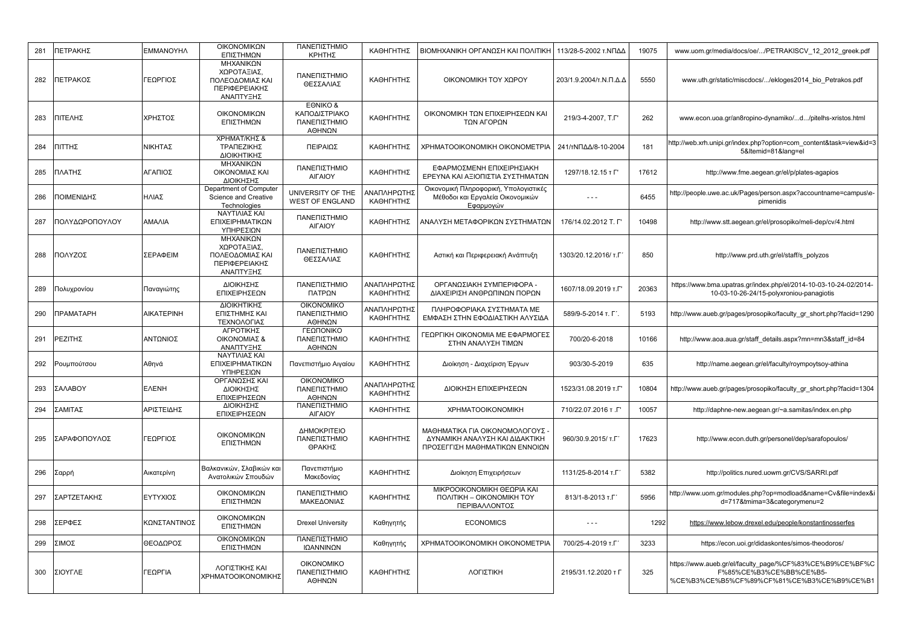| 281 | ΠΕΤΡΑΚΗΣ | ΕΜΜΑΝΟΥΗΛ | ΟΙΚΟΝΟΜΙΚΩΝ ΕΠΙΣΤΗΜΩΝ | ΠΑΝΕΠΙΣΤΗΜΙΟ ΚΡΗΤΗΣ | ΚΑΘΗΓΗΤΗΣ | ΒΙΟΜΗΧΑΝΙΚΗ ΟΡΓΑΝΩΣΗ ΚΑΙ ΠΟΛΙΤΙΚΗ | 113/28-5-2002 τ.ΝΠΔΔ | 19075 | www.uom.gr/media/docs/oe/.../PETRAKISCV_12_2012_greek.pdf |
|---|---|---|---|---|---|---|---|---|---|
| 282 | ΠΕΤΡΑΚΟΣ | ΓΕΩΡΓΙΟΣ | ΜΗΧΑΝΙΚΩΝ ΧΩΡΟΤΑΞΙΑΣ, ΠΟΛΕΟΔΟΜΙΑΣ ΚΑΙ ΠΕΡΙΦΕΡΕΙΑΚΗΣ ΑΝΑΠΤΥΞΗΣ | ΠΑΝΕΠΙΣΤΗΜΙΟ ΘΕΣΣΑΛΙΑΣ | ΚΑΘΗΓΗΤΗΣ | ΟΙΚΟΝΟΜΙΚΗ ΤΟΥ ΧΩΡΟΥ | 203/1.9.2004/τ.Ν.Π.Δ.Δ | 5550 | www.uth.gr/static/miscdocs/.../ekloges2014_bio_Petrakos.pdf |
| 283 | ΠΙΤΕΛΗΣ | ΧΡΗΣΤΟΣ | ΟΙΚΟΝΟΜΙΚΩΝ ΕΠΙΣΤΗΜΩΝ | ΕΘΝΙΚΟ & ΚΑΠΟΔΙΣΤΡΙΑΚΟ ΠΑΝΕΠΙΣΤΗΜΙΟ ΑΘΗΝΩΝ | ΚΑΘΗΓΗΤΗΣ | ΟΙΚΟΝΟΜΙΚΗ ΤΩΝ ΕΠΙΧΕΙΡΗΣΕΩΝ ΚΑΙ ΤΩΝ ΑΓΟΡΩΝ | 219/3-4-2007, Τ.Γ' | 262 | www.econ.uoa.gr/an8ropino-dynamiko/...d.../pitelhs-xristos.html |
| 284 | ΠΙΤΤΗΣ | ΝΙΚΗΤΑΣ | ΧΡΗΜΑΤ/ΚΗΣ & ΤΡΑΠΕΖΙΚΗΣ ΔΙΟΙΚΗΤΙΚΗΣ | ΠΕΙΡΑΙΩΣ | ΚΑΘΗΓΗΤΗΣ | ΧΡΗΜΑΤΟΟΙΚΟΝΟΜΙΚΗ ΟΙΚΟΝΟΜΕΤΡΙΑ | 241/τΝΠΔΔ/8-10-2004 | 181 | http://web.xrh.unipi.gr/index.php?option=com_content&task=view&id=35&Itemid=81&lang=el |
| 285 | ΠΛΑΤΗΣ | ΑΓΑΠΙΟΣ | ΜΗΧΑΝΙΚΩΝ ΟΙΚΟΝΟΜΙΑΣ ΚΑΙ ΔΙΟΙΚΗΣΗΣ | ΠΑΝΕΠΙΣΤΗΜΙΟ ΑΙΓΑΙΟΥ | ΚΑΘΗΓΗΤΗΣ | ΕΦΑΡΜΟΣΜΕΝΗ ΕΠΙΧΕΙΡΗΣΙΑΚΗ ΕΡΕΥΝΑ ΚΑΙ ΑΞΙΟΠΙΣΤΙΑ ΣΥΣΤΗΜΑΤΩΝ | 1297/18.12.15 τ Γ' | 17612 | http://www.fme.aegean.gr/el/p/plates-agapios |
| 286 | ΠΟΙΜΕΝΙΔΗΣ | ΗΛΙΑΣ | Department of Computer Science and Creative Technologies | UNIVERSITY OF THE WEST OF ENGLAND | ΑΝΑΠΛΗΡΩΤΗΣ ΚΑΘΗΓΗΤΗΣ | Οικονομική Πληροφορική, Υπολογιστικές Μέθοδοι και Εργαλεία Οικονομικών Εφαρμογών | - - - | 6455 | http://people.uwe.ac.uk/Pages/person.aspx?accountname=campus\e-pimenidis |
| 287 | ΠΟΛΥΔΩΡΟΠΟΥΛΟΥ | ΑΜΑΛΙΑ | ΝΑΥΤΙΛΙΑΣ ΚΑΙ ΕΠΙΧΕΙΡΗΜΑΤΙΚΩΝ ΥΠΗΡΕΣΙΩΝ | ΠΑΝΕΠΙΣΤΗΜΙΟ ΑΙΓΑΙΟΥ | ΚΑΘΗΓΗΤΗΣ | ΑΝΑΛΥΣΗ ΜΕΤΑΦΟΡΙΚΩΝ ΣΥΣΤΗΜΑΤΩΝ | 176/14.02.2012 Τ. Γ' | 10498 | http://www.stt.aegean.gr/el/prosopiko/meli-dep/cv/4.html |
| 288 | ΠΟΛΥΖΟΣ | ΣΕΡΑΦΕΙΜ | ΜΗΧΑΝΙΚΩΝ ΧΩΡΟΤΑΞΙΑΣ, ΠΟΛΕΟΔΟΜΙΑΣ ΚΑΙ ΠΕΡΙΦΕΡΕΙΑΚΗΣ ΑΝΑΠΤΥΞΗΣ | ΠΑΝΕΠΙΣΤΗΜΙΟ ΘΕΣΣΑΛΙΑΣ | ΚΑΘΗΓΗΤΗΣ | Αστική και Περιφερειακή Ανάπτυξη | 1303/20.12.2016/ τ.Γ΄ | 850 | http://www.prd.uth.gr/el/staff/s_polyzos |
| 289 | Πολυχρονίου | Παναγιώτης | ΔΙΟΙΚΗΣΗΣ ΕΠΙΧΕΙΡΗΣΕΩΝ | ΠΑΝΕΠΙΣΤΗΜΙΟ ΠΑΤΡΩΝ | ΑΝΑΠΛΗΡΩΤΗΣ ΚΑΘΗΓΗΤΗΣ | ΟΡΓΑΝΩΣΙΑΚΗ ΣΥΜΠΕΡΙΦΟΡΑ - ΔΙΑΧΕΙΡΙΣΗ ΑΝΘΡΩΠΙΝΩΝ ΠΟΡΩΝ | 1607/18.09.2019 τ.Γ' | 20363 | https://www.bma.upatras.gr/index.php/el/2014-10-03-10-24-02/2014-10-03-10-26-24/15-polyxroniou-panagiotis |
| 290 | ΠΡΑΜΑΤΑΡΗ | ΑΙΚΑΤΕΡΙΝΗ | ΔΙΟΙΚΗΤΙΚΗΣ ΕΠΙΣΤΗΜΗΣ ΚΑΙ ΤΕΧΝΟΛΟΓΙΑΣ | ΟΙΚΟΝΟΜΙΚΟ ΠΑΝΕΠΙΣΤΗΜΙΟ ΑΘΗΝΩΝ | ΑΝΑΠΛΗΡΩΤΗΣ ΚΑΘΗΓΗΤΗΣ | ΠΛΗΡΟΦΟΡΙΑΚΑ ΣΥΣΤΗΜΑΤΑ ΜΕ ΕΜΦΑΣΗ ΣΤΗΝ ΕΦΟΔΙΑΣΤΙΚΗ ΑΛΥΣΙΔΑ | 589/9-5-2014 τ. Γ΄. | 5193 | http://www.aueb.gr/pages/prosopiko/faculty_gr_short.php?facid=1290 |
| 291 | ΡΕΖΙΤΗΣ | ΑΝΤΩΝΙΟΣ | ΑΓΡΟΤΙΚΗΣ ΟΙΚΟΝΟΜΙΑΣ & ΑΝΑΠΤΥΞΗΣ | ΓΕΩΠΟΝΙΚΟ ΠΑΝΕΠΙΣΤΗΜΙΟ ΑΘΗΝΩΝ | ΚΑΘΗΓΗΤΗΣ | ΓΕΩΡΓΙΚΗ ΟΙΚΟΝΟΜΙΑ ΜΕ ΕΦΑΡΜΟΓΕΣ ΣΤΗΝ ΑΝΑΛΥΣΗ ΤΙΜΩΝ | 700/20-6-2018 | 10166 | http://www.aoa.aua.gr/staff_details.aspx?mn=mn3&staff_id=84 |
| 292 | Ρουμπούτσου | Αθηνά | ΝΑΥΤΙΛΙΑΣ ΚΑΙ ΕΠΙΧΕΙΡΗΜΑΤΙΚΩΝ ΥΠΗΡΕΣΙΩΝ | Πανεπιστήμιο Αιγαίου | ΚΑΘΗΓΗΤΗΣ | Διοίκηση - Διαχείριση Έργων | 903/30-5-2019 | 635 | http://name.aegean.gr/el/faculty/roympoytsoy-athina |
| 293 | ΣΑΛΑΒΟΥ | ΕΛΕΝΗ | ΟΡΓΑΝΩΣΗΣ ΚΑΙ ΔΙΟΙΚΗΣΗΣ ΕΠΙΧΕΙΡΗΣΕΩΝ | ΟΙΚΟΝΟΜΙΚΟ ΠΑΝΕΠΙΣΤΗΜΙΟ ΑΘΗΝΩΝ | ΑΝΑΠΛΗΡΩΤΗΣ ΚΑΘΗΓΗΤΗΣ | ΔΙΟΙΚΗΣΗ ΕΠΙΧΕΙΡΗΣΕΩΝ | 1523/31.08.2019 τ.Γ' | 10804 | http://www.aueb.gr/pages/prosopiko/faculty_gr_short.php?facid=1304 |
| 294 | ΣΑΜΙΤΑΣ | ΑΡΙΣΤΕΙΔΗΣ | ΔΙΟΙΚΗΣΗΣ ΕΠΙΧΕΙΡΗΣΕΩΝ | ΠΑΝΕΠΙΣΤΗΜΙΟ ΑΙΓΑΙΟΥ | ΚΑΘΗΓΗΤΗΣ | ΧΡΗΜΑΤΟΟΙΚΟΝΟΜΙΚΗ | 710/22.07.2016 τ .Γ' | 10057 | http://daphne-new.aegean.gr/~a.samitas/index.en.php |
| 295 | ΣΑΡΑΦΟΠΟΥΛΟΣ | ΓΕΩΡΓΙΟΣ | ΟΙΚΟΝΟΜΙΚΩΝ ΕΠΙΣΤΗΜΩΝ | ΔΗΜΟΚΡΙΤΕΙΟ ΠΑΝΕΠΙΣΤΗΜΙΟ ΘΡΑΚΗΣ | ΚΑΘΗΓΗΤΗΣ | ΜΑΘΗΜΑΤΙΚΑ ΓΙΑ ΟΙΚΟΝΟΜΟΛΟΓΟΥΣ - ΔΥΝΑΜΙΚΗ ΑΝΑΛΥΣΗ ΚΑΙ ΔΙΔΑΚΤΙΚΗ ΠΡΟΣΕΓΓΙΣΗ ΜΑΘΗΜΑΤΙΚΩΝ ΕΝΝΟΙΩΝ | 960/30.9.2015/ τ.Γ΄ | 17623 | http://www.econ.duth.gr/personel/dep/sarafopoulos/ |
| 296 | Σαρρή | Αικατερίνη | Βαλκανικών, Σλαβικών και Ανατολικών Σπουδών | Πανεπιστήμιο Μακεδονίας | ΚΑΘΗΓΗΤΗΣ | Διοίκηση Επιχειρήσεων | 1131/25-8-2014 τ.Γ΄ | 5382 | http://politics.nured.uowm.gr/CVS/SARRI.pdf |
| 297 | ΣΑΡΤΖΕΤΑΚΗΣ | ΕΥΤΥΧΙΟΣ | ΟΙΚΟΝΟΜΙΚΩΝ ΕΠΙΣΤΗΜΩΝ | ΠΑΝΕΠΙΣΤΗΜΙΟ ΜΑΚΕΔΟΝΙΑΣ | ΚΑΘΗΓΗΤΗΣ | ΜΙΚΡΟΟΙΚΟΝΟΜΙΚΗ ΘΕΩΡΙΑ ΚΑΙ ΠΟΛΙΤΙΚΗ – ΟΙΚΟΝΟΜΙΚΗ ΤΟΥ ΠΕΡΙΒΑΛΛΟΝΤΟΣ | 813/1-8-2013 τ.Γ΄ | 5956 | http://www.uom.gr/modules.php?op=modload&name=Cv&file=index&id=717&tmima=3&categorymenu=2 |
| 298 | ΣΕΡΦΕΣ | ΚΩΝΣΤΑΝΤΙΝΟΣ | ΟΙΚΟΝΟΜΙΚΩΝ ΕΠΙΣΤΗΜΩΝ | Drexel University | Καθηγητής | ECONOMICS | - - - | 1292 | https://www.lebow.drexel.edu/people/konstantinosserfes |
| 299 | ΣΙΜΟΣ | ΘΕΟΔΩΡΟΣ | ΟΙΚΟΝΟΜΙΚΩΝ ΕΠΙΣΤΗΜΩΝ | ΠΑΝΕΠΙΣΤΗΜΙΟ ΙΩΑΝΝΙΝΩΝ | Καθηγητής | ΧΡΗΜΑΤΟΟΙΚΟΝΟΜΙΚΗ ΟΙΚΟΝΟΜΕΤΡΙΑ | 700/25-4-2019 τ.Γ΄ | 3233 | https://econ.uoi.gr/didaskontes/simos-theodoros/ |
| 300 | ΣΙΟΥΓΛΕ | ΓΕΩΡΓΙΑ | ΛΟΓΙΣΤΙΚΗΣ ΚΑΙ ΧΡΗΜΑΤΟΟΙΚΟΝΟΜΙΚΗΣ | ΟΙΚΟΝΟΜΙΚΟ ΠΑΝΕΠΙΣΤΗΜΙΟ ΑΘΗΝΩΝ | ΚΑΘΗΓΗΤΗΣ | ΛΟΓΙΣΤΙΚΗ | 2195/31.12.2020 τ Γ | 325 | https://www.aueb.gr/el/faculty_page/%CF%83%CE%B9%CE%BF%CF%85%CE%B3%CE%BB%CE%B5-%CE%B3%CE%B5%CF%89%CF%81%CE%B3%CE%B9%CE%B1 |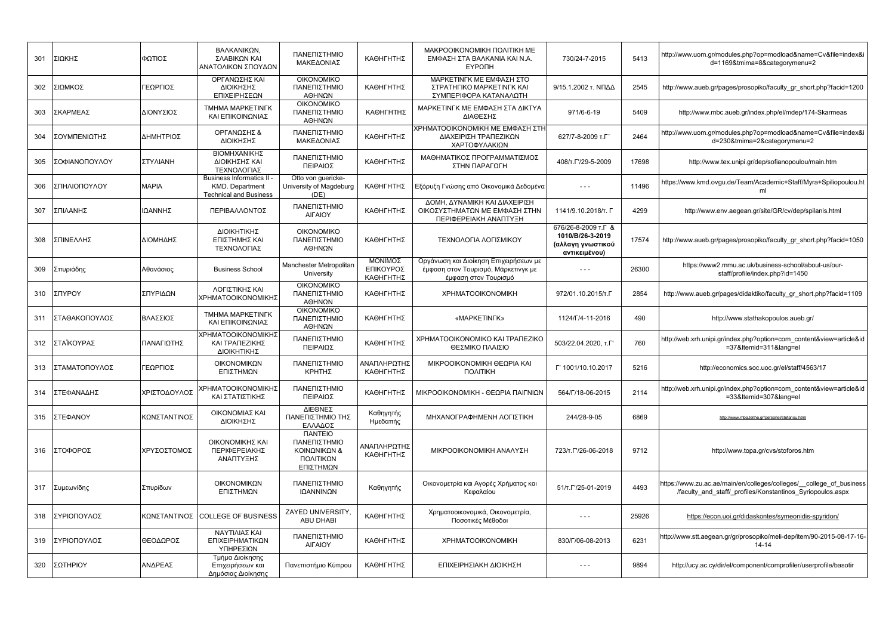| 301 | ΣΙΩΚΗΣ | ΦΩΤΙΟΣ | ΒΑΛΚΑΝΙΚΩΝ, ΣΛΑΒΙΚΩΝ ΚΑΙ ΑΝΑΤΟΛΙΚΩΝ ΣΠΟΥΔΩΝ | ΠΑΝΕΠΙΣΤΗΜΙΟ ΜΑΚΕΔΟΝΙΑΣ | ΚΑΘΗΓΗΤΗΣ | ΜΑΚΡΟΟΙΚΟΝΟΜΙΚΗ ΠΟΛΙΤΙΚΗ ΜΕ ΕΜΦΑΣΗ ΣΤΑ ΒΑΛΚΑΝΙΑ ΚΑΙ Ν.Α. ΕΥΡΩΠΗ | 730/24-7-2015 | 5413 | http://www.uom.gr/modules.php?op=modload&name=Cv&file=index&id=1169&tmima=8&categorymenu=2 |
|---|---|---|---|---|---|---|---|---|---|
| 302 | ΣΙΩΜΚΟΣ | ΓΕΩΡΓΙΟΣ | ΟΡΓΑΝΩΣΗΣ ΚΑΙ ΔΙΟΙΚΗΣΗΣ ΕΠΙΧΕΙΡΗΣΕΩΝ | ΟΙΚΟΝΟΜΙΚΟ ΠΑΝΕΠΙΣΤΗΜΙΟ ΑΘΗΝΩΝ | ΚΑΘΗΓΗΤΗΣ | ΜΑΡΚΕΤΙΝΓΚ ΜΕ ΕΜΦΑΣΗ ΣΤΟ ΣΤΡΑΤΗΓΙΚΟ ΜΑΡΚΕΤΙΝΓΚ ΚΑΙ ΣΥΜΠΕΡΙΦΟΡΑ ΚΑΤΑΝΑΛΩΤΗ | 9/15.1.2002 τ. ΝΠΔΔ | 2545 | http://www.aueb.gr/pages/prosopiko/faculty_gr_short.php?facid=1200 |
| 303 | ΣΚΑΡΜΕΑΣ | ΔΙΟΝΥΣΙΟΣ | ΤΜΗΜΑ ΜΑΡΚΕΤΙΝΓΚ ΚΑΙ ΕΠΙΚΟΙΝΩΝΙΑΣ | ΟΙΚΟΝΟΜΙΚΟ ΠΑΝΕΠΙΣΤΗΜΙΟ ΑΘΗΝΩΝ | ΚΑΘΗΓΗΤΗΣ | ΜΑΡΚΕΤΙΝΓΚ ΜΕ ΕΜΦΑΣΗ ΣΤΑ ΔΙΚΤΥΑ ΔΙΑΘΕΣΗΣ | 971/6-6-19 | 5409 | http://www.mbc.aueb.gr/index.php/el/mdep/174-Skarmeas |
| 304 | ΣΟΥΜΠΕΝΙΩΤΗΣ | ΔΗΜΗΤΡΙΟΣ | ΟΡΓΑΝΩΣΗΣ & ΔΙΟΙΚΗΣΗΣ | ΠΑΝΕΠΙΣΤΗΜΙΟ ΜΑΚΕΔΟΝΙΑΣ | ΚΑΘΗΓΗΤΗΣ | ΧΡΗΜΑΤΟΟΙΚΟΝΟΜΙΚΗ ΜΕ ΕΜΦΑΣΗ ΣΤΗ ΔΙΑΧΕΙΡΙΣΗ ΤΡΑΠΕΖΙΚΩΝ ΧΑΡΤΟΦΥΛΑΚΙΩΝ | 627/7-8-2009 τ.Γ΄ | 2464 | http://www.uom.gr/modules.php?op=modload&name=Cv&file=index&id=230&tmima=2&categorymenu=2 |
| 305 | ΣΟΦΙΑΝΟΠΟΥΛΟΥ | ΣΤΥΛΙΑΝΗ | ΒΙΟΜΗΧΑΝΙΚΗΣ ΔΙΟΙΚΗΣΗΣ ΚΑΙ ΤΕΧΝΟΛΟΓΙΑΣ | ΠΑΝΕΠΙΣΤΗΜΙΟ ΠΕΙΡΑΙΩΣ | ΚΑΘΗΓΗΤΗΣ | ΜΑΘΗΜΑΤΙΚΟΣ ΠΡΟΓΡΑΜΜΑΤΙΣΜΟΣ ΣΤΗΝ ΠΑΡΑΓΩΓΗ | 408/τ.Γ'/29-5-2009 | 17698 | http://www.tex.unipi.gr/dep/sofianopoulou/main.htm |
| 306 | ΣΠΗΛΙΟΠΟΥΛΟΥ | ΜΑΡΙΑ | Business Informatics II - KMD. Department Technical and Business | Otto von guericke-University of Magdeburg (DE) | ΚΑΘΗΓΗΤΗΣ | Εξόρυξη Γνώσης από Οικονομικά Δεδομένα | - - - | 11496 | https://www.kmd.ovgu.de/Team/Academic+Staff/Myra+Spiliopoulou.html |
| 307 | ΣΠΙΛΑΝΗΣ | ΙΩΑΝΝΗΣ | ΠΕΡΙΒΑΛΛΟΝΤΟΣ | ΠΑΝΕΠΙΣΤΗΜΙΟ ΑΙΓΑΙΟΥ | ΚΑΘΗΓΗΤΗΣ | ΔΟΜΗ, ΔΥΝΑΜΙΚΗ ΚΑΙ ΔΙΑΧΕΙΡΙΣΗ ΟΙΚΟΣΥΣΤΗΜΑΤΩΝ ΜΕ ΕΜΦΑΣΗ ΣΤΗΝ ΠΕΡΙΦΕΡΕΙΑΚΗ ΑΝΑΠΤΥΞΗ | 1141/9.10.2018/τ. Γ | 4299 | http://www.env.aegean.gr/site/GR/cv/dep/spilanis.html |
| 308 | ΣΠΙΝΕΛΛΗΣ | ΔΙΟΜΗΔΗΣ | ΔΙΟΙΚΗΤΙΚΗΣ ΕΠΙΣΤΗΜΗΣ ΚΑΙ ΤΕΧΝΟΛΟΓΙΑΣ | ΟΙΚΟΝΟΜΙΚΟ ΠΑΝΕΠΙΣΤΗΜΙΟ ΑΘΗΝΩΝ | ΚΑΘΗΓΗΤΗΣ | ΤΕΧΝΟΛΟΓΙΑ ΛΟΓΙΣΜΙΚΟΥ | 676/26-8-2009 τ.Γ & **1010/Β/26-3-2019 (αλλαγη γνωστικού αντικειμένου)** | 17574 | http://www.aueb.gr/pages/prosopiko/faculty_gr_short.php?facid=1050 |
| 309 | Σπυριάδης | Αθανάσιος | Business School | Manchester Metropolitan University | ΜΟΝΙΜΟΣ ΕΠΙΚΟΥΡΟΣ ΚΑΘΗΓΗΤΗΣ | Οργάνωση και Διοίκηση Επιχειρήσεων με έμφαση στον Τουρισμό, Μάρκετινγκ με έμφαση στον Τουρισμό | - - - | 26300 | https://www2.mmu.ac.uk/business-school/about-us/our-staff/profile/index.php?id=1450 |
| 310 | ΣΠΥΡΟΥ | ΣΠΥΡΙΔΩΝ | ΛΟΓΙΣΤΙΚΗΣ ΚΑΙ ΧΡΗΜΑΤΟΟΙΚΟΝΟΜΙΚΗΣ | ΟΙΚΟΝΟΜΙΚΟ ΠΑΝΕΠΙΣΤΗΜΙΟ ΑΘΗΝΩΝ | ΚΑΘΗΓΗΤΗΣ | ΧΡΗΜΑΤΟΟΙΚΟΝΟΜΙΚΗ | 972/01.10.2015/τ.Γ | 2854 | http://www.aueb.gr/pages/didaktiko/faculty_gr_short.php?facid=1109 |
| 311 | ΣΤΑΘΑΚΟΠΟΥΛΟΣ | ΒΛΑΣΣΙΟΣ | ΤΜΗΜΑ ΜΑΡΚΕΤΙΝΓΚ ΚΑΙ ΕΠΙΚΟΙΝΩΝΙΑΣ | ΟΙΚΟΝΟΜΙΚΟ ΠΑΝΕΠΙΣΤΗΜΙΟ ΑΘΗΝΩΝ | ΚΑΘΗΓΗΤΗΣ | «ΜΑΡΚΕΤΙΝΓΚ» | 1124/Γ/4-11-2016 | 490 | http://www.stathakopoulos.aueb.gr/ |
| 312 | ΣΤΑΪΚΟΥΡΑΣ | ΠΑΝΑΓΙΩΤΗΣ | ΧΡΗΜΑΤΟΟΙΚΟΝΟΜΙΚΗΣ ΚΑΙ ΤΡΑΠΕΖΙΚΗΣ ΔΙΟΙΚΗΤΙΚΗΣ | ΠΑΝΕΠΙΣΤΗΜΙΟ ΠΕΙΡΑΙΩΣ | ΚΑΘΗΓΗΤΗΣ | ΧΡΗΜΑΤΟΟΙΚΟΝΟΜΙΚΟ ΚΑΙ ΤΡΑΠΕΖΙΚΟ ΘΕΣΜΙΚΟ ΠΛΑΙΣΙΟ | 503/22.04.2020, τ.Γ' | 760 | http://web.xrh.unipi.gr/index.php?option=com_content&view=article&id=37&Itemid=311&lang=el |
| 313 | ΣΤΑΜΑΤΟΠΟΥΛΟΣ | ΓΕΩΡΓΙΟΣ | ΟΙΚΟΝΟΜΙΚΩΝ ΕΠΙΣΤΗΜΩΝ | ΠΑΝΕΠΙΣΤΗΜΙΟ ΚΡΗΤΗΣ | ΑΝΑΠΛΗΡΩΤΗΣ ΚΑΘΗΓΗΤΗΣ | ΜΙΚΡΟΟΙΚΟΝΟΜΙΚΗ ΘΕΩΡΙΑ ΚΑΙ ΠΟΛΙΤΙΚΗ | Γ' 1001/10.10.2017 | 5216 | http://economics.soc.uoc.gr/el/staff/4563/17 |
| 314 | ΣΤΕΦΑΝΑΔΗΣ | ΧΡΙΣΤΟΔΟΥΛΟΣ | ΧΡΗΜΑΤΟΟΙΚΟΝΟΜΙΚΗΣ ΚΑΙ ΣΤΑΤΙΣΤΙΚΗΣ | ΠΑΝΕΠΙΣΤΗΜΙΟ ΠΕΙΡΑΙΩΣ | ΚΑΘΗΓΗΤΗΣ | ΜΙΚΡΟΟΙΚΟΝΟΜΙΚΗ - ΘΕΩΡΙΑ ΠΑΙΓΝΙΩΝ | 564/Γ/18-06-2015 | 2114 | http://web.xrh.unipi.gr/index.php?option=com_content&view=article&id=33&Itemid=307&lang=el |
| 315 | ΣΤΕΦΑΝΟΥ | ΚΩΝΣΤΑΝΤΙΝΟΣ | ΟΙΚΟΝΟΜΙΑΣ ΚΑΙ ΔΙΟΙΚΗΣΗΣ | ΔΙΕΘΝΕΣ ΠΑΝΕΠΙΣΤΗΜΙΟ ΤΗΣ ΕΛΛΑΔΟΣ | Καθηγητής Ημεδαπής | ΜΗΧΑΝΟΓΡΑΦΗΜΕΝΗ ΛΟΓΙΣΤΙΚΗ | 244/28-9-05 | 6869 | http://www.mba.teithe.gr/personel/stefanou.html |
| 316 | ΣΤΟΦΟΡΟΣ | ΧΡΥΣΟΣΤΟΜΟΣ | ΟΙΚΟΝΟΜΙΚΗΣ ΚΑΙ ΠΕΡΙΦΕΡΕΙΑΚΗΣ ΑΝΑΠΤΥΞΗΣ | ΠΑΝΤΕΙΟ ΠΑΝΕΠΙΣΤΗΜΙΟ ΚΟΙΝΩΝΙΚΩΝ & ΠΟΛΙΤΙΚΩΝ ΕΠΙΣΤΗΜΩΝ | ΑΝΑΠΛΗΡΩΤΗΣ ΚΑΘΗΓΗΤΗΣ | ΜΙΚΡΟΟΙΚΟΝΟΜΙΚΗ ΑΝΑΛΥΣΗ | 723/τ.Γ'/26-06-2018 | 9712 | http://www.topa.gr/cvs/stoforos.htm |
| 317 | Συμεωνίδης | Σπυρίδων | ΟΙΚΟΝΟΜΙΚΩΝ ΕΠΙΣΤΗΜΩΝ | ΠΑΝΕΠΙΣΤΗΜΙΟ ΙΩΑΝΝΙΝΩΝ | Καθηγητής | Οικονομετρία και Αγορές Χρήματος και Κεφαλαίου | 51/τ.Γ'/25-01-2019 | 4493 | https://www.zu.ac.ae/main/en/colleges/colleges/__college_of_business/faculty_and_staff/_profiles/Konstantinos_Syriopoulos.aspx |
| 318 | ΣΥΡΙΟΠΟΥΛΟΣ | ΚΩΝΣΤΑΝΤΙΝΟΣ | COLLEGE OF BUSINESS | ZAYED UNIVERSITY, ABU DHABI | ΚΑΘΗΓΗΤΗΣ | Χρηματοοικονομικά, Οικονομετρία, Ποσοτικές Μέθοδοι | - - - | 25926 | https://econ.uoi.gr/didaskontes/symeonidis-spyridon/ |
| 319 | ΣΥΡΙΟΠΟΥΛΟΣ | ΘΕΟΔΩΡΟΣ | ΝΑΥΤΙΛΙΑΣ ΚΑΙ ΕΠΙΧΕΙΡΗΜΑΤΙΚΩΝ ΥΠΗΡΕΣΙΩΝ | ΠΑΝΕΠΙΣΤΗΜΙΟ ΑΙΓΑΙΟΥ | ΚΑΘΗΓΗΤΗΣ | ΧΡΗΜΑΤΟΟΙΚΟΝΟΜΙΚΗ | 830/Γ/06-08-2013 | 6231 | http://www.stt.aegean.gr/gr/prosopiko/meli-dep/item/90-2015-08-17-16-14-14 |
| 320 | ΣΩΤΗΡΙΟΥ | ΑΝΔΡΕΑΣ | Τμήμα Διοίκησης Επιχειρήσεων και Δημόσιας Διοίκησης | Πανεπιστήμιο Κύπρου | ΚΑΘΗΓΗΤΗΣ | ΕΠΙΧΕΙΡΗΣΙΑΚΗ ΔΙΟΙΚΗΣΗ | - - - | 9894 | http://ucy.ac.cy/dir/el/component/comprofiler/userprofile/basotir |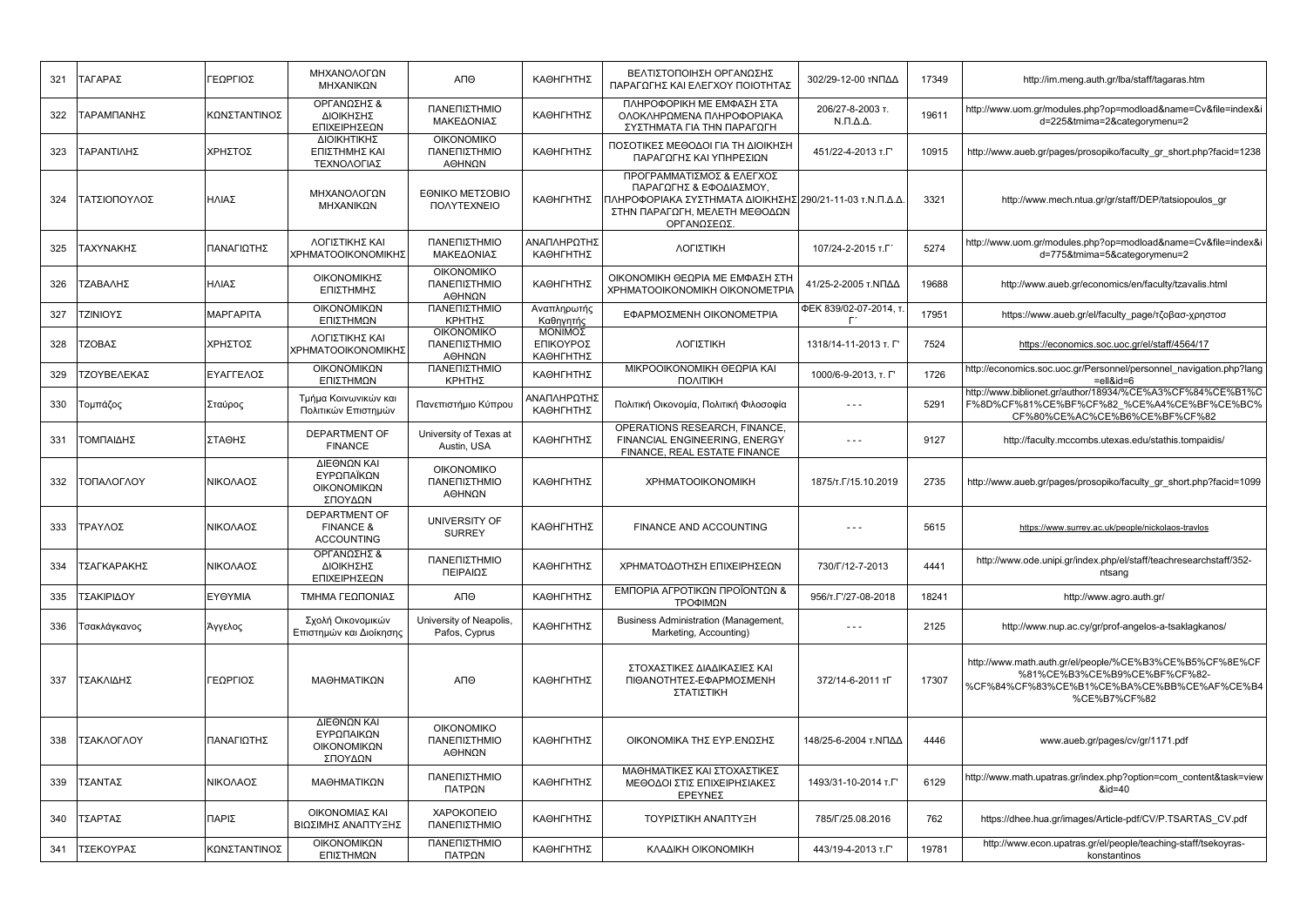| 321 | ΤΑΓΑΡΑΣ | ΓΕΩΡΓΙΟΣ | ΜΗΧΑΝΟΛΟΓΩΝ ΜΗΧΑΝΙΚΩΝ | ΑΠΘ | ΚΑΘΗΓΗΤΗΣ | ΒΕΛΤΙΣΤΟΠΟΙΗΣΗ ΟΡΓΑΝΩΣΗΣ ΠΑΡΑΓΩΓΗΣ ΚΑΙ ΕΛΕΓΧΟΥ ΠΟΙΟΤΗΤΑΣ | 302/29-12-00 τΝΠΔΔ | 17349 | http://im.meng.auth.gr/lba/staff/tagaras.htm |
|---|---|---|---|---|---|---|---|---|---|
| 322 | ΤΑΡΑΜΠΑΝΗΣ | ΚΩΝΣΤΑΝΤΙΝΟΣ | ΟΡΓΑΝΩΣΗΣ & ΔΙΟΙΚΗΣΗΣ ΕΠΙΧΕΙΡΗΣΕΩΝ | ΠΑΝΕΠΙΣΤΗΜΙΟ ΜΑΚΕΔΟΝΙΑΣ | ΚΑΘΗΓΗΤΗΣ | ΠΛΗΡΟΦΟΡΙΚΗ ΜΕ ΕΜΦΑΣΗ ΣΤΑ ΟΛΟΚΛΗΡΩΜΕΝΑ ΠΛΗΡΟΦΟΡΙΑΚΑ ΣΥΣΤΗΜΑΤΑ ΓΙΑ ΤΗΝ ΠΑΡΑΓΩΓΗ | 206/27-8-2003 τ. Ν.Π.Δ.Δ. | 19611 | http://www.uom.gr/modules.php?op=modload&name=Cv&file=index&id=225&tmima=2&categorymenu=2 |
| 323 | ΤΑΡΑΝΤΙΛΗΣ | ΧΡΗΣΤΟΣ | ΔΙΟΙΚΗΤΙΚΗΣ ΕΠΙΣΤΗΜΗΣ ΚΑΙ ΤΕΧΝΟΛΟΓΙΑΣ | ΟΙΚΟΝΟΜΙΚΟ ΠΑΝΕΠΙΣΤΗΜΙΟ ΑΘΗΝΩΝ | ΚΑΘΗΓΗΤΗΣ | ΠΟΣΟΤΙΚΕΣ ΜΕΘΟΔΟΙ ΓΙΑ ΤΗ ΔΙΟΙΚΗΣΗ ΠΑΡΑΓΩΓΗΣ ΚΑΙ ΥΠΗΡΕΣΙΩΝ | 451/22-4-2013 τ.Γ' | 10915 | http://www.aueb.gr/pages/prosopiko/faculty_gr_short.php?facid=1238 |
| 324 | ΤΑΤΣΙΟΠΟΥΛΟΣ | ΗΛΙΑΣ | ΜΗΧΑΝΟΛΟΓΩΝ ΜΗΧΑΝΙΚΩΝ | ΕΘΝΙΚΟ ΜΕΤΣΟΒΙΟ ΠΟΛΥΤΕΧΝΕΙΟ | ΚΑΘΗΓΗΤΗΣ | ΠΡΟΓΡΑΜΜΑΤΙΣΜΟΣ & ΕΛΕΓΧΟΣ ΠΑΡΑΓΩΓΗΣ & ΕΦΟΔΙΑΣΜΟΥ, ΠΛΗΡΟΦΟΡΙΑΚΑ ΣΥΣΤΗΜΑΤΑ ΔΙΟΙΚΗΣΗΣ ΣΤΗΝ ΠΑΡΑΓΩΓΗ, ΜΕΛΕΤΗ ΜΕΘΟΔΩΝ ΟΡΓΑΝΩΣΕΩΣ. | 290/21-11-03 τ.Ν.Π.Δ.Δ. | 3321 | http://www.mech.ntua.gr/gr/staff/DEP/tatsiopoulos_gr |
| 325 | ΤΑΧΥΝΑΚΗΣ | ΠΑΝΑΓΙΩΤΗΣ | ΛΟΓΙΣΤΙΚΗΣ ΚΑΙ ΧΡΗΜΑΤΟΟΙΚΟΝΟΜΙΚΗΣ | ΠΑΝΕΠΙΣΤΗΜΙΟ ΜΑΚΕΔΟΝΙΑΣ | ΑΝΑΠΛΗΡΩΤΗΣ ΚΑΘΗΓΗΤΗΣ | ΛΟΓΙΣΤΙΚΗ | 107/24-2-2015 τ.Γ΄ | 5274 | http://www.uom.gr/modules.php?op=modload&name=Cv&file=index&id=775&tmima=5&categorymenu=2 |
| 326 | ΤΖΑΒΑΛΗΣ | ΗΛΙΑΣ | ΟΙΚΟΝΟΜΙΚΗΣ ΕΠΙΣΤΗΜΗΣ | ΟΙΚΟΝΟΜΙΚΟ ΠΑΝΕΠΙΣΤΗΜΙΟ ΑΘΗΝΩΝ | ΚΑΘΗΓΗΤΗΣ | ΟΙΚΟΝΟΜΙΚΗ ΘΕΩΡΙΑ ΜΕ ΕΜΦΑΣΗ ΣΤΗ ΧΡΗΜΑΤΟΟΙΚΟΝΟΜΙΚΗ ΟΙΚΟΝΟΜΕΤΡΙΑ | 41/25-2-2005 τ.ΝΠΔΔ | 19688 | http://www.aueb.gr/economics/en/faculty/tzavalis.html |
| 327 | ΤΖΙΝΙΟΥΣ | ΜΑΡΓΑΡΙΤΑ | ΟΙΚΟΝΟΜΙΚΩΝ ΕΠΙΣΤΗΜΩΝ | ΠΑΝΕΠΙΣΤΗΜΙΟ ΚΡΗΤΗΣ | Αναπληρωτής Καθηγητής | ΕΦΑΡΜΟΣΜΕΝΗ ΟΙΚΟΝΟΜΕΤΡΙΑ | ΦΕΚ 839/02-07-2014, τ. Γ΄ | 17951 | https://www.aueb.gr/el/faculty_page/τζοβασ-χρηστοσ |
| 328 | ΤΖΟΒΑΣ | ΧΡΗΣΤΟΣ | ΛΟΓΙΣΤΙΚΗΣ ΚΑΙ ΧΡΗΜΑΤΟΟΙΚΟΝΟΜΙΚΗΣ | ΟΙΚΟΝΟΜΙΚΟ ΠΑΝΕΠΙΣΤΗΜΙΟ ΑΘΗΝΩΝ | ΜΟΝΙΜΟΣ ΕΠΙΚΟΥΡΟΣ ΚΑΘΗΓΗΤΗΣ | ΛΟΓΙΣΤΙΚΗ | 1318/14-11-2013 τ. Γ' | 7524 | https://economics.soc.uoc.gr/el/staff/4564/17 |
| 329 | ΤΖΟΥΒΕΛΕΚΑΣ | ΕΥΑΓΓΕΛΟΣ | ΟΙΚΟΝΟΜΙΚΩΝ ΕΠΙΣΤΗΜΩΝ | ΠΑΝΕΠΙΣΤΗΜΙΟ ΚΡΗΤΗΣ | ΚΑΘΗΓΗΤΗΣ | ΜΙΚΡΟΟΙΚΟΝΟΜΙΚΗ ΘΕΩΡΙΑ ΚΑΙ ΠΟΛΙΤΙΚΗ | 1000/6-9-2013, τ. Γ' | 1726 | http://economics.soc.uoc.gr/Personnel/personnel_navigation.php?lang=el&id=6 |
| 330 | Τομπάζος | Σταύρος | Τμήμα Κοινωνικών και Πολιτικών Επιστημών | Πανεπιστήμιο Κύπρου | ΑΝΑΠΛΗΡΩΤΗΣ ΚΑΘΗΓΗΤΗΣ | Πολιτική Οικονομία, Πολιτική Φιλοσοφία | - - - | 5291 | http://www.biblionet.gr/author/18934/%CE%A3%CF%84%CE%B1%CF%8D%CF%81%CE%BF%CF%82_%CE%A4%CE%BF%CE%BC%CF%80%CE%AC%CE%B6%CE%BF%CF%82 |
| 331 | ΤΟΜΠΑΙΔΗΣ | ΣΤΑΘΗΣ | DEPARTMENT OF FINANCE | University of Texas at Austin, USA | ΚΑΘΗΓΗΤΗΣ | OPERATIONS RESEARCH, FINANCE, FINANCIAL ENGINEERING, ENERGY FINANCE, REAL ESTATE FINANCE | - - - | 9127 | http://faculty.mccombs.utexas.edu/stathis.tompaidis/ |
| 332 | ΤΟΠΑΛΟΓΛΟΥ | ΝΙΚΟΛΑΟΣ | ΔΙΕΘΝΩΝ ΚΑΙ ΕΥΡΩΠΑΪΚΩΝ ΟΙΚΟΝΟΜΙΚΩΝ ΣΠΟΥΔΩΝ | ΟΙΚΟΝΟΜΙΚΟ ΠΑΝΕΠΙΣΤΗΜΙΟ ΑΘΗΝΩΝ | ΚΑΘΗΓΗΤΗΣ | ΧΡΗΜΑΤΟΟΙΚΟΝΟΜΙΚΗ | 1875/τ.Γ/15.10.2019 | 2735 | http://www.aueb.gr/pages/prosopiko/faculty_gr_short.php?facid=1099 |
| 333 | ΤΡΑΥΛΟΣ | ΝΙΚΟΛΑΟΣ | DEPARTMENT OF FINANCE & ACCOUNTING | UNIVERSITY OF SURREY | ΚΑΘΗΓΗΤΗΣ | FINANCE AND ACCOUNTING | - - - | 5615 | https://www.surrey.ac.uk/people/nickolaos-travlos |
| 334 | ΤΣΑΓΚΑΡΑΚΗΣ | ΝΙΚΟΛΑΟΣ | ΟΡΓΑΝΩΣΗΣ & ΔΙΟΙΚΗΣΗΣ ΕΠΙΧΕΙΡΗΣΕΩΝ | ΠΑΝΕΠΙΣΤΗΜΙΟ ΠΕΙΡΑΙΩΣ | ΚΑΘΗΓΗΤΗΣ | ΧΡΗΜΑΤΟΔΟΤΗΣΗ ΕΠΙΧΕΙΡΗΣΕΩΝ | 730/Γ/12-7-2013 | 4441 | http://www.ode.unipi.gr/index.php/el/staff/teachresearchstaff/352-ntsang |
| 335 | ΤΣΑΚΙΡΙΔΟΥ | ΕΥΘΥΜΙΑ | ΤΜΗΜΑ ΓΕΩΠΟΝΙΑΣ | ΑΠΘ | ΚΑΘΗΓΗΤΗΣ | ΕΜΠΟΡΙΑ ΑΓΡΟΤΙΚΩΝ ΠΡΟΪΟΝΤΩΝ & ΤΡΟΦΙΜΩΝ | 956/τ.Γ'/27-08-2018 | 18241 | http://www.agro.auth.gr/ |
| 336 | Τσακλάγκανος | Άγγελος | Σχολή Οικονομικών Επιστημών και Διοίκησης | University of Neapolis, Pafos, Cyprus | ΚΑΘΗΓΗΤΗΣ | Business Administration (Management, Marketing, Accounting) | - - - | 2125 | http://www.nup.ac.cy/gr/prof-angelos-a-tsaklagkanos/ |
| 337 | ΤΣΑΚΛΙΔΗΣ | ΓΕΩΡΓΙΟΣ | ΜΑΘΗΜΑΤΙΚΩΝ | ΑΠΘ | ΚΑΘΗΓΗΤΗΣ | ΣΤΟΧΑΣΤΙΚΕΣ ΔΙΑΔΙΚΑΣΙΕΣ ΚΑΙ ΠΙΘΑΝΟΤΗΤΕΣ-ΕΦΑΡΜΟΣΜΕΝΗ ΣΤΑΤΙΣΤΙΚΗ | 372/14-6-2011 τΓ | 17307 | http://www.math.auth.gr/el/people/%CE%B3%CE%B5%CF%8E%CF%81%CE%B3%CE%B9%CE%BF%CF%82-%CF%84%CF%83%CE%B1%CE%BA%CE%BB%CE%AF%CE%B4%CE%B7%CF%82 |
| 338 | ΤΣΑΚΛΟΓΛΟΥ | ΠΑΝΑΓΙΩΤΗΣ | ΔΙΕΘΝΩΝ ΚΑΙ ΕΥΡΩΠΑΙΚΩΝ ΟΙΚΟΝΟΜΙΚΩΝ ΣΠΟΥΔΩΝ | ΟΙΚΟΝΟΜΙΚΟ ΠΑΝΕΠΙΣΤΗΜΙΟ ΑΘΗΝΩΝ | ΚΑΘΗΓΗΤΗΣ | ΟΙΚΟΝΟΜΙΚΑ ΤΗΣ ΕΥΡ.ΕΝΩΣΗΣ | 148/25-6-2004 τ.ΝΠΔΔ | 4446 | www.aueb.gr/pages/cv/gr/1171.pdf |
| 339 | ΤΣΑΝΤΑΣ | ΝΙΚΟΛΑΟΣ | ΜΑΘΗΜΑΤΙΚΩΝ | ΠΑΝΕΠΙΣΤΗΜΙΟ ΠΑΤΡΩΝ | ΚΑΘΗΓΗΤΗΣ | ΜΑΘΗΜΑΤΙΚΕΣ ΚΑΙ ΣΤΟΧΑΣΤΙΚΕΣ ΜΕΘΟΔΟΙ ΣΤΙΣ ΕΠΙΧΕΙΡΗΣΙΑΚΕΣ ΕΡΕΥΝΕΣ | 1493/31-10-2014 τ.Γ' | 6129 | http://www.math.upatras.gr/index.php?option=com_content&task=view&id=40 |
| 340 | ΤΣΑΡΤΑΣ | ΠΑΡΙΣ | ΟΙΚΟΝΟΜΙΑΣ ΚΑΙ ΒΙΩΣΙΜΗΣ ΑΝΑΠΤΥΞΗΣ | ΧΑΡΟΚΟΠΕΙΟ ΠΑΝΕΠΙΣΤΗΜΙΟ | ΚΑΘΗΓΗΤΗΣ | ΤΟΥΡΙΣΤΙΚΗ ΑΝΑΠΤΥΞΗ | 785/Γ/25.08.2016 | 762 | https://dhee.hua.gr/images/Article-pdf/CV/P.TSARTAS_CV.pdf |
| 341 | ΤΣΕΚΟΥΡΑΣ | ΚΩΝΣΤΑΝΤΙΝΟΣ | ΟΙΚΟΝΟΜΙΚΩΝ ΕΠΙΣΤΗΜΩΝ | ΠΑΝΕΠΙΣΤΗΜΙΟ ΠΑΤΡΩΝ | ΚΑΘΗΓΗΤΗΣ | ΚΛΑΔΙΚΗ ΟΙΚΟΝΟΜΙΚΗ | 443/19-4-2013 τ.Γ' | 19781 | http://www.econ.upatras.gr/el/people/teaching-staff/tsekoyras-konstantinos |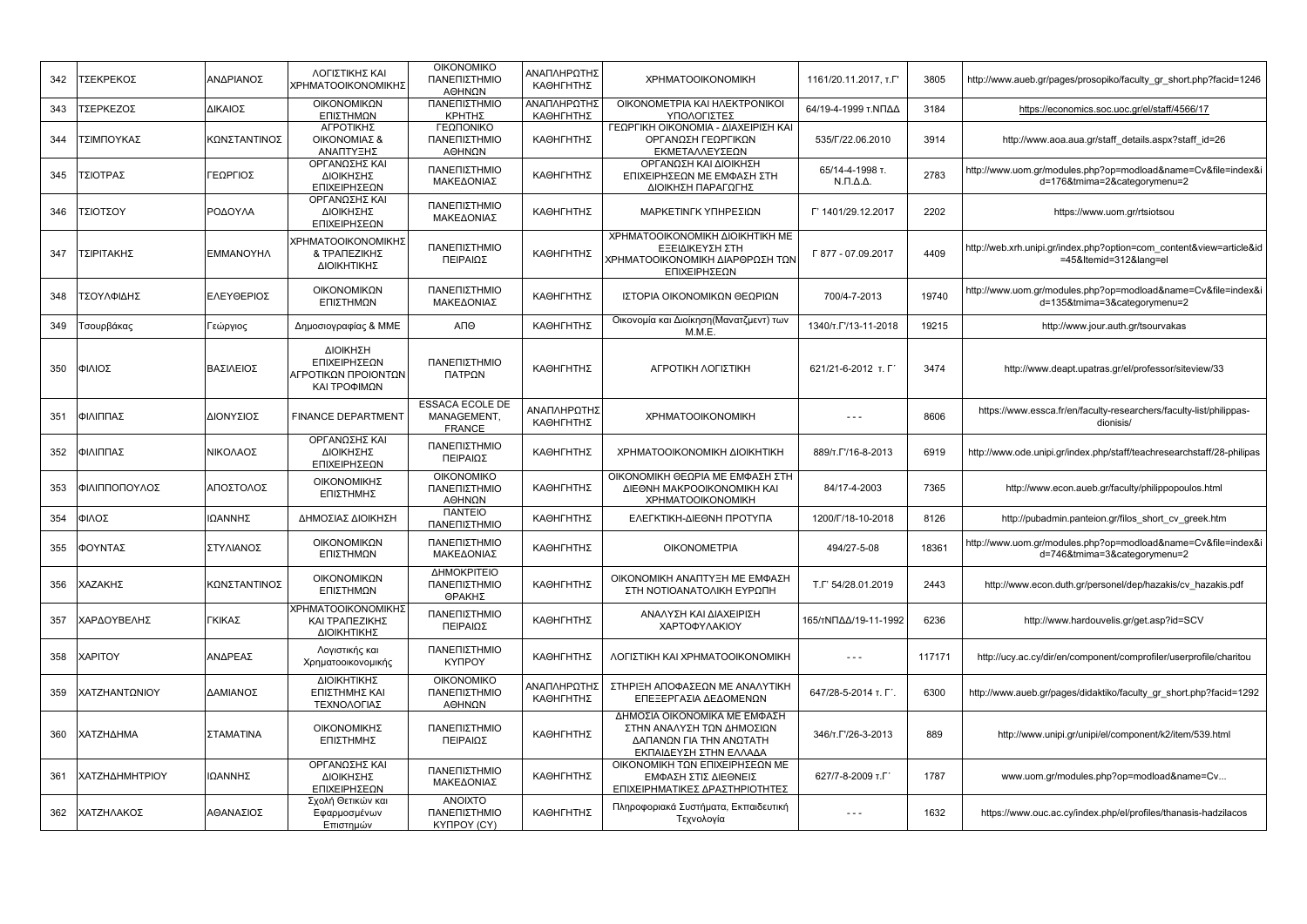| 342 | ΤΣΕΚΡΕΚΟΣ | ΑΝΔΡΙΑΝΟΣ | ΛΟΓΙΣΤΙΚΗΣ ΚΑΙ ΧΡΗΜΑΤΟΟΙΚΟΝΟΜΙΚΗΣ | ΟΙΚΟΝΟΜΙΚΟ ΠΑΝΕΠΙΣΤΗΜΙΟ ΑΘΗΝΩΝ | ΑΝΑΠΛΗΡΩΤΗΣ ΚΑΘΗΓΗΤΗΣ | ΧΡΗΜΑΤΟΟΙΚΟΝΟΜΙΚΗ | 1161/20.11.2017, τ.Γ' | 3805 | http://www.aueb.gr/pages/prosopiko/faculty_gr_short.php?facid=1246 |
|---|---|---|---|---|---|---|---|---|---|
| 343 | ΤΣΕΡΚΕΖΟΣ | ΔΙΚΑΙΟΣ | ΟΙΚΟΝΟΜΙΚΩΝ ΕΠΙΣΤΗΜΩΝ | ΠΑΝΕΠΙΣΤΗΜΙΟ ΚΡΗΤΗΣ | ΑΝΑΠΛΗΡΩΤΗΣ ΚΑΘΗΓΗΤΗΣ | ΟΙΚΟΝΟΜΕΤΡΙΑ ΚΑΙ ΗΛΕΚΤΡΟΝΙΚΟΙ ΥΠΟΛΟΓΙΣΤΕΣ | 64/19-4-1999 τ.ΝΠΔΔ | 3184 | https://economics.soc.uoc.gr/el/staff/4566/17 |
| 344 | ΤΣΙΜΠΟΥΚΑΣ | ΚΩΝΣΤΑΝΤΙΝΟΣ | ΑΓΡΟΤΙΚΗΣ ΟΙΚΟΝΟΜΙΑΣ & ΑΝΑΠΤΥΞΗΣ | ΓΕΩΠΟΝΙΚΟ ΠΑΝΕΠΙΣΤΗΜΙΟ ΑΘΗΝΩΝ | ΚΑΘΗΓΗΤΗΣ | ΓΕΩΡΓΙΚΗ ΟΙΚΟΝΟΜΙΑ - ΔΙΑΧΕΙΡΙΣΗ ΚΑΙ ΟΡΓΑΝΩΣΗ ΓΕΩΡΓΙΚΩΝ ΕΚΜΕΤΑΛΛΕΥΣΕΩΝ | 535/Γ/22.06.2010 | 3914 | http://www.aoa.aua.gr/staff_details.aspx?staff_id=26 |
| 345 | ΤΣΙΟΤΡΑΣ | ΓΕΩΡΓΙΟΣ | ΟΡΓΑΝΩΣΗΣ ΚΑΙ ΔΙΟΙΚΗΣΗΣ ΕΠΙΧΕΙΡΗΣΕΩΝ | ΠΑΝΕΠΙΣΤΗΜΙΟ ΜΑΚΕΔΟΝΙΑΣ | ΚΑΘΗΓΗΤΗΣ | ΟΡΓΑΝΩΣΗ ΚΑΙ ΔΙΟΙΚΗΣΗ ΕΠΙΧΕΙΡΗΣΕΩΝ ΜΕ ΕΜΦΑΣΗ ΣΤΗ ΔΙΟΙΚΗΣΗ ΠΑΡΑΓΩΓΗΣ | 65/14-4-1998 τ. Ν.Π.Δ.Δ. | 2783 | http://www.uom.gr/modules.php?op=modload&name=Cv&file=index&id=176&tmima=2&categorymenu=2 |
| 346 | ΤΣΙΟΤΣΟΥ | ΡΟΔΟΥΛΑ | ΟΡΓΑΝΩΣΗΣ ΚΑΙ ΔΙΟΙΚΗΣΗΣ ΕΠΙΧΕΙΡΗΣΕΩΝ | ΠΑΝΕΠΙΣΤΗΜΙΟ ΜΑΚΕΔΟΝΙΑΣ | ΚΑΘΗΓΗΤΗΣ | ΜΑΡΚΕΤΙΝΓΚ ΥΠΗΡΕΣΙΩΝ | Γ' 1401/29.12.2017 | 2202 | https://www.uom.gr/rtsiotsou |
| 347 | ΤΣΙΡΙΤΑΚΗΣ | ΕΜΜΑΝΟΥΗΛ | ΧΡΗΜΑΤΟΟΙΚΟΝΟΜΙΚΗΣ & ΤΡΑΠΕΖΙΚΗΣ ΔΙΟΙΚΗΤΙΚΗΣ | ΠΑΝΕΠΙΣΤΗΜΙΟ ΠΕΙΡΑΙΩΣ | ΚΑΘΗΓΗΤΗΣ | ΧΡΗΜΑΤΟΟΙΚΟΝΟΜΙΚΗ ΔΙΟΙΚΗΤΙΚΗ ΜΕ ΕΞΕΙΔΙΚΕΥΣΗ ΣΤΗ ΧΡΗΜΑΤΟΟΙΚΟΝΟΜΙΚΗ ΔΙΑΡΘΡΩΣΗ ΤΩΝ ΕΠΙΧΕΙΡΗΣΕΩΝ | Γ 877 - 07.09.2017 | 4409 | http://web.xrh.unipi.gr/index.php?option=com_content&view=article&id=45&Itemid=312&lang=el |
| 348 | ΤΣΟΥΛΦΙΔΗΣ | ΕΛΕΥΘΕΡΙΟΣ | ΟΙΚΟΝΟΜΙΚΩΝ ΕΠΙΣΤΗΜΩΝ | ΠΑΝΕΠΙΣΤΗΜΙΟ ΜΑΚΕΔΟΝΙΑΣ | ΚΑΘΗΓΗΤΗΣ | ΙΣΤΟΡΙΑ ΟΙΚΟΝΟΜΙΚΩΝ ΘΕΩΡΙΩΝ | 700/4-7-2013 | 19740 | http://www.uom.gr/modules.php?op=modload&name=Cv&file=index&id=135&tmima=3&categorymenu=2 |
| 349 | Τσουρβάκας | Γεώργιος | Δημοσιογραφίας & ΜΜΕ | ΑΠΘ | ΚΑΘΗΓΗΤΗΣ | Οικονομία και Διοίκηση(Μανατζμεντ) των Μ.Μ.Ε. | 1340/τ.Γ'/13-11-2018 | 19215 | http://www.jour.auth.gr/tsourvakas |
| 350 | ΦΙΛΙΟΣ | ΒΑΣΙΛΕΙΟΣ | ΔΙΟΙΚΗΣΗ ΕΠΙΧΕΙΡΗΣΕΩΝ ΑΓΡΟΤΙΚΩΝ ΠΡΟΙΟΝΤΩΝ ΚΑΙ ΤΡΟΦΙΜΩΝ | ΠΑΝΕΠΙΣΤΗΜΙΟ ΠΑΤΡΩΝ | ΚΑΘΗΓΗΤΗΣ | ΑΓΡΟΤΙΚΗ ΛΟΓΙΣΤΙΚΗ | 621/21-6-2012 τ. Γ΄ | 3474 | http://www.deapt.upatras.gr/el/professor/siteview/33 |
| 351 | ΦΙΛΙΠΠΑΣ | ΔΙΟΝΥΣΙΟΣ | FINANCE DEPARTMENT | ESSACA ECOLE DE MANAGEMENT, FRANCE | ΑΝΑΠΛΗΡΩΤΗΣ ΚΑΘΗΓΗΤΗΣ | ΧΡΗΜΑΤΟΟΙΚΟΝΟΜΙΚΗ | - - - | 8606 | https://www.essca.fr/en/faculty-researchers/faculty-list/philippas-dionisis/ |
| 352 | ΦΙΛΙΠΠΑΣ | ΝΙΚΟΛΑΟΣ | ΟΡΓΑΝΩΣΗΣ ΚΑΙ ΔΙΟΙΚΗΣΗΣ ΕΠΙΧΕΙΡΗΣΕΩΝ | ΠΑΝΕΠΙΣΤΗΜΙΟ ΠΕΙΡΑΙΩΣ | ΚΑΘΗΓΗΤΗΣ | ΧΡΗΜΑΤΟΟΙΚΟΝΟΜΙΚΗ ΔΙΟΙΚΗΤΙΚΗ | 889/τ.Γ'/16-8-2013 | 6919 | http://www.ode.unipi.gr/index.php/staff/teachresearchstaff/28-philipas |
| 353 | ΦΙΛΙΠΠΟΠΟΥΛΟΣ | ΑΠΟΣΤΟΛΟΣ | ΟΙΚΟΝΟΜΙΚΗΣ ΕΠΙΣΤΗΜΗΣ | ΟΙΚΟΝΟΜΙΚΟ ΠΑΝΕΠΙΣΤΗΜΙΟ ΑΘΗΝΩΝ | ΚΑΘΗΓΗΤΗΣ | ΟΙΚΟΝΟΜΙΚΗ ΘΕΩΡΙΑ ΜΕ ΕΜΦΑΣΗ ΣΤΗ ΔΙΕΘΝΗ ΜΑΚΡΟΟΙΚΟΝΟΜΙΚΗ ΚΑΙ ΧΡΗΜΑΤΟΟΙΚΟΝΟΜΙΚΗ | 84/17-4-2003 | 7365 | http://www.econ.aueb.gr/faculty/philippopoulos.html |
| 354 | ΦΙΛΟΣ | ΙΩΑΝΝΗΣ | ΔΗΜΟΣΙΑΣ ΔΙΟΙΚΗΣΗ | ΠΑΝΤΕΙΟ ΠΑΝΕΠΙΣΤΗΜΙΟ | ΚΑΘΗΓΗΤΗΣ | ΕΛΕΓΚΤΙΚΗ-ΔΙΕΘΝΗ ΠΡΟΤΥΠΑ | 1200/Γ/18-10-2018 | 8126 | http://pubadmin.panteion.gr/filos_short_cv_greek.htm |
| 355 | ΦΟΥΝΤΑΣ | ΣΤΥΛΙΑΝΟΣ | ΟΙΚΟΝΟΜΙΚΩΝ ΕΠΙΣΤΗΜΩΝ | ΠΑΝΕΠΙΣΤΗΜΙΟ ΜΑΚΕΔΟΝΙΑΣ | ΚΑΘΗΓΗΤΗΣ | ΟΙΚΟΝΟΜΕΤΡΙΑ | 494/27-5-08 | 18361 | http://www.uom.gr/modules.php?op=modload&name=Cv&file=index&id=746&tmima=3&categorymenu=2 |
| 356 | ΧΑΖΑΚΗΣ | ΚΩΝΣΤΑΝΤΙΝΟΣ | ΟΙΚΟΝΟΜΙΚΩΝ ΕΠΙΣΤΗΜΩΝ | ΔΗΜΟΚΡΙΤΕΙΟ ΠΑΝΕΠΙΣΤΗΜΙΟ ΘΡΑΚΗΣ | ΚΑΘΗΓΗΤΗΣ | ΟΙΚΟΝΟΜΙΚΗ ΑΝΑΠΤΥΞΗ ΜΕ ΕΜΦΑΣΗ ΣΤΗ ΝΟΤΙΟΑΝΑΤΟΛΙΚΗ ΕΥΡΩΠΗ | Τ.Γ' 54/28.01.2019 | 2443 | http://www.econ.duth.gr/personel/dep/hazakis/cv_hazakis.pdf |
| 357 | ΧΑΡΔΟΥΒΕΛΗΣ | ΓΚΙΚΑΣ | ΧΡΗΜΑΤΟΟΙΚΟΝΟΜΙΚΗΣ ΚΑΙ ΤΡΑΠΕΖΙΚΗΣ ΔΙΟΙΚΗΤΙΚΗΣ | ΠΑΝΕΠΙΣΤΗΜΙΟ ΠΕΙΡΑΙΩΣ | ΚΑΘΗΓΗΤΗΣ | ΑΝΑΛΥΣΗ ΚΑΙ ΔΙΑΧΕΙΡΙΣΗ ΧΑΡΤΟΦΥΛΑΚΙΟΥ | 165/τΝΠΔΔ/19-11-1992 | 6236 | http://www.hardouvelis.gr/get.asp?id=SCV |
| 358 | ΧΑΡΙΤΟΥ | ΑΝΔΡΕΑΣ | Λογιστικής και Χρηματοοικονομικής | ΠΑΝΕΠΙΣΤΗΜΙΟ ΚΥΠΡΟΥ | ΚΑΘΗΓΗΤΗΣ | ΛΟΓΙΣΤΙΚΗ ΚΑΙ ΧΡΗΜΑΤΟΟΙΚΟΝΟΜΙΚΗ | - - - | 117171 | http://ucy.ac.cy/dir/en/component/comprofiler/userprofile/charitou |
| 359 | ΧΑΤΖΗΑΝΤΩΝΙΟΥ | ΔΑΜΙΑΝΟΣ | ΔΙΟΙΚΗΤΙΚΗΣ ΕΠΙΣΤΗΜΗΣ ΚΑΙ ΤΕΧΝΟΛΟΓΙΑΣ | ΟΙΚΟΝΟΜΙΚΟ ΠΑΝΕΠΙΣΤΗΜΙΟ ΑΘΗΝΩΝ | ΑΝΑΠΛΗΡΩΤΗΣ ΚΑΘΗΓΗΤΗΣ | ΣΤΗΡΙΞΗ ΑΠΟΦΑΣΕΩΝ ΜΕ ΑΝΑΛΥΤΙΚΗ ΕΠΕΞΕΡΓΑΣΙΑ ΔΕΔΟΜΕΝΩΝ | 647/28-5-2014 τ. Γ΄. | 6300 | http://www.aueb.gr/pages/didaktiko/faculty_gr_short.php?facid=1292 |
| 360 | ΧΑΤΖΗΔΗΜΑ | ΣΤΑΜΑΤΙΝΑ | ΟΙΚΟΝΟΜΙΚΗΣ ΕΠΙΣΤΗΜΗΣ | ΠΑΝΕΠΙΣΤΗΜΙΟ ΠΕΙΡΑΙΩΣ | ΚΑΘΗΓΗΤΗΣ | ΔΗΜΟΣΙΑ ΟΙΚΟΝΟΜΙΚΑ ΜΕ ΕΜΦΑΣΗ ΣΤΗΝ ΑΝΑΛΥΣΗ ΤΩΝ ΔΗΜΟΣΙΩΝ ΔΑΠΑΝΩΝ ΓΙΑ ΤΗΝ ΑΝΩΤΑΤΗ ΕΚΠΑΙΔΕΥΣΗ ΣΤΗΝ ΕΛΛΑΔΑ | 346/τ.Γ'/26-3-2013 | 889 | http://www.unipi.gr/unipi/el/component/k2/item/539.html |
| 361 | ΧΑΤΖΗΔΗΜΗΤΡΙΟΥ | ΙΩΑΝΝΗΣ | ΟΡΓΑΝΩΣΗΣ ΚΑΙ ΔΙΟΙΚΗΣΗΣ ΕΠΙΧΕΙΡΗΣΕΩΝ | ΠΑΝΕΠΙΣΤΗΜΙΟ ΜΑΚΕΔΟΝΙΑΣ | ΚΑΘΗΓΗΤΗΣ | ΟΙΚΟΝΟΜΙΚΗ ΤΩΝ ΕΠΙΧΕΙΡΗΣΕΩΝ ΜΕ ΕΜΦΑΣΗ ΣΤΙΣ ΔΙΕΘΝΕΙΣ ΕΠΙΧΕΙΡΗΜΑΤΙΚΕΣ ΔΡΑΣΤΗΡΙΟΤΗΤΕΣ | 627/7-8-2009 τ.Γ΄ | 1787 | www.uom.gr/modules.php?op=modload&name=Cv... |
| 362 | ΧΑΤΖΗΛΑΚΟΣ | ΑΘΑΝΑΣΙΟΣ | Σχολή Θετικών και Εφαρμοσμένων Επιστημών | ΑΝΟΙΧΤΟ ΠΑΝΕΠΙΣΤΗΜΙΟ ΚΥΠΡΟΥ (CY) | ΚΑΘΗΓΗΤΗΣ | Πληροφοριακά Συστήματα, Εκπαιδευτική Τεχνολογία | - - - | 1632 | https://www.ouc.ac.cy/index.php/el/profiles/thanasis-hadzilacos |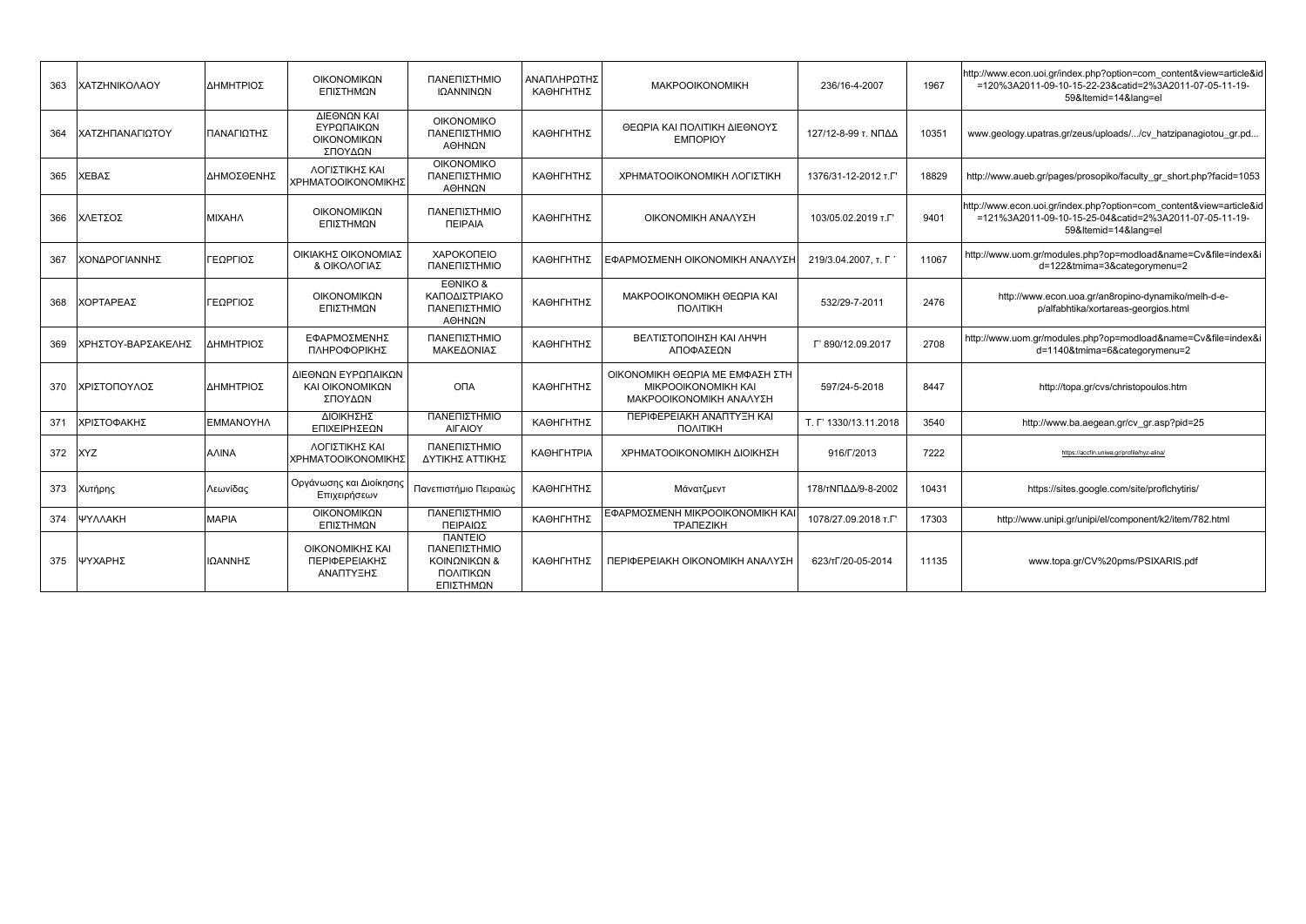| | | | | | | | | | |
|---|---|---|---|---|---|---|---|---|---|
| 363 | ΧΑΤΖΗΝΙΚΟΛΑΟΥ | ΔΗΜΗΤΡΙΟΣ | ΟΙΚΟΝΟΜΙΚΩΝ ΕΠΙΣΤΗΜΩΝ | ΠΑΝΕΠΙΣΤΗΜΙΟ ΙΩΑΝΝΙΝΩΝ | ΑΝΑΠΛΗΡΩΤΗΣ ΚΑΘΗΓΗΤΗΣ | ΜΑΚΡΟΟΙΚΟΝΟΜΙΚΗ | 236/16-4-2007 | 1967 | http://www.econ.uoi.gr/index.php?option=com_content&view=article&id=120%3A2011-09-10-15-22-23&catid=2%3A2011-07-05-11-19-59&Itemid=14&lang=el |
| 364 | ΧΑΤΖΗΠΑΝΑΓΙΩΤΟΥ | ΠΑΝΑΓΙΩΤΗΣ | ΔΙΕΘΝΩΝ ΚΑΙ ΕΥΡΩΠΑΙΚΩΝ ΟΙΚΟΝΟΜΙΚΩΝ ΣΠΟΥΔΩΝ | ΟΙΚΟΝΟΜΙΚΟ ΠΑΝΕΠΙΣΤΗΜΙΟ ΑΘΗΝΩΝ | ΚΑΘΗΓΗΤΗΣ | ΘΕΩΡΙΑ ΚΑΙ ΠΟΛΙΤΙΚΗ ΔΙΕΘΝΟΥΣ ΕΜΠΟΡΙΟΥ | 127/12-8-99 τ. ΝΠΔΔ | 10351 | www.geology.upatras.gr/zeus/uploads/.../cv_hatzipanagiotou_gr.pd... |
| 365 | ΧΕΒΑΣ | ΔΗΜΟΣΘΕΝΗΣ | ΛΟΓΙΣΤΙΚΗΣ ΚΑΙ ΧΡΗΜΑΤΟΟΙΚΟΝΟΜΙΚΗΣ | ΟΙΚΟΝΟΜΙΚΟ ΠΑΝΕΠΙΣΤΗΜΙΟ ΑΘΗΝΩΝ | ΚΑΘΗΓΗΤΗΣ | ΧΡΗΜΑΤΟΟΙΚΟΝΟΜΙΚΗ ΛΟΓΙΣΤΙΚΗ | 1376/31-12-2012 τ.Γ' | 18829 | http://www.aueb.gr/pages/prosopiko/faculty_gr_short.php?facid=1053 |
| 366 | ΧΛΕΤΣΟΣ | ΜΙΧΑΗΛ | ΟΙΚΟΝΟΜΙΚΩΝ ΕΠΙΣΤΗΜΩΝ | ΠΑΝΕΠΙΣΤΗΜΙΟ ΠΕΙΡΑΙΑ | ΚΑΘΗΓΗΤΗΣ | ΟΙΚΟΝΟΜΙΚΗ ΑΝΑΛΥΣΗ | 103/05.02.2019 τ.Γ' | 9401 | http://www.econ.uoi.gr/index.php?option=com_content&view=article&id=121%3A2011-09-10-15-25-04&catid=2%3A2011-07-05-11-19-59&Itemid=14&lang=el |
| 367 | ΧΟΝΔΡΟΓΙΑΝΝΗΣ | ΓΕΩΡΓΙΟΣ | ΟΙΚΙΑΚΗΣ ΟΙΚΟΝΟΜΙΑΣ & ΟΙΚΟΛΟΓΙΑΣ | ΧΑΡΟΚΟΠΕΙΟ ΠΑΝΕΠΙΣΤΗΜΙΟ | ΚΑΘΗΓΗΤΗΣ | ΕΦΑΡΜΟΣΜΕΝΗ ΟΙΚΟΝΟΜΙΚΗ ΑΝΑΛΥΣΗ | 219/3.04.2007, τ. Γ΄ | 11067 | http://www.uom.gr/modules.php?op=modload&name=Cv&file=index&id=122&tmima=3&categorymenu=2 |
| 368 | ΧΟΡΤΑΡΕΑΣ | ΓΕΩΡΓΙΟΣ | ΟΙΚΟΝΟΜΙΚΩΝ ΕΠΙΣΤΗΜΩΝ | ΕΘΝΙΚΟ & ΚΑΠΟΔΙΣΤΡΙΑΚΟ ΠΑΝΕΠΙΣΤΗΜΙΟ ΑΘΗΝΩΝ | ΚΑΘΗΓΗΤΗΣ | ΜΑΚΡΟΟΙΚΟΝΟΜΙΚΗ ΘΕΩΡΙΑ ΚΑΙ ΠΟΛΙΤΙΚΗ | 532/29-7-2011 | 2476 | http://www.econ.uoa.gr/an8ropino-dynamiko/melh-d-e-p/alfabhtika/xortareas-georgios.html |
| 369 | ΧΡΗΣΤΟΥ-ΒΑΡΣΑΚΕΛΗΣ | ΔΗΜΗΤΡΙΟΣ | ΕΦΑΡΜΟΣΜΕΝΗΣ ΠΛΗΡΟΦΟΡΙΚΗΣ | ΠΑΝΕΠΙΣΤΗΜΙΟ ΜΑΚΕΔΟΝΙΑΣ | ΚΑΘΗΓΗΤΗΣ | ΒΕΛΤΙΣΤΟΠΟΙΗΣΗ ΚΑΙ ΛΗΨΗ ΑΠΟΦΑΣΕΩΝ | Γ' 890/12.09.2017 | 2708 | http://www.uom.gr/modules.php?op=modload&name=Cv&file=index&id=1140&tmima=6&categorymenu=2 |
| 370 | ΧΡΙΣΤΟΠΟΥΛΟΣ | ΔΗΜΗΤΡΙΟΣ | ΔΙΕΘΝΩΝ ΕΥΡΩΠΑΙΚΩΝ ΚΑΙ ΟΙΚΟΝΟΜΙΚΩΝ ΣΠΟΥΔΩΝ | ΟΠΑ | ΚΑΘΗΓΗΤΗΣ | ΟΙΚΟΝΟΜΙΚΗ ΘΕΩΡΙΑ ΜΕ ΕΜΦΑΣΗ ΣΤΗ ΜΙΚΡΟΟΙΚΟΝΟΜΙΚΗ ΚΑΙ ΜΑΚΡΟΟΙΚΟΝΟΜΙΚΗ ΑΝΑΛΥΣΗ | 597/24-5-2018 | 8447 | http://topa.gr/cvs/christopoulos.htm |
| 371 | ΧΡΙΣΤΟΦΑΚΗΣ | ΕΜΜΑΝΟΥΗΛ | ΔΙΟΙΚΗΣΗΣ ΕΠΙΧΕΙΡΗΣΕΩΝ | ΠΑΝΕΠΙΣΤΗΜΙΟ ΑΙΓΑΙΟΥ | ΚΑΘΗΓΗΤΗΣ | ΠΕΡΙΦΕΡΕΙΑΚΗ ΑΝΑΠΤΥΞΗ ΚΑΙ ΠΟΛΙΤΙΚΗ | Τ. Γ' 1330/13.11.2018 | 3540 | http://www.ba.aegean.gr/cv_gr.asp?pid=25 |
| 372 | XYZ | ΑΛΙΝΑ | ΛΟΓΙΣΤΙΚΗΣ ΚΑΙ ΧΡΗΜΑΤΟΟΙΚΟΝΟΜΙΚΗΣ | ΠΑΝΕΠΙΣΤΗΜΙΟ ΔΥΤΙΚΗΣ ΑΤΤΙΚΗΣ | ΚΑΘΗΓΗΤΡΙΑ | ΧΡΗΜΑΤΟΟΙΚΟΝΟΜΙΚΗ ΔΙΟΙΚΗΣΗ | 916/Γ/2013 | 7222 | https://accfin.uniwa.gr/profile/hyz-alina/ |
| 373 | Χυτήρης | Λεωνίδας | Οργάνωσης και Διοίκησης Επιχειρήσεων | Πανεπιστήμιο Πειραιώς | ΚΑΘΗΓΗΤΗΣ | Μάνατζμεντ | 178/τΝΠΔΔ/9-8-2002 | 10431 | https://sites.google.com/site/proflchytiris/ |
| 374 | ΨΥΛΛΑΚΗ | ΜΑΡΙΑ | ΟΙΚΟΝΟΜΙΚΩΝ ΕΠΙΣΤΗΜΩΝ | ΠΑΝΕΠΙΣΤΗΜΙΟ ΠΕΙΡΑΙΩΣ | ΚΑΘΗΓΗΤΗΣ | ΕΦΑΡΜΟΣΜΕΝΗ ΜΙΚΡΟΟΙΚΟΝΟΜΙΚΗ ΚΑΙ ΤΡΑΠΕΖΙΚΗ | 1078/27.09.2018 τ.Γ' | 17303 | http://www.unipi.gr/unipi/el/component/k2/item/782.html |
| 375 | ΨΥΧΑΡΗΣ | ΙΩΑΝΝΗΣ | ΟΙΚΟΝΟΜΙΚΗΣ ΚΑΙ ΠΕΡΙΦΕΡΕΙΑΚΗΣ ΑΝΑΠΤΥΞΗΣ | ΠΑΝΤΕΙΟ ΠΑΝΕΠΙΣΤΗΜΙΟ ΚΟΙΝΩΝΙΚΩΝ & ΠΟΛΙΤΙΚΩΝ ΕΠΙΣΤΗΜΩΝ | ΚΑΘΗΓΗΤΗΣ | ΠΕΡΙΦΕΡΕΙΑΚΗ ΟΙΚΟΝΟΜΙΚΗ ΑΝΑΛΥΣΗ | 623/τΓ/20-05-2014 | 11135 | www.topa.gr/CV%20pms/PSIXARIS.pdf |